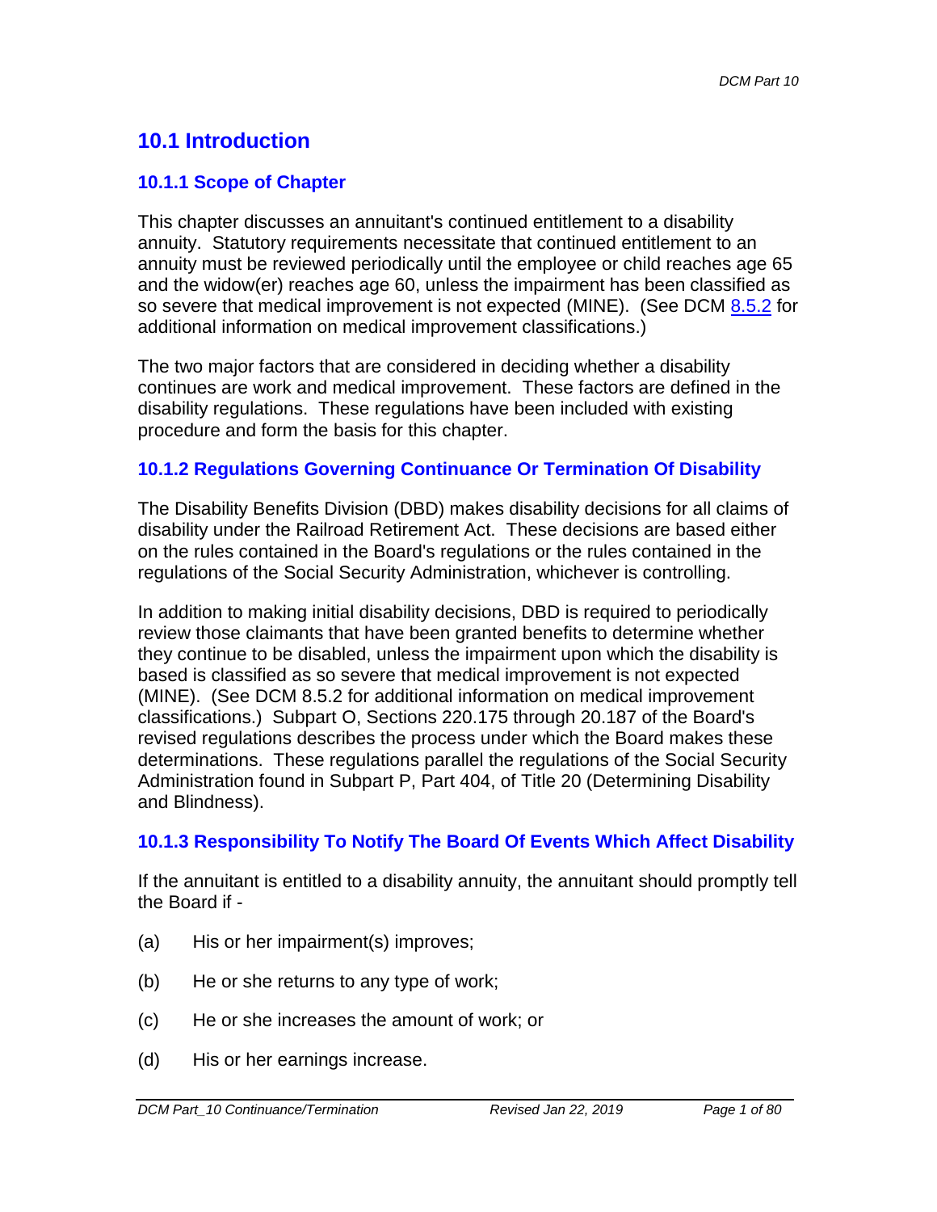## 10.1 Introduction

### 10.1.1 Scope of Chapter

This chapter discusses an annuitant's continued entitlement to a disability annuity. Statutory requirements necessitate that continued entitlement to an annuity must be reviewed periodically until the employee or child reaches age 65 and the widow(er) reaches age 60, unless the impairment has been classified as so severe that medical improvement is not expected (MINE). (See DCM 8.5.2 for additional information on medical improvement classifications.)

The two major factors that are considered in deciding whether a disability continues are work and medical improvement. These factors are defined in the disability regulations. These regulations have been included with existing procedure and form the basis for this chapter.

### 10.1.2 Regulations Governing Continuance Or Termination Of Disability

The Disability Benefits Division (DBD) makes disability decisions for all claims of disability under the Railroad Retirement Act. These decisions are based either on the rules contained in the Board's regulations or the rules contained in the regulations of the Social Security Administration, whichever is controlling.

In addition to making initial disability decisions, DBD is required to periodically review those claimants that have been granted benefits to determine whether they continue to be disabled, unless the impairment upon which the disability is based is classified as so severe that medical improvement is not expected (MINE). (See DCM 8.5.2 for additional information on medical improvement classifications.) Subpart O, Sections 220.175 through 20.187 of the Board's revised regulations describes the process under which the Board makes these determinations. These regulations parallel the regulations of the Social Security Administration found in Subpart P, Part 404, of Title 20 (Determining Disability and Blindness).

### 10.1.3 Responsibility To Notify The Board Of Events Which Affect Disability

If the annuitant is entitled to a disability annuity, the annuitant should promptly tell the Board if -

(a) His or her impairment(s) improves;

(b) He or she returns to any type of work;

(c) He or she increases the amount of work; or

(d) His or her earnings increase.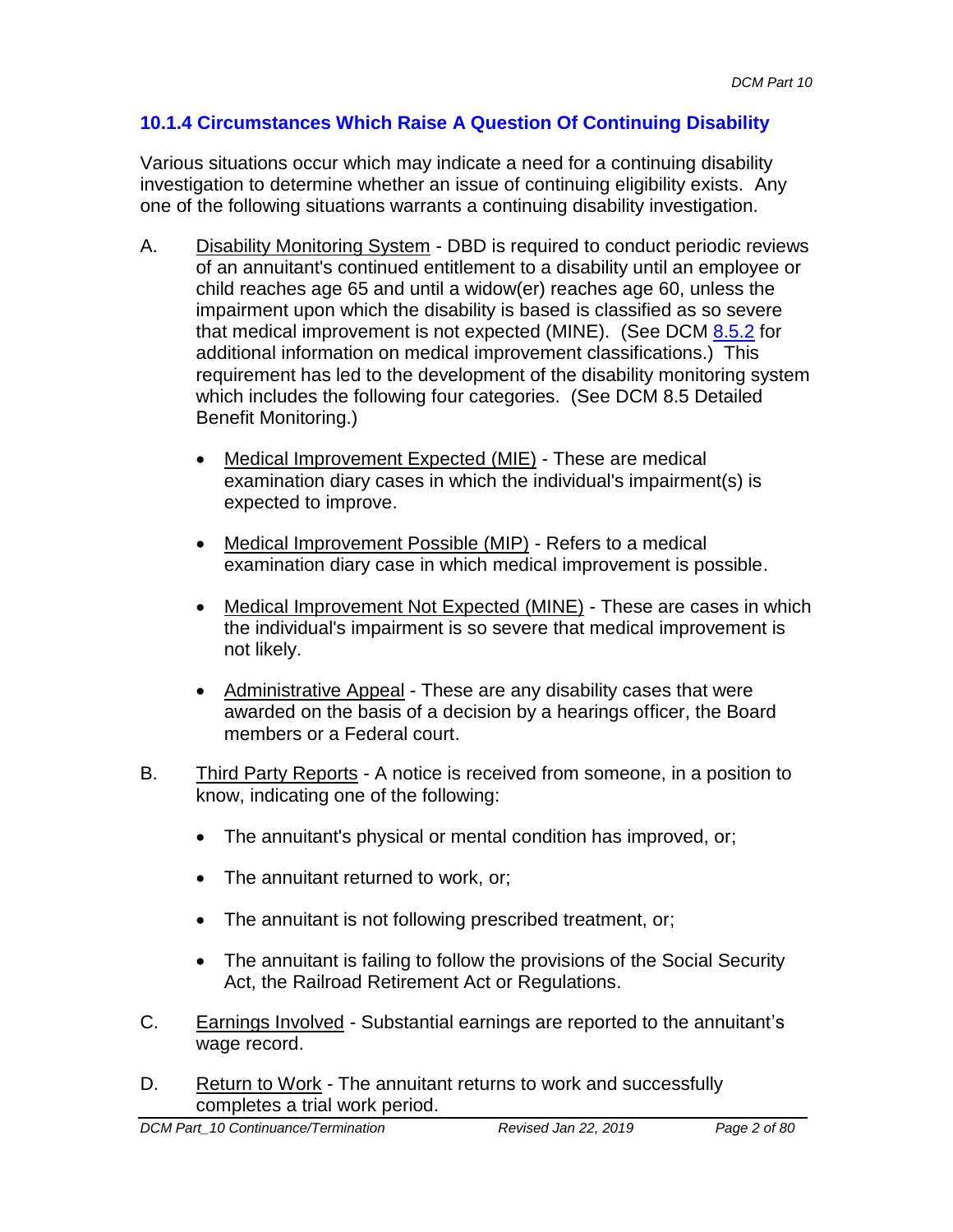### 10.1.4 Circumstances Which Raise A Question Of Continuing Disability

Various situations occur which may indicate a need for a continuing disability investigation to determine whether an issue of continuing eligibility exists. Any one of the following situations warrants a continuing disability investigation.

A. Disability Monitoring System - DBD is required to conduct periodic reviews of an annuitant's continued entitlement to a disability until an employee or child reaches age 65 and until a widow(er) reaches age 60, unless the impairment upon which the disability is based is classified as so severe that medical improvement is not expected (MINE). (See DCM 8.5.2 for additional information on medical improvement classifications.) This requirement has led to the development of the disability monitoring system which includes the following four categories. (See DCM 8.5 Detailed Benefit Monitoring.)

   - Medical Improvement Expected (MIE) - These are medical examination diary cases in which the individual's impairment(s) is expected to improve.
   - Medical Improvement Possible (MIP) - Refers to a medical examination diary case in which medical improvement is possible.
   - Medical Improvement Not Expected (MINE) - These are cases in which the individual's impairment is so severe that medical improvement is not likely.
   - Administrative Appeal - These are any disability cases that were awarded on the basis of a decision by a hearings officer, the Board members or a Federal court.

B. Third Party Reports - A notice is received from someone, in a position to know, indicating one of the following:

   - The annuitant's physical or mental condition has improved, or;
   - The annuitant returned to work, or;
   - The annuitant is not following prescribed treatment, or;
   - The annuitant is failing to follow the provisions of the Social Security Act, the Railroad Retirement Act or Regulations.

C. Earnings Involved - Substantial earnings are reported to the annuitant's wage record.

D. Return to Work - The annuitant returns to work and successfully completes a trial work period.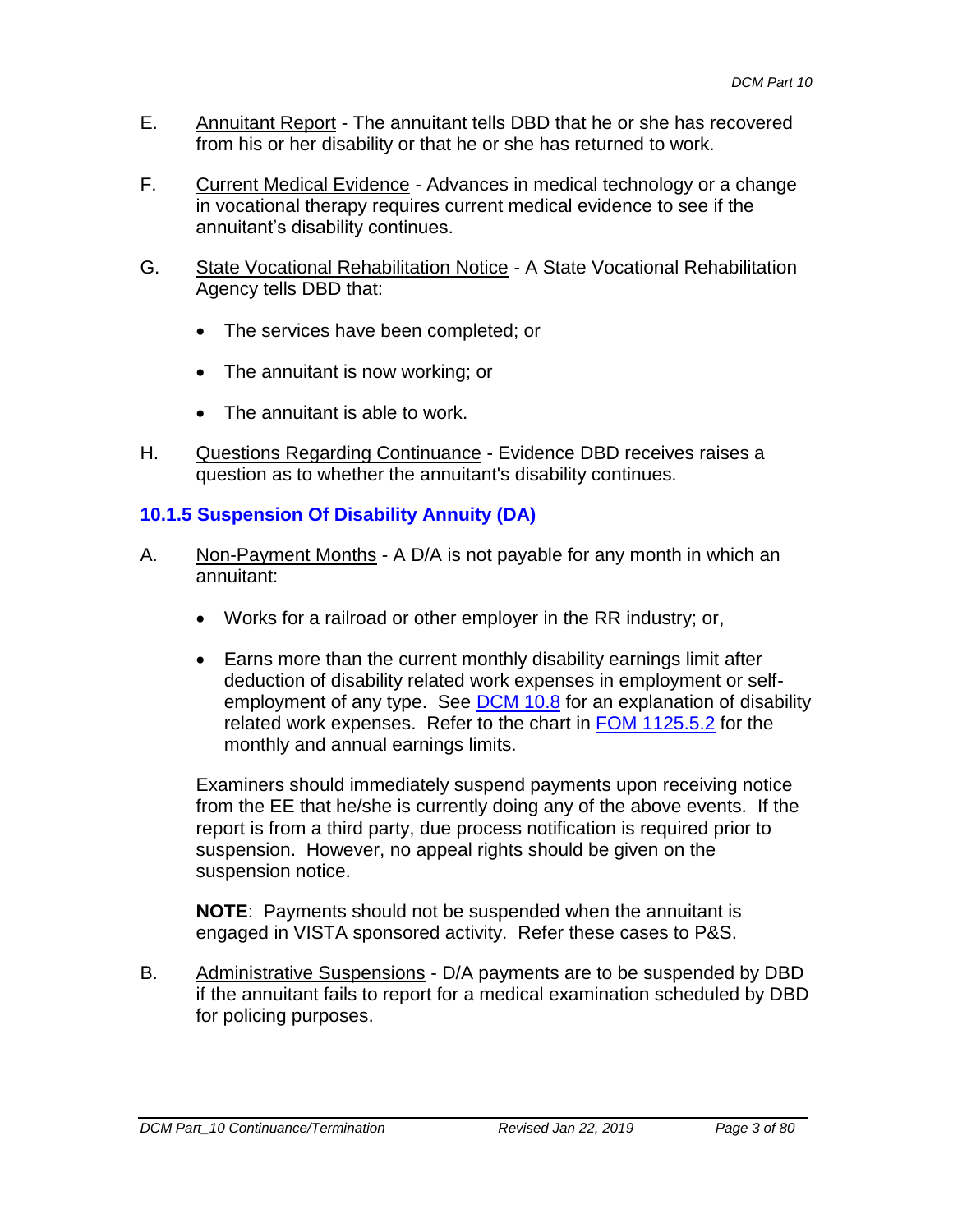E. Annuitant Report - The annuitant tells DBD that he or she has recovered from his or her disability or that he or she has returned to work.

F. Current Medical Evidence - Advances in medical technology or a change in vocational therapy requires current medical evidence to see if the annuitant's disability continues.

G. State Vocational Rehabilitation Notice - A State Vocational Rehabilitation Agency tells DBD that:

- The services have been completed; or
- The annuitant is now working; or
- The annuitant is able to work.

H. Questions Regarding Continuance - Evidence DBD receives raises a question as to whether the annuitant's disability continues.

### 10.1.5 Suspension Of Disability Annuity (DA)

A. Non-Payment Months - A D/A is not payable for any month in which an annuitant:

- Works for a railroad or other employer in the RR industry; or,
- Earns more than the current monthly disability earnings limit after deduction of disability related work expenses in employment or self-employment of any type. See DCM 10.8 for an explanation of disability related work expenses. Refer to the chart in FOM 1125.5.2 for the monthly and annual earnings limits.

Examiners should immediately suspend payments upon receiving notice from the EE that he/she is currently doing any of the above events. If the report is from a third party, due process notification is required prior to suspension. However, no appeal rights should be given on the suspension notice.

**NOTE**: Payments should not be suspended when the annuitant is engaged in VISTA sponsored activity. Refer these cases to P&S.

B. Administrative Suspensions - D/A payments are to be suspended by DBD if the annuitant fails to report for a medical examination scheduled by DBD for policing purposes.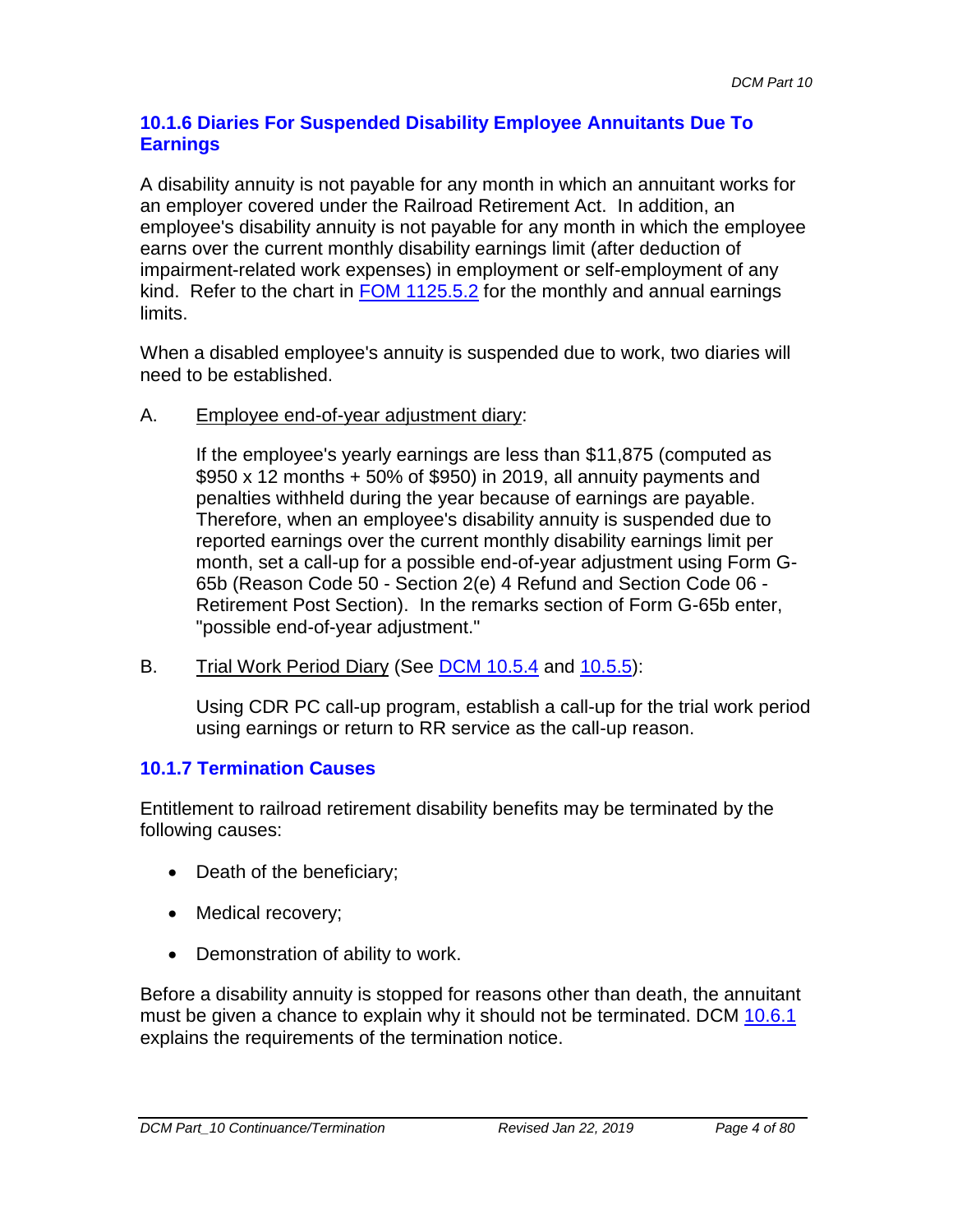### 10.1.6 Diaries For Suspended Disability Employee Annuitants Due To Earnings

A disability annuity is not payable for any month in which an annuitant works for an employer covered under the Railroad Retirement Act. In addition, an employee's disability annuity is not payable for any month in which the employee earns over the current monthly disability earnings limit (after deduction of impairment-related work expenses) in employment or self-employment of any kind. Refer to the chart in FOM 1125.5.2 for the monthly and annual earnings limits.

When a disabled employee's annuity is suspended due to work, two diaries will need to be established.

A. Employee end-of-year adjustment diary:

If the employee's yearly earnings are less than $11,875 (computed as $950 x 12 months + 50% of $950) in 2019, all annuity payments and penalties withheld during the year because of earnings are payable. Therefore, when an employee's disability annuity is suspended due to reported earnings over the current monthly disability earnings limit per month, set a call-up for a possible end-of-year adjustment using Form G-65b (Reason Code 50 - Section 2(e) 4 Refund and Section Code 06 - Retirement Post Section). In the remarks section of Form G-65b enter, "possible end-of-year adjustment."

B. Trial Work Period Diary (See DCM 10.5.4 and 10.5.5):

Using CDR PC call-up program, establish a call-up for the trial work period using earnings or return to RR service as the call-up reason.

### 10.1.7 Termination Causes

Entitlement to railroad retirement disability benefits may be terminated by the following causes:

- Death of the beneficiary;
- Medical recovery;
- Demonstration of ability to work.

Before a disability annuity is stopped for reasons other than death, the annuitant must be given a chance to explain why it should not be terminated. DCM 10.6.1 explains the requirements of the termination notice.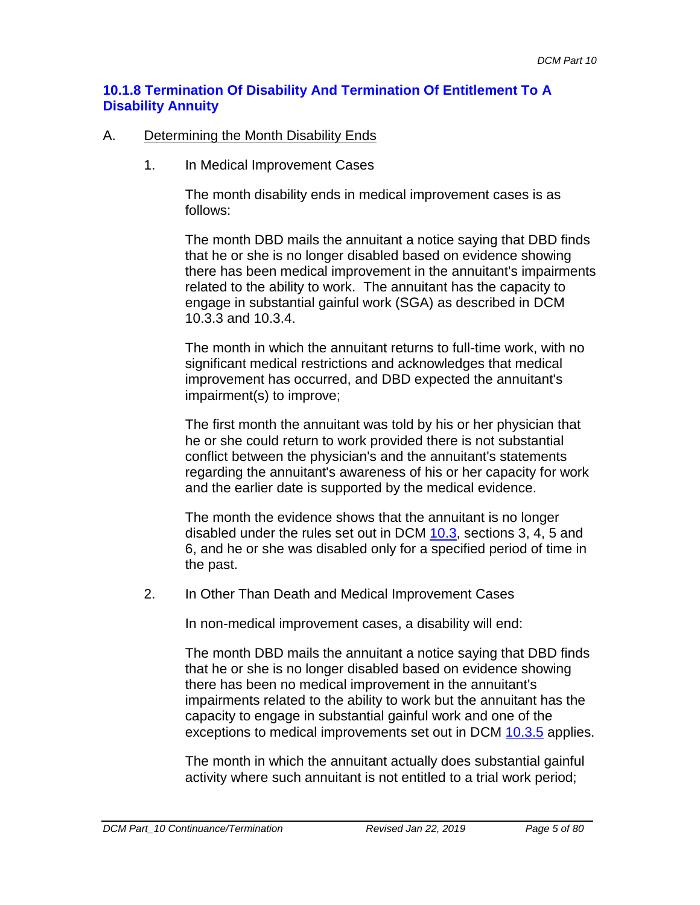### 10.1.8 Termination Of Disability And Termination Of Entitlement To A Disability Annuity

A. Determining the Month Disability Ends

1. In Medical Improvement Cases

   The month disability ends in medical improvement cases is as follows:

   The month DBD mails the annuitant a notice saying that DBD finds that he or she is no longer disabled based on evidence showing there has been medical improvement in the annuitant's impairments related to the ability to work. The annuitant has the capacity to engage in substantial gainful work (SGA) as described in DCM 10.3.3 and 10.3.4.

   The month in which the annuitant returns to full-time work, with no significant medical restrictions and acknowledges that medical improvement has occurred, and DBD expected the annuitant's impairment(s) to improve;

   The first month the annuitant was told by his or her physician that he or she could return to work provided there is not substantial conflict between the physician's and the annuitant's statements regarding the annuitant's awareness of his or her capacity for work and the earlier date is supported by the medical evidence.

   The month the evidence shows that the annuitant is no longer disabled under the rules set out in DCM 10.3, sections 3, 4, 5 and 6, and he or she was disabled only for a specified period of time in the past.

2. In Other Than Death and Medical Improvement Cases

   In non-medical improvement cases, a disability will end:

   The month DBD mails the annuitant a notice saying that DBD finds that he or she is no longer disabled based on evidence showing there has been no medical improvement in the annuitant's impairments related to the ability to work but the annuitant has the capacity to engage in substantial gainful work and one of the exceptions to medical improvements set out in DCM 10.3.5 applies.

   The month in which the annuitant actually does substantial gainful activity where such annuitant is not entitled to a trial work period;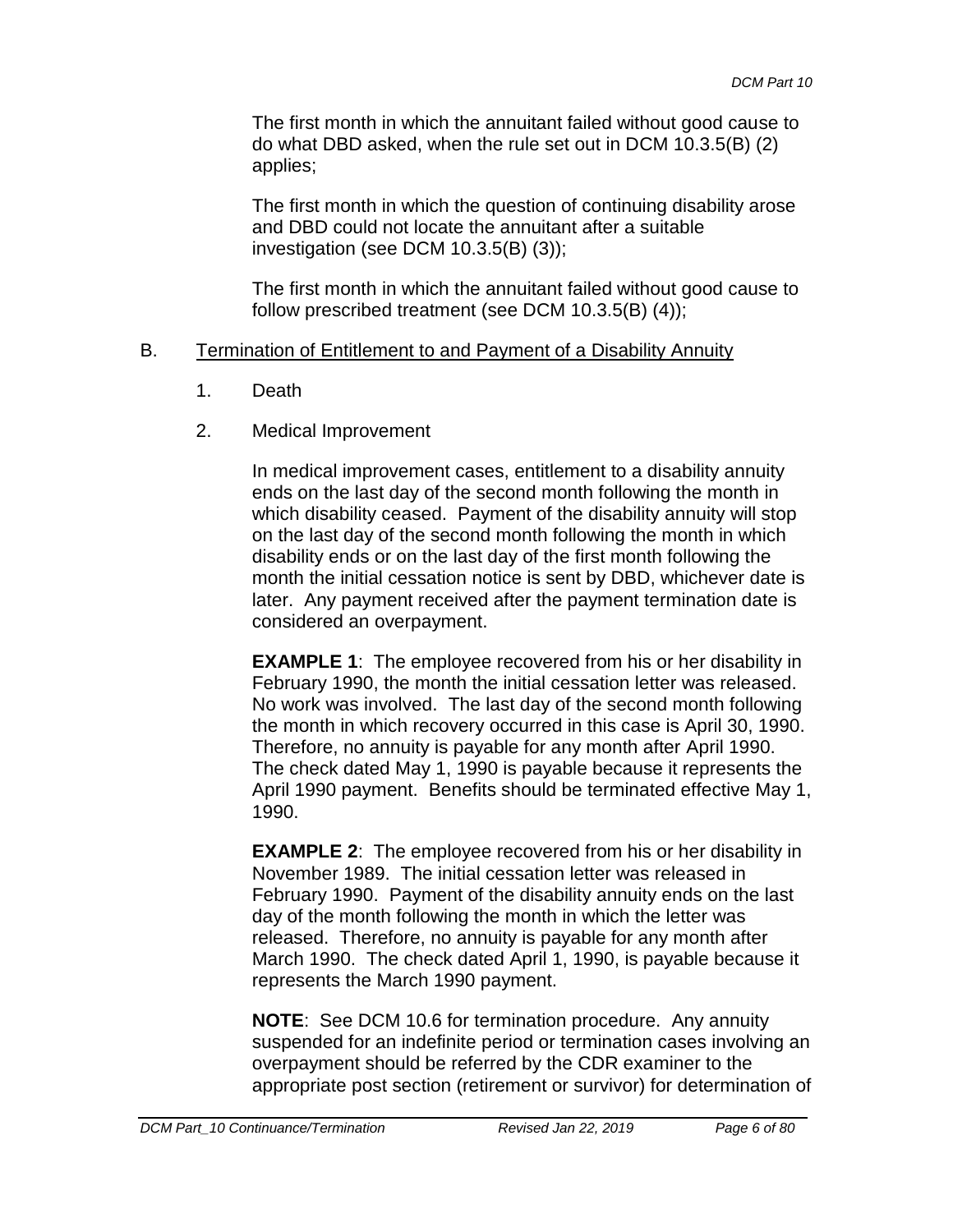The first month in which the annuitant failed without good cause to do what DBD asked, when the rule set out in DCM 10.3.5(B) (2) applies;

The first month in which the question of continuing disability arose and DBD could not locate the annuitant after a suitable investigation (see DCM 10.3.5(B) (3));

The first month in which the annuitant failed without good cause to follow prescribed treatment (see DCM 10.3.5(B) (4));

B. <u>Termination of Entitlement to and Payment of a Disability Annuity</u>

1. Death

2. Medical Improvement

In medical improvement cases, entitlement to a disability annuity ends on the last day of the second month following the month in which disability ceased. Payment of the disability annuity will stop on the last day of the second month following the month in which disability ends or on the last day of the first month following the month the initial cessation notice is sent by DBD, whichever date is later. Any payment received after the payment termination date is considered an overpayment.

**EXAMPLE 1**: The employee recovered from his or her disability in February 1990, the month the initial cessation letter was released. No work was involved. The last day of the second month following the month in which recovery occurred in this case is April 30, 1990. Therefore, no annuity is payable for any month after April 1990. The check dated May 1, 1990 is payable because it represents the April 1990 payment. Benefits should be terminated effective May 1, 1990.

**EXAMPLE 2**: The employee recovered from his or her disability in November 1989. The initial cessation letter was released in February 1990. Payment of the disability annuity ends on the last day of the month following the month in which the letter was released. Therefore, no annuity is payable for any month after March 1990. The check dated April 1, 1990, is payable because it represents the March 1990 payment.

**NOTE**: See DCM 10.6 for termination procedure. Any annuity suspended for an indefinite period or termination cases involving an overpayment should be referred by the CDR examiner to the appropriate post section (retirement or survivor) for determination of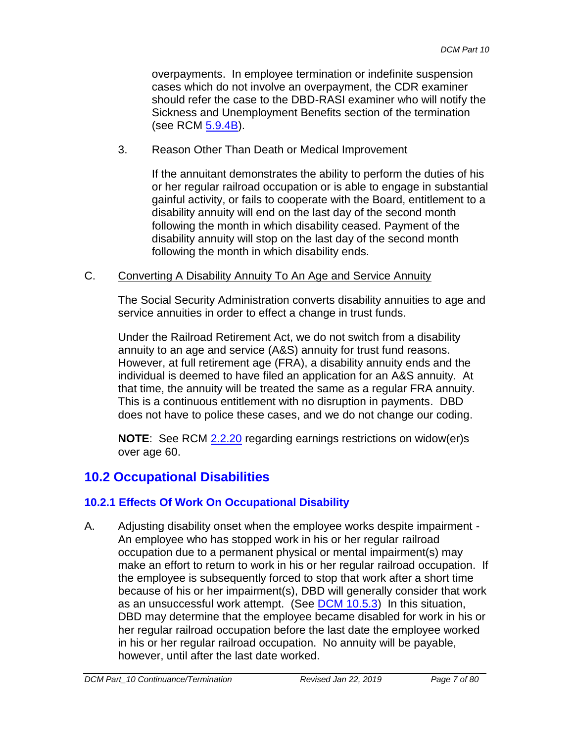overpayments. In employee termination or indefinite suspension cases which do not involve an overpayment, the CDR examiner should refer the case to the DBD-RASI examiner who will notify the Sickness and Unemployment Benefits section of the termination (see RCM 5.9.4B).

3. Reason Other Than Death or Medical Improvement

   If the annuitant demonstrates the ability to perform the duties of his or her regular railroad occupation or is able to engage in substantial gainful activity, or fails to cooperate with the Board, entitlement to a disability annuity will end on the last day of the second month following the month in which disability ceased. Payment of the disability annuity will stop on the last day of the second month following the month in which disability ends.

C. Converting A Disability Annuity To An Age and Service Annuity

   The Social Security Administration converts disability annuities to age and service annuities in order to effect a change in trust funds.

   Under the Railroad Retirement Act, we do not switch from a disability annuity to an age and service (A&S) annuity for trust fund reasons. However, at full retirement age (FRA), a disability annuity ends and the individual is deemed to have filed an application for an A&S annuity. At that time, the annuity will be treated the same as a regular FRA annuity. This is a continuous entitlement with no disruption in payments. DBD does not have to police these cases, and we do not change our coding.

   **NOTE**: See RCM 2.2.20 regarding earnings restrictions on widow(er)s over age 60.

## 10.2 Occupational Disabilities

### 10.2.1 Effects Of Work On Occupational Disability

A. Adjusting disability onset when the employee works despite impairment - An employee who has stopped work in his or her regular railroad occupation due to a permanent physical or mental impairment(s) may make an effort to return to work in his or her regular railroad occupation. If the employee is subsequently forced to stop that work after a short time because of his or her impairment(s), DBD will generally consider that work as an unsuccessful work attempt. (See DCM 10.5.3) In this situation, DBD may determine that the employee became disabled for work in his or her regular railroad occupation before the last date the employee worked in his or her regular railroad occupation. No annuity will be payable, however, until after the last date worked.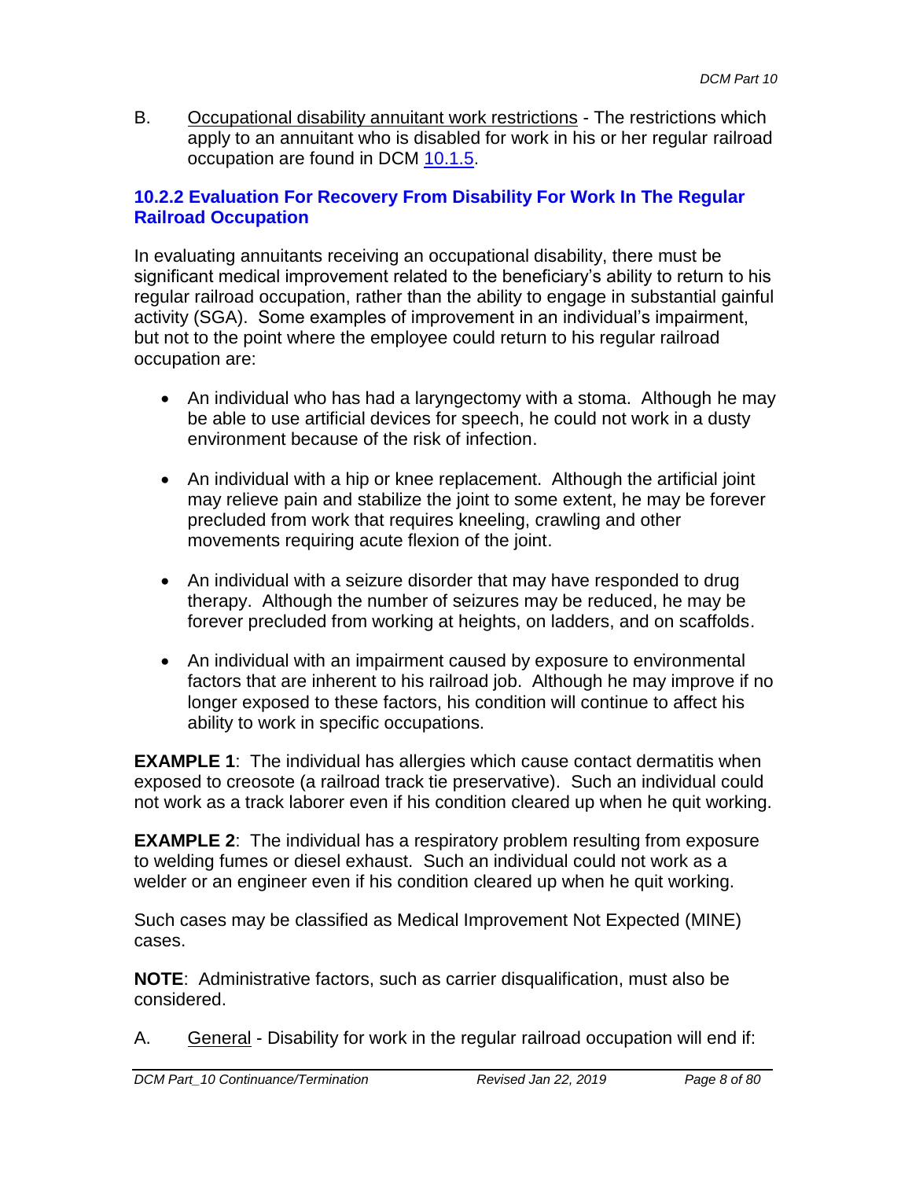B. Occupational disability annuitant work restrictions - The restrictions which apply to an annuitant who is disabled for work in his or her regular railroad occupation are found in DCM 10.1.5.

### 10.2.2 Evaluation For Recovery From Disability For Work In The Regular Railroad Occupation

In evaluating annuitants receiving an occupational disability, there must be significant medical improvement related to the beneficiary's ability to return to his regular railroad occupation, rather than the ability to engage in substantial gainful activity (SGA). Some examples of improvement in an individual's impairment, but not to the point where the employee could return to his regular railroad occupation are:

- An individual who has had a laryngectomy with a stoma. Although he may be able to use artificial devices for speech, he could not work in a dusty environment because of the risk of infection.
- An individual with a hip or knee replacement. Although the artificial joint may relieve pain and stabilize the joint to some extent, he may be forever precluded from work that requires kneeling, crawling and other movements requiring acute flexion of the joint.
- An individual with a seizure disorder that may have responded to drug therapy. Although the number of seizures may be reduced, he may be forever precluded from working at heights, on ladders, and on scaffolds.
- An individual with an impairment caused by exposure to environmental factors that are inherent to his railroad job. Although he may improve if no longer exposed to these factors, his condition will continue to affect his ability to work in specific occupations.

**EXAMPLE 1**: The individual has allergies which cause contact dermatitis when exposed to creosote (a railroad track tie preservative). Such an individual could not work as a track laborer even if his condition cleared up when he quit working.

**EXAMPLE 2**: The individual has a respiratory problem resulting from exposure to welding fumes or diesel exhaust. Such an individual could not work as a welder or an engineer even if his condition cleared up when he quit working.

Such cases may be classified as Medical Improvement Not Expected (MINE) cases.

**NOTE**: Administrative factors, such as carrier disqualification, must also be considered.

A. General - Disability for work in the regular railroad occupation will end if: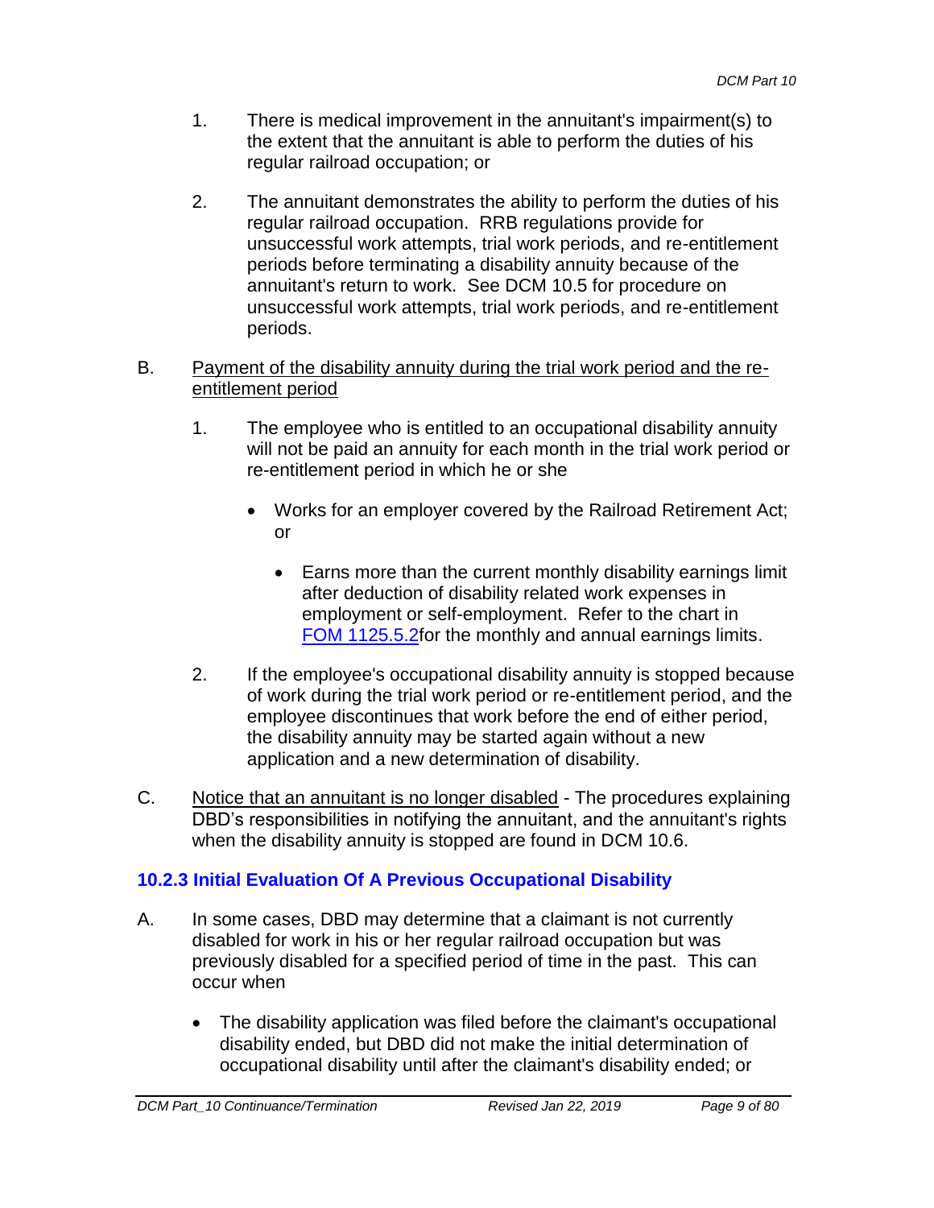1. There is medical improvement in the annuitant's impairment(s) to the extent that the annuitant is able to perform the duties of his regular railroad occupation; or

2. The annuitant demonstrates the ability to perform the duties of his regular railroad occupation. RRB regulations provide for unsuccessful work attempts, trial work periods, and re-entitlement periods before terminating a disability annuity because of the annuitant's return to work. See DCM 10.5 for procedure on unsuccessful work attempts, trial work periods, and re-entitlement periods.

B. <u>Payment of the disability annuity during the trial work period and the re-entitlement period</u>

1. The employee who is entitled to an occupational disability annuity will not be paid an annuity for each month in the trial work period or re-entitlement period in which he or she

   - Works for an employer covered by the Railroad Retirement Act; or

     - Earns more than the current monthly disability earnings limit after deduction of disability related work expenses in employment or self-employment. Refer to the chart in [FOM 1125.5.2](FOM 1125.5.2)for the monthly and annual earnings limits.

2. If the employee's occupational disability annuity is stopped because of work during the trial work period or re-entitlement period, and the employee discontinues that work before the end of either period, the disability annuity may be started again without a new application and a new determination of disability.

C. <u>Notice that an annuitant is no longer disabled</u> - The procedures explaining DBD's responsibilities in notifying the annuitant, and the annuitant's rights when the disability annuity is stopped are found in DCM 10.6.

### 10.2.3 Initial Evaluation Of A Previous Occupational Disability

A. In some cases, DBD may determine that a claimant is not currently disabled for work in his or her regular railroad occupation but was previously disabled for a specified period of time in the past. This can occur when

   - The disability application was filed before the claimant's occupational disability ended, but DBD did not make the initial determination of occupational disability until after the claimant's disability ended; or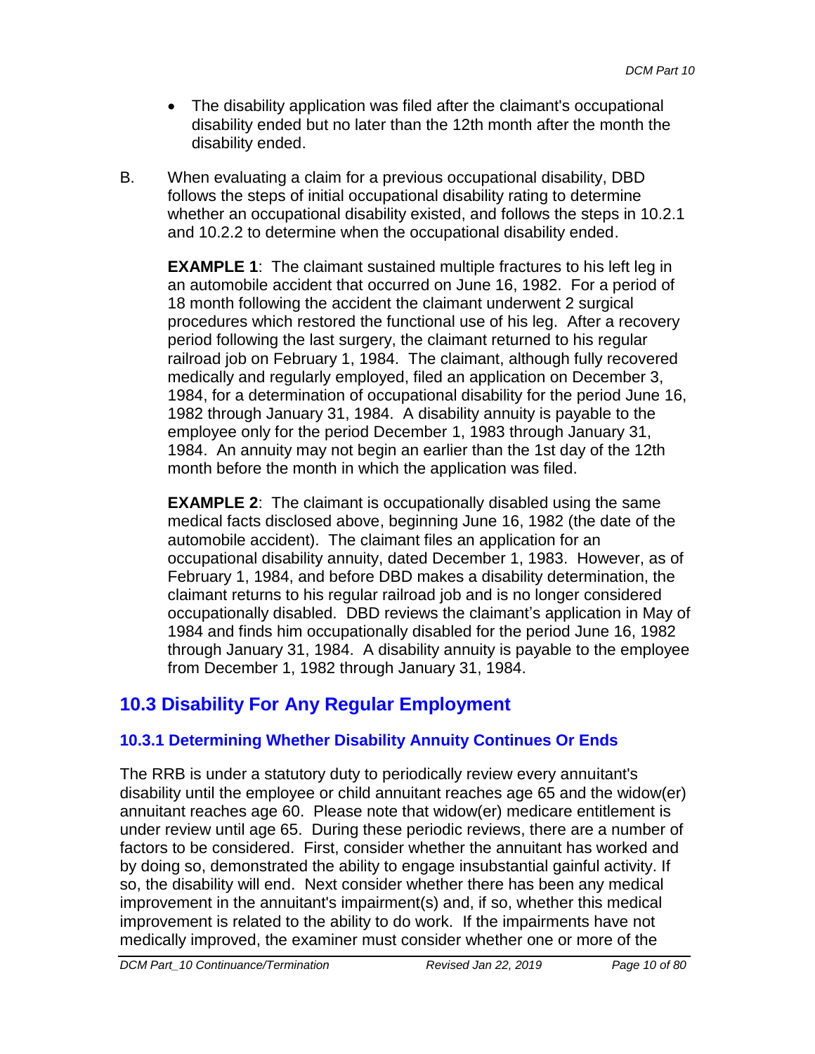- The disability application was filed after the claimant's occupational disability ended but no later than the 12th month after the month the disability ended.

B. When evaluating a claim for a previous occupational disability, DBD follows the steps of initial occupational disability rating to determine whether an occupational disability existed, and follows the steps in 10.2.1 and 10.2.2 to determine when the occupational disability ended.

**EXAMPLE 1**: The claimant sustained multiple fractures to his left leg in an automobile accident that occurred on June 16, 1982. For a period of 18 month following the accident the claimant underwent 2 surgical procedures which restored the functional use of his leg. After a recovery period following the last surgery, the claimant returned to his regular railroad job on February 1, 1984. The claimant, although fully recovered medically and regularly employed, filed an application on December 3, 1984, for a determination of occupational disability for the period June 16, 1982 through January 31, 1984. A disability annuity is payable to the employee only for the period December 1, 1983 through January 31, 1984. An annuity may not begin an earlier than the 1st day of the 12th month before the month in which the application was filed.

**EXAMPLE 2**: The claimant is occupationally disabled using the same medical facts disclosed above, beginning June 16, 1982 (the date of the automobile accident). The claimant files an application for an occupational disability annuity, dated December 1, 1983. However, as of February 1, 1984, and before DBD makes a disability determination, the claimant returns to his regular railroad job and is no longer considered occupationally disabled. DBD reviews the claimant's application in May of 1984 and finds him occupationally disabled for the period June 16, 1982 through January 31, 1984. A disability annuity is payable to the employee from December 1, 1982 through January 31, 1984.

## 10.3 Disability For Any Regular Employment

### 10.3.1 Determining Whether Disability Annuity Continues Or Ends

The RRB is under a statutory duty to periodically review every annuitant's disability until the employee or child annuitant reaches age 65 and the widow(er) annuitant reaches age 60. Please note that widow(er) medicare entitlement is under review until age 65. During these periodic reviews, there are a number of factors to be considered. First, consider whether the annuitant has worked and by doing so, demonstrated the ability to engage insubstantial gainful activity. If so, the disability will end. Next consider whether there has been any medical improvement in the annuitant's impairment(s) and, if so, whether this medical improvement is related to the ability to do work. If the impairments have not medically improved, the examiner must consider whether one or more of the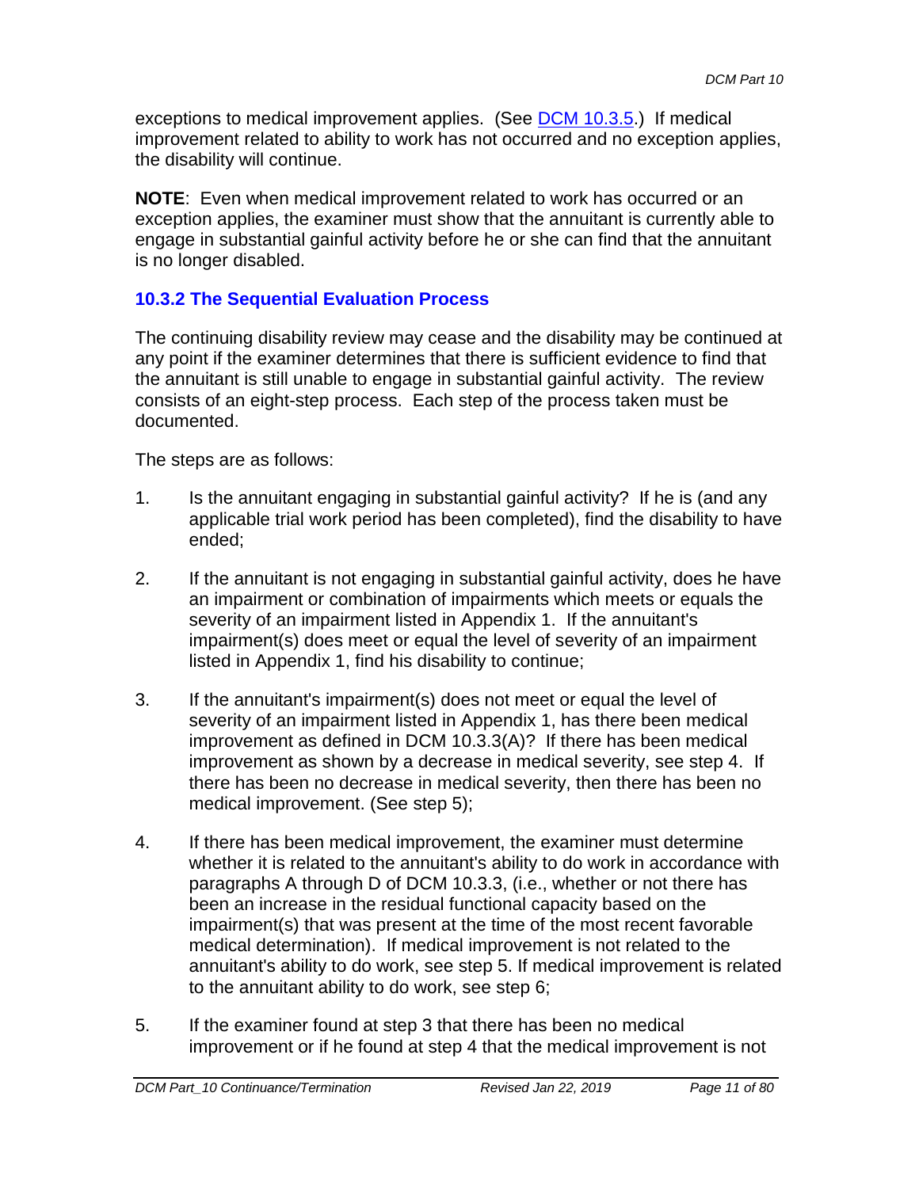exceptions to medical improvement applies. (See DCM 10.3.5.) If medical improvement related to ability to work has not occurred and no exception applies, the disability will continue.

**NOTE**: Even when medical improvement related to work has occurred or an exception applies, the examiner must show that the annuitant is currently able to engage in substantial gainful activity before he or she can find that the annuitant is no longer disabled.

### 10.3.2 The Sequential Evaluation Process

The continuing disability review may cease and the disability may be continued at any point if the examiner determines that there is sufficient evidence to find that the annuitant is still unable to engage in substantial gainful activity. The review consists of an eight-step process. Each step of the process taken must be documented.

The steps are as follows:

1. Is the annuitant engaging in substantial gainful activity? If he is (and any applicable trial work period has been completed), find the disability to have ended;

2. If the annuitant is not engaging in substantial gainful activity, does he have an impairment or combination of impairments which meets or equals the severity of an impairment listed in Appendix 1. If the annuitant's impairment(s) does meet or equal the level of severity of an impairment listed in Appendix 1, find his disability to continue;

3. If the annuitant's impairment(s) does not meet or equal the level of severity of an impairment listed in Appendix 1, has there been medical improvement as defined in DCM 10.3.3(A)? If there has been medical improvement as shown by a decrease in medical severity, see step 4. If there has been no decrease in medical severity, then there has been no medical improvement. (See step 5);

4. If there has been medical improvement, the examiner must determine whether it is related to the annuitant's ability to do work in accordance with paragraphs A through D of DCM 10.3.3, (i.e., whether or not there has been an increase in the residual functional capacity based on the impairment(s) that was present at the time of the most recent favorable medical determination). If medical improvement is not related to the annuitant's ability to do work, see step 5. If medical improvement is related to the annuitant ability to do work, see step 6;

5. If the examiner found at step 3 that there has been no medical improvement or if he found at step 4 that the medical improvement is not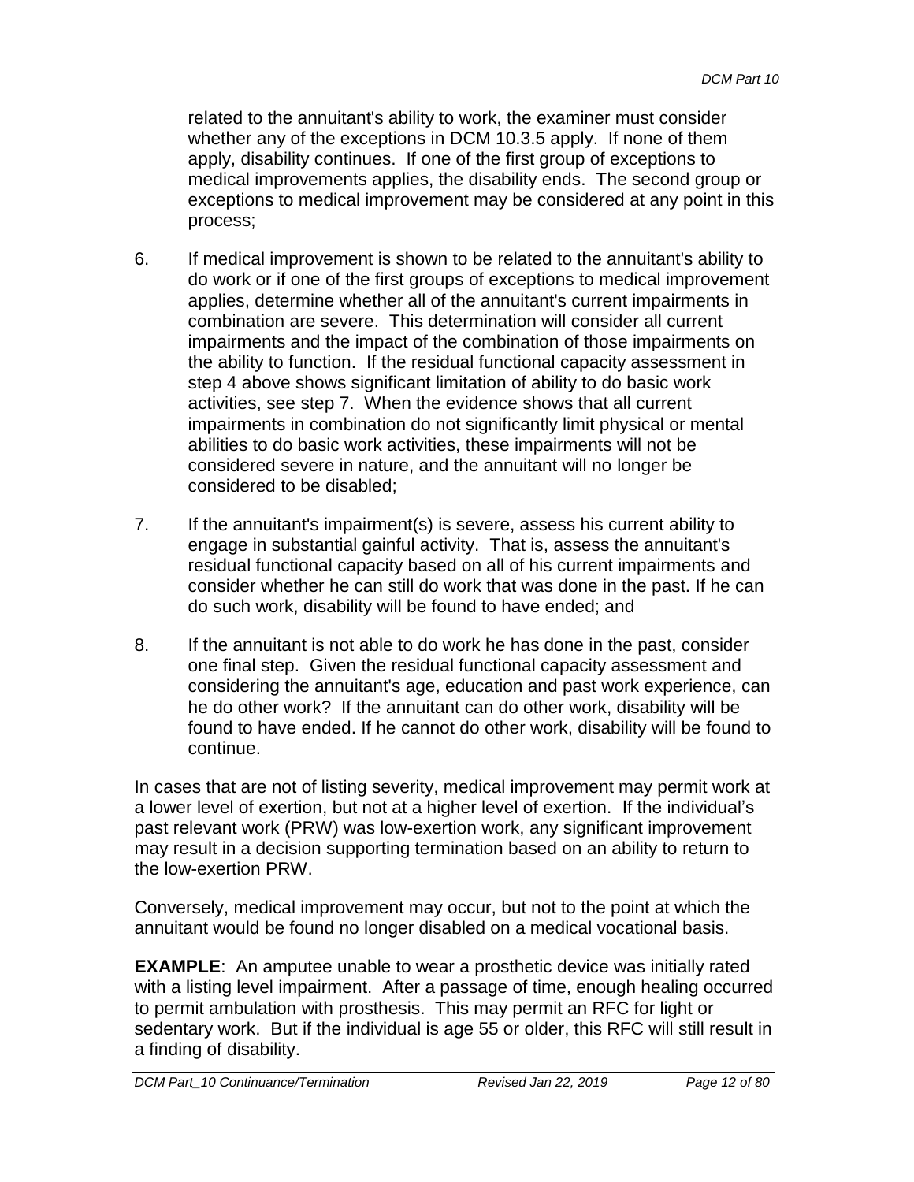related to the annuitant's ability to work, the examiner must consider whether any of the exceptions in DCM 10.3.5 apply. If none of them apply, disability continues. If one of the first group of exceptions to medical improvements applies, the disability ends. The second group or exceptions to medical improvement may be considered at any point in this process;

6. If medical improvement is shown to be related to the annuitant's ability to do work or if one of the first groups of exceptions to medical improvement applies, determine whether all of the annuitant's current impairments in combination are severe. This determination will consider all current impairments and the impact of the combination of those impairments on the ability to function. If the residual functional capacity assessment in step 4 above shows significant limitation of ability to do basic work activities, see step 7. When the evidence shows that all current impairments in combination do not significantly limit physical or mental abilities to do basic work activities, these impairments will not be considered severe in nature, and the annuitant will no longer be considered to be disabled;

7. If the annuitant's impairment(s) is severe, assess his current ability to engage in substantial gainful activity. That is, assess the annuitant's residual functional capacity based on all of his current impairments and consider whether he can still do work that was done in the past. If he can do such work, disability will be found to have ended; and

8. If the annuitant is not able to do work he has done in the past, consider one final step. Given the residual functional capacity assessment and considering the annuitant's age, education and past work experience, can he do other work? If the annuitant can do other work, disability will be found to have ended. If he cannot do other work, disability will be found to continue.

In cases that are not of listing severity, medical improvement may permit work at a lower level of exertion, but not at a higher level of exertion. If the individual's past relevant work (PRW) was low-exertion work, any significant improvement may result in a decision supporting termination based on an ability to return to the low-exertion PRW.

Conversely, medical improvement may occur, but not to the point at which the annuitant would be found no longer disabled on a medical vocational basis.

**EXAMPLE**: An amputee unable to wear a prosthetic device was initially rated with a listing level impairment. After a passage of time, enough healing occurred to permit ambulation with prosthesis. This may permit an RFC for light or sedentary work. But if the individual is age 55 or older, this RFC will still result in a finding of disability.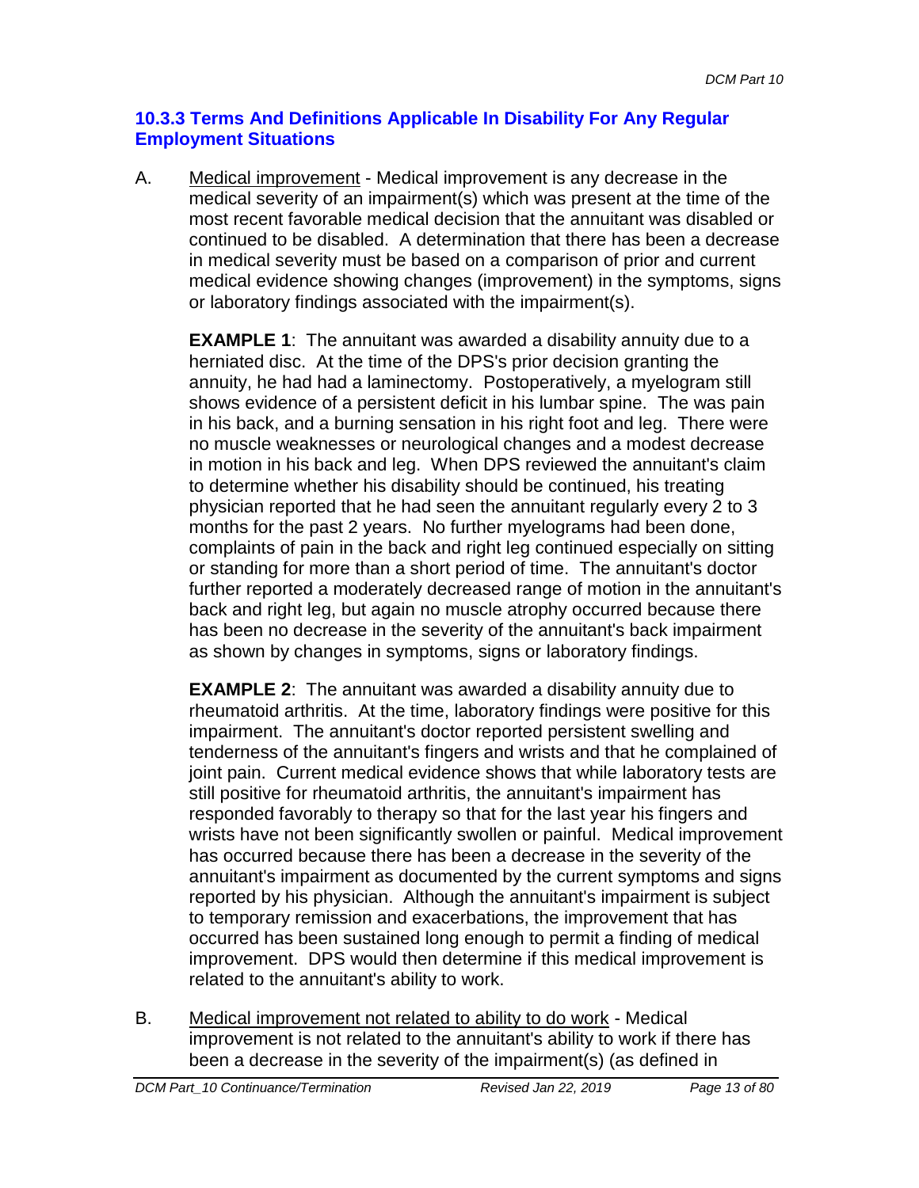### 10.3.3 Terms And Definitions Applicable In Disability For Any Regular Employment Situations

A. Medical improvement - Medical improvement is any decrease in the medical severity of an impairment(s) which was present at the time of the most recent favorable medical decision that the annuitant was disabled or continued to be disabled. A determination that there has been a decrease in medical severity must be based on a comparison of prior and current medical evidence showing changes (improvement) in the symptoms, signs or laboratory findings associated with the impairment(s).

   **EXAMPLE 1**: The annuitant was awarded a disability annuity due to a herniated disc. At the time of the DPS's prior decision granting the annuity, he had had a laminectomy. Postoperatively, a myelogram still shows evidence of a persistent deficit in his lumbar spine. The was pain in his back, and a burning sensation in his right foot and leg. There were no muscle weaknesses or neurological changes and a modest decrease in motion in his back and leg. When DPS reviewed the annuitant's claim to determine whether his disability should be continued, his treating physician reported that he had seen the annuitant regularly every 2 to 3 months for the past 2 years. No further myelograms had been done, complaints of pain in the back and right leg continued especially on sitting or standing for more than a short period of time. The annuitant's doctor further reported a moderately decreased range of motion in the annuitant's back and right leg, but again no muscle atrophy occurred because there has been no decrease in the severity of the annuitant's back impairment as shown by changes in symptoms, signs or laboratory findings.

   **EXAMPLE 2**: The annuitant was awarded a disability annuity due to rheumatoid arthritis. At the time, laboratory findings were positive for this impairment. The annuitant's doctor reported persistent swelling and tenderness of the annuitant's fingers and wrists and that he complained of joint pain. Current medical evidence shows that while laboratory tests are still positive for rheumatoid arthritis, the annuitant's impairment has responded favorably to therapy so that for the last year his fingers and wrists have not been significantly swollen or painful. Medical improvement has occurred because there has been a decrease in the severity of the annuitant's impairment as documented by the current symptoms and signs reported by his physician. Although the annuitant's impairment is subject to temporary remission and exacerbations, the improvement that has occurred has been sustained long enough to permit a finding of medical improvement. DPS would then determine if this medical improvement is related to the annuitant's ability to work.

B. Medical improvement not related to ability to do work - Medical improvement is not related to the annuitant's ability to work if there has been a decrease in the severity of the impairment(s) (as defined in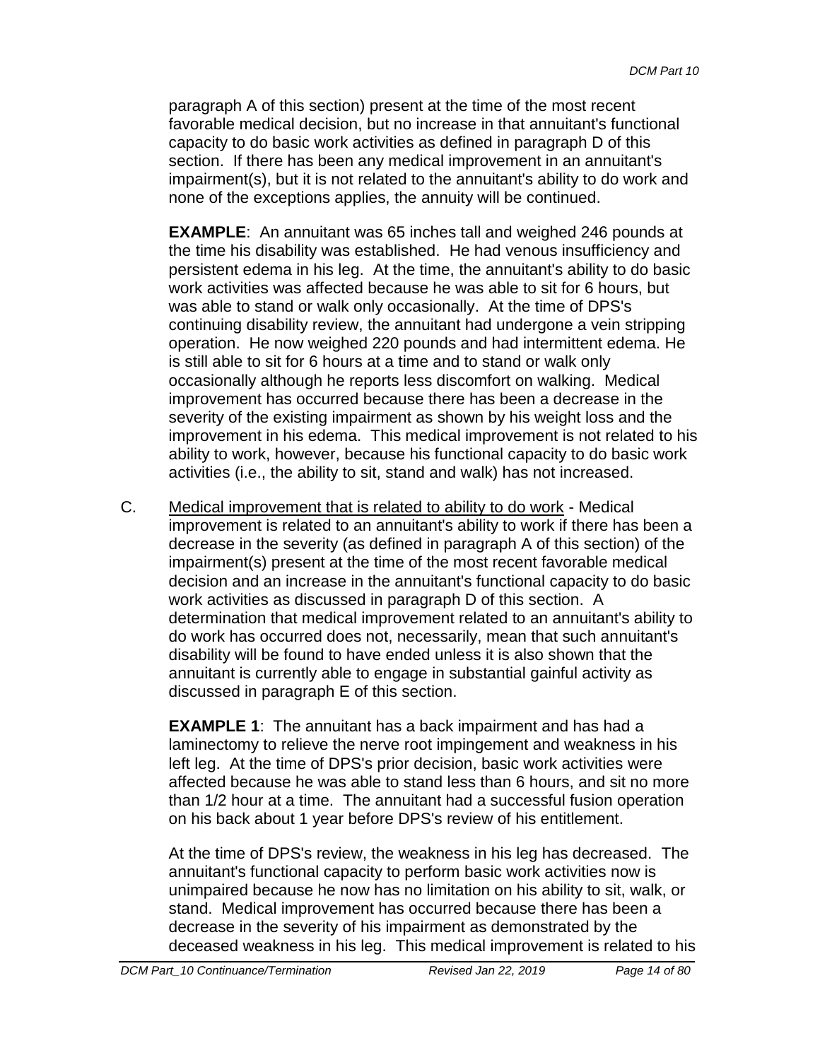paragraph A of this section) present at the time of the most recent favorable medical decision, but no increase in that annuitant's functional capacity to do basic work activities as defined in paragraph D of this section. If there has been any medical improvement in an annuitant's impairment(s), but it is not related to the annuitant's ability to do work and none of the exceptions applies, the annuity will be continued.

**EXAMPLE**: An annuitant was 65 inches tall and weighed 246 pounds at the time his disability was established. He had venous insufficiency and persistent edema in his leg. At the time, the annuitant's ability to do basic work activities was affected because he was able to sit for 6 hours, but was able to stand or walk only occasionally. At the time of DPS's continuing disability review, the annuitant had undergone a vein stripping operation. He now weighed 220 pounds and had intermittent edema. He is still able to sit for 6 hours at a time and to stand or walk only occasionally although he reports less discomfort on walking. Medical improvement has occurred because there has been a decrease in the severity of the existing impairment as shown by his weight loss and the improvement in his edema. This medical improvement is not related to his ability to work, however, because his functional capacity to do basic work activities (i.e., the ability to sit, stand and walk) has not increased.

C. <u>Medical improvement that is related to ability to do work</u> - Medical improvement is related to an annuitant's ability to work if there has been a decrease in the severity (as defined in paragraph A of this section) of the impairment(s) present at the time of the most recent favorable medical decision and an increase in the annuitant's functional capacity to do basic work activities as discussed in paragraph D of this section. A determination that medical improvement related to an annuitant's ability to do work has occurred does not, necessarily, mean that such annuitant's disability will be found to have ended unless it is also shown that the annuitant is currently able to engage in substantial gainful activity as discussed in paragraph E of this section.

**EXAMPLE 1**: The annuitant has a back impairment and has had a laminectomy to relieve the nerve root impingement and weakness in his left leg. At the time of DPS's prior decision, basic work activities were affected because he was able to stand less than 6 hours, and sit no more than 1/2 hour at a time. The annuitant had a successful fusion operation on his back about 1 year before DPS's review of his entitlement.

At the time of DPS's review, the weakness in his leg has decreased. The annuitant's functional capacity to perform basic work activities now is unimpaired because he now has no limitation on his ability to sit, walk, or stand. Medical improvement has occurred because there has been a decrease in the severity of his impairment as demonstrated by the deceased weakness in his leg. This medical improvement is related to his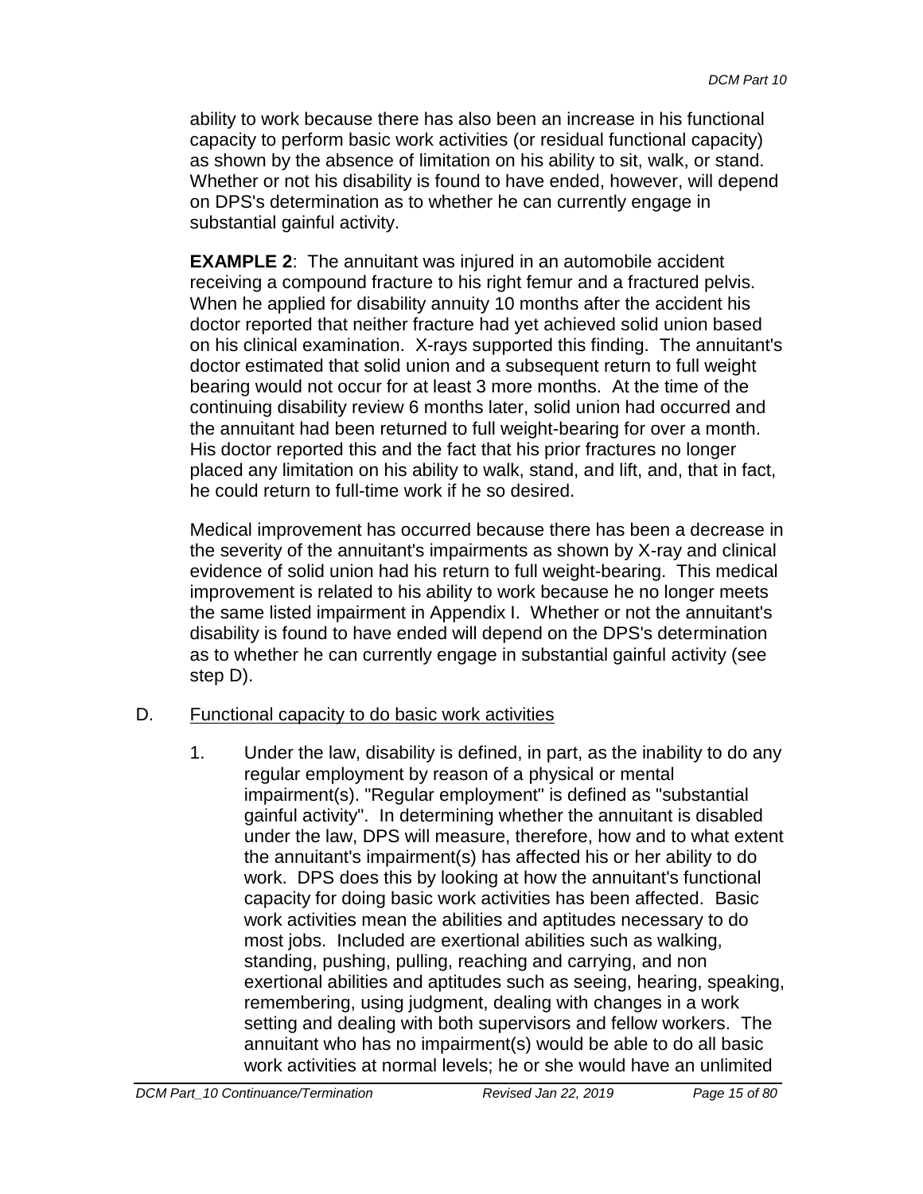ability to work because there has also been an increase in his functional capacity to perform basic work activities (or residual functional capacity) as shown by the absence of limitation on his ability to sit, walk, or stand. Whether or not his disability is found to have ended, however, will depend on DPS's determination as to whether he can currently engage in substantial gainful activity.

**EXAMPLE 2**: The annuitant was injured in an automobile accident receiving a compound fracture to his right femur and a fractured pelvis. When he applied for disability annuity 10 months after the accident his doctor reported that neither fracture had yet achieved solid union based on his clinical examination. X-rays supported this finding. The annuitant's doctor estimated that solid union and a subsequent return to full weight bearing would not occur for at least 3 more months. At the time of the continuing disability review 6 months later, solid union had occurred and the annuitant had been returned to full weight-bearing for over a month. His doctor reported this and the fact that his prior fractures no longer placed any limitation on his ability to walk, stand, and lift, and, that in fact, he could return to full-time work if he so desired.

Medical improvement has occurred because there has been a decrease in the severity of the annuitant's impairments as shown by X-ray and clinical evidence of solid union had his return to full weight-bearing. This medical improvement is related to his ability to work because he no longer meets the same listed impairment in Appendix I. Whether or not the annuitant's disability is found to have ended will depend on the DPS's determination as to whether he can currently engage in substantial gainful activity (see step D).

D. <u>Functional capacity to do basic work activities</u>

1. Under the law, disability is defined, in part, as the inability to do any regular employment by reason of a physical or mental impairment(s). "Regular employment" is defined as "substantial gainful activity". In determining whether the annuitant is disabled under the law, DPS will measure, therefore, how and to what extent the annuitant's impairment(s) has affected his or her ability to do work. DPS does this by looking at how the annuitant's functional capacity for doing basic work activities has been affected. Basic work activities mean the abilities and aptitudes necessary to do most jobs. Included are exertional abilities such as walking, standing, pushing, pulling, reaching and carrying, and non exertional abilities and aptitudes such as seeing, hearing, speaking, remembering, using judgment, dealing with changes in a work setting and dealing with both supervisors and fellow workers. The annuitant who has no impairment(s) would be able to do all basic work activities at normal levels; he or she would have an unlimited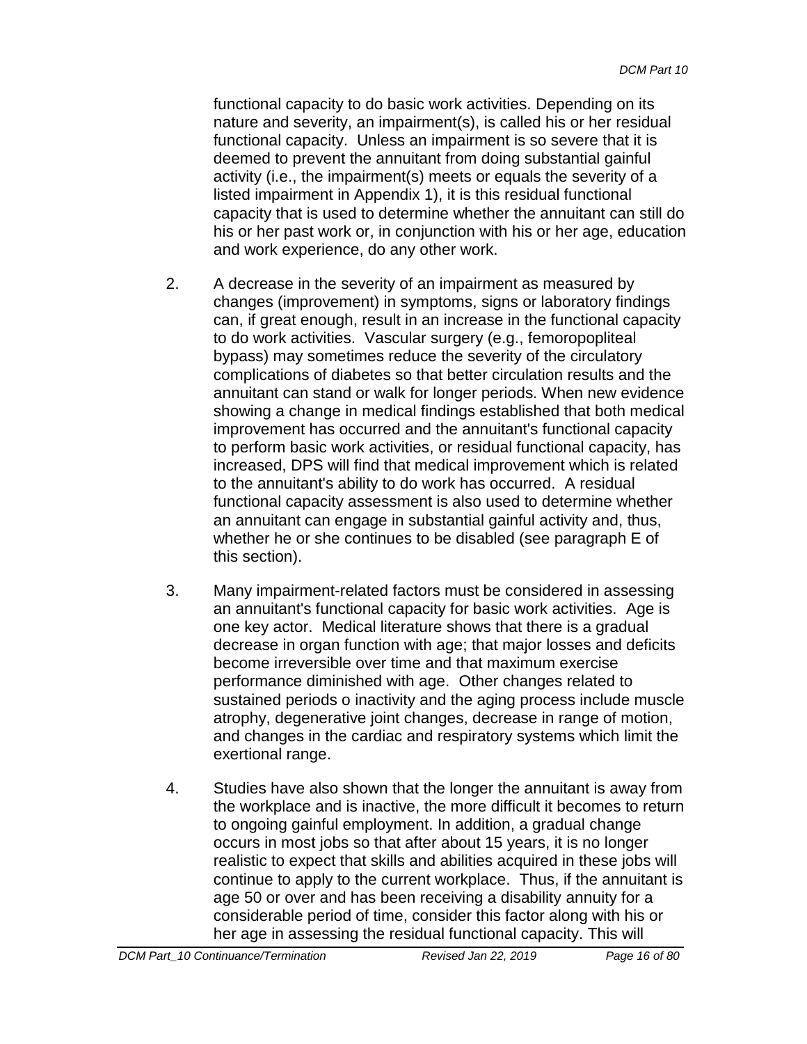functional capacity to do basic work activities. Depending on its nature and severity, an impairment(s), is called his or her residual functional capacity. Unless an impairment is so severe that it is deemed to prevent the annuitant from doing substantial gainful activity (i.e., the impairment(s) meets or equals the severity of a listed impairment in Appendix 1), it is this residual functional capacity that is used to determine whether the annuitant can still do his or her past work or, in conjunction with his or her age, education and work experience, do any other work.

2. A decrease in the severity of an impairment as measured by changes (improvement) in symptoms, signs or laboratory findings can, if great enough, result in an increase in the functional capacity to do work activities. Vascular surgery (e.g., femoropopliteal bypass) may sometimes reduce the severity of the circulatory complications of diabetes so that better circulation results and the annuitant can stand or walk for longer periods. When new evidence showing a change in medical findings established that both medical improvement has occurred and the annuitant's functional capacity to perform basic work activities, or residual functional capacity, has increased, DPS will find that medical improvement which is related to the annuitant's ability to do work has occurred. A residual functional capacity assessment is also used to determine whether an annuitant can engage in substantial gainful activity and, thus, whether he or she continues to be disabled (see paragraph E of this section).

3. Many impairment-related factors must be considered in assessing an annuitant's functional capacity for basic work activities. Age is one key actor. Medical literature shows that there is a gradual decrease in organ function with age; that major losses and deficits become irreversible over time and that maximum exercise performance diminished with age. Other changes related to sustained periods o inactivity and the aging process include muscle atrophy, degenerative joint changes, decrease in range of motion, and changes in the cardiac and respiratory systems which limit the exertional range.

4. Studies have also shown that the longer the annuitant is away from the workplace and is inactive, the more difficult it becomes to return to ongoing gainful employment. In addition, a gradual change occurs in most jobs so that after about 15 years, it is no longer realistic to expect that skills and abilities acquired in these jobs will continue to apply to the current workplace. Thus, if the annuitant is age 50 or over and has been receiving a disability annuity for a considerable period of time, consider this factor along with his or her age in assessing the residual functional capacity. This will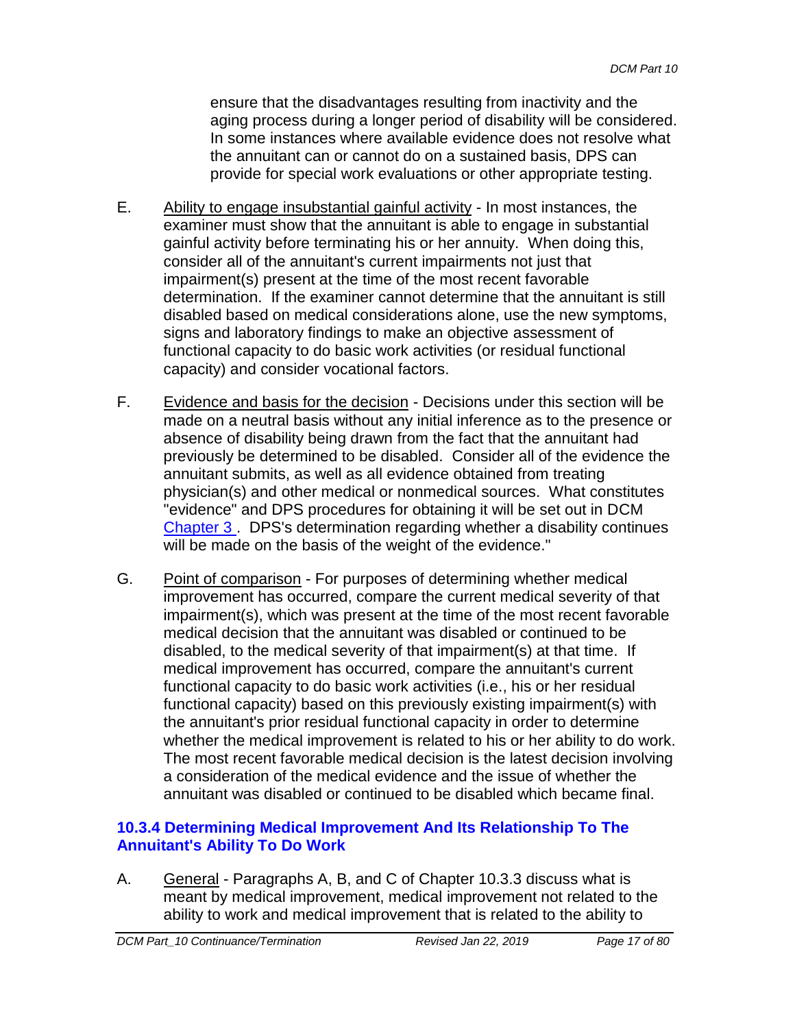ensure that the disadvantages resulting from inactivity and the aging process during a longer period of disability will be considered. In some instances where available evidence does not resolve what the annuitant can or cannot do on a sustained basis, DPS can provide for special work evaluations or other appropriate testing.

E. Ability to engage insubstantial gainful activity - In most instances, the examiner must show that the annuitant is able to engage in substantial gainful activity before terminating his or her annuity. When doing this, consider all of the annuitant's current impairments not just that impairment(s) present at the time of the most recent favorable determination. If the examiner cannot determine that the annuitant is still disabled based on medical considerations alone, use the new symptoms, signs and laboratory findings to make an objective assessment of functional capacity to do basic work activities (or residual functional capacity) and consider vocational factors.

F. Evidence and basis for the decision - Decisions under this section will be made on a neutral basis without any initial inference as to the presence or absence of disability being drawn from the fact that the annuitant had previously be determined to be disabled. Consider all of the evidence the annuitant submits, as well as all evidence obtained from treating physician(s) and other medical or nonmedical sources. What constitutes "evidence" and DPS procedures for obtaining it will be set out in DCM Chapter 3 . DPS's determination regarding whether a disability continues will be made on the basis of the weight of the evidence."

G. Point of comparison - For purposes of determining whether medical improvement has occurred, compare the current medical severity of that impairment(s), which was present at the time of the most recent favorable medical decision that the annuitant was disabled or continued to be disabled, to the medical severity of that impairment(s) at that time. If medical improvement has occurred, compare the annuitant's current functional capacity to do basic work activities (i.e., his or her residual functional capacity) based on this previously existing impairment(s) with the annuitant's prior residual functional capacity in order to determine whether the medical improvement is related to his or her ability to do work. The most recent favorable medical decision is the latest decision involving a consideration of the medical evidence and the issue of whether the annuitant was disabled or continued to be disabled which became final.

### 10.3.4 Determining Medical Improvement And Its Relationship To The Annuitant's Ability To Do Work

A. General - Paragraphs A, B, and C of Chapter 10.3.3 discuss what is meant by medical improvement, medical improvement not related to the ability to work and medical improvement that is related to the ability to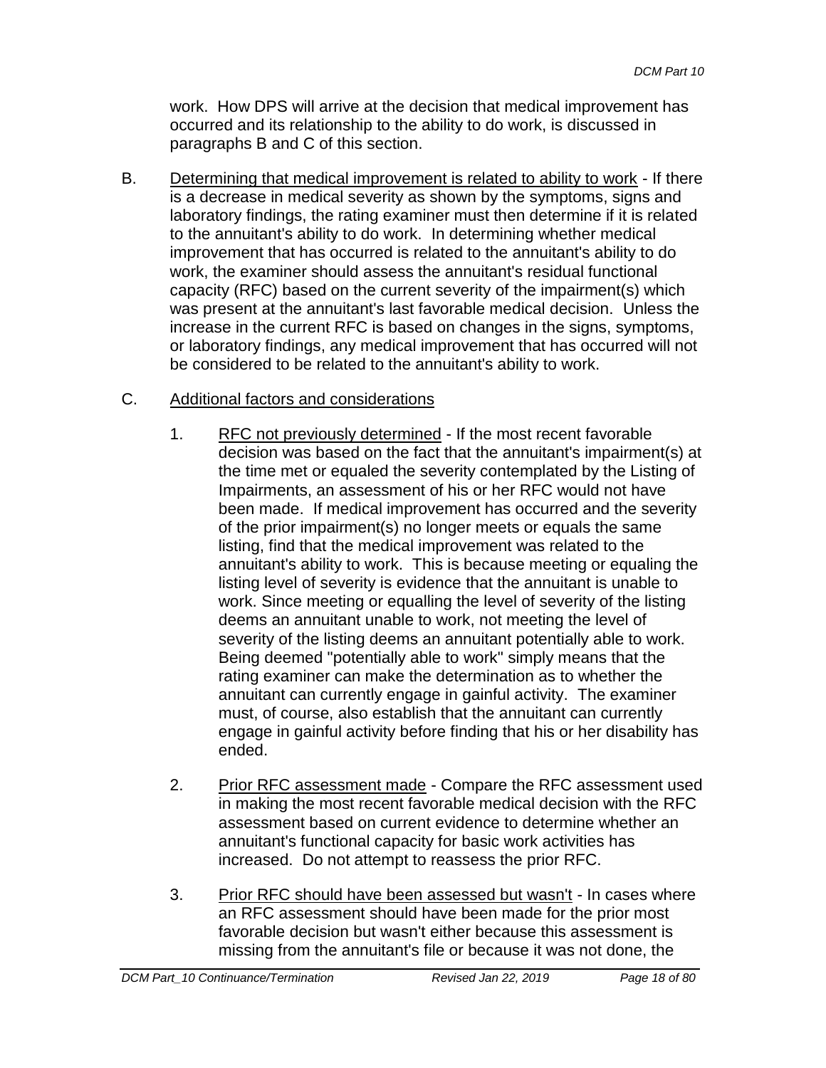work. How DPS will arrive at the decision that medical improvement has occurred and its relationship to the ability to do work, is discussed in paragraphs B and C of this section.

B. Determining that medical improvement is related to ability to work - If there is a decrease in medical severity as shown by the symptoms, signs and laboratory findings, the rating examiner must then determine if it is related to the annuitant's ability to do work. In determining whether medical improvement that has occurred is related to the annuitant's ability to do work, the examiner should assess the annuitant's residual functional capacity (RFC) based on the current severity of the impairment(s) which was present at the annuitant's last favorable medical decision. Unless the increase in the current RFC is based on changes in the signs, symptoms, or laboratory findings, any medical improvement that has occurred will not be considered to be related to the annuitant's ability to work.

C. Additional factors and considerations

1. RFC not previously determined - If the most recent favorable decision was based on the fact that the annuitant's impairment(s) at the time met or equaled the severity contemplated by the Listing of Impairments, an assessment of his or her RFC would not have been made. If medical improvement has occurred and the severity of the prior impairment(s) no longer meets or equals the same listing, find that the medical improvement was related to the annuitant's ability to work. This is because meeting or equaling the listing level of severity is evidence that the annuitant is unable to work. Since meeting or equalling the level of severity of the listing deems an annuitant unable to work, not meeting the level of severity of the listing deems an annuitant potentially able to work. Being deemed "potentially able to work" simply means that the rating examiner can make the determination as to whether the annuitant can currently engage in gainful activity. The examiner must, of course, also establish that the annuitant can currently engage in gainful activity before finding that his or her disability has ended.

2. Prior RFC assessment made - Compare the RFC assessment used in making the most recent favorable medical decision with the RFC assessment based on current evidence to determine whether an annuitant's functional capacity for basic work activities has increased. Do not attempt to reassess the prior RFC.

3. Prior RFC should have been assessed but wasn't - In cases where an RFC assessment should have been made for the prior most favorable decision but wasn't either because this assessment is missing from the annuitant's file or because it was not done, the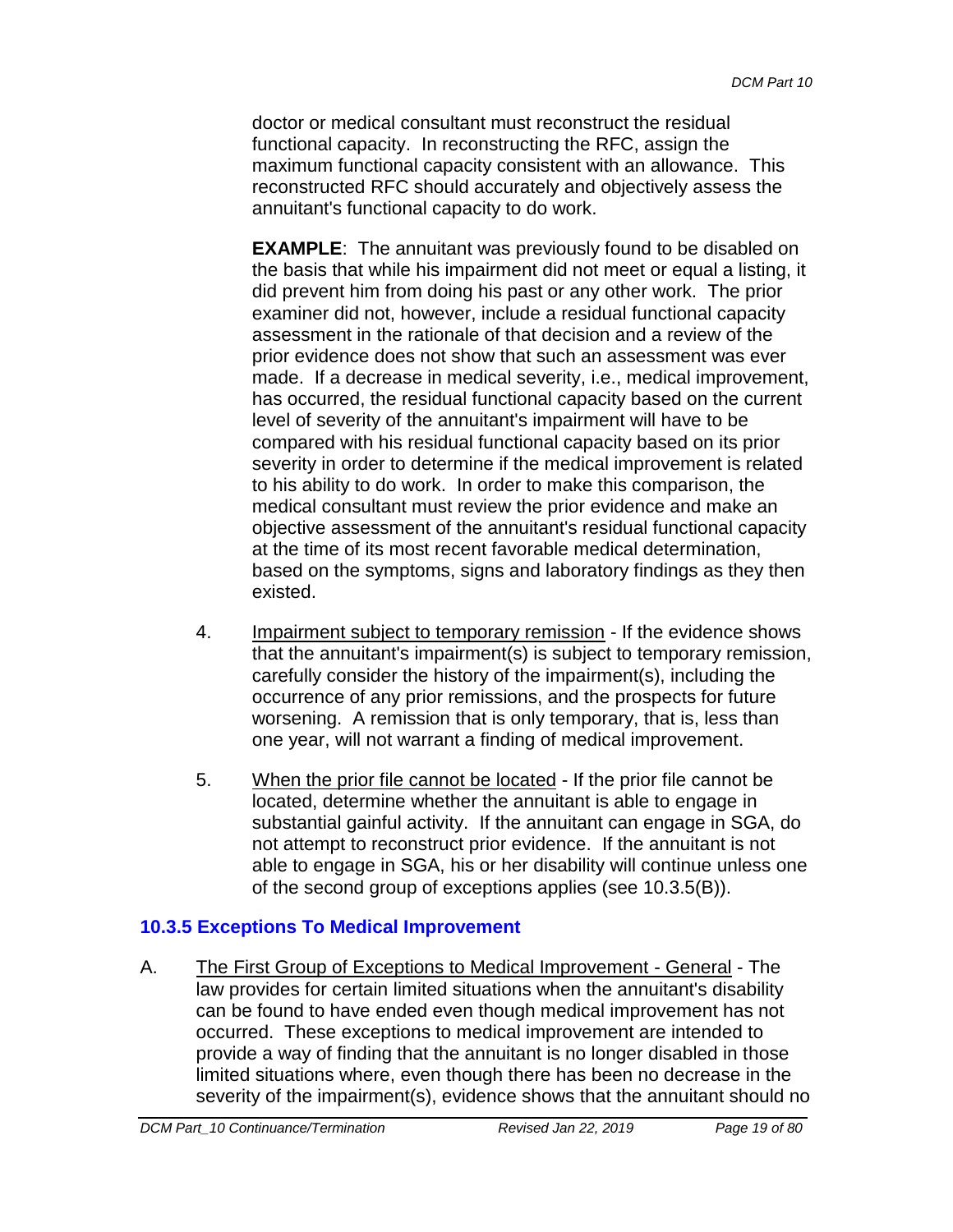doctor or medical consultant must reconstruct the residual functional capacity. In reconstructing the RFC, assign the maximum functional capacity consistent with an allowance. This reconstructed RFC should accurately and objectively assess the annuitant's functional capacity to do work.

**EXAMPLE**: The annuitant was previously found to be disabled on the basis that while his impairment did not meet or equal a listing, it did prevent him from doing his past or any other work. The prior examiner did not, however, include a residual functional capacity assessment in the rationale of that decision and a review of the prior evidence does not show that such an assessment was ever made. If a decrease in medical severity, i.e., medical improvement, has occurred, the residual functional capacity based on the current level of severity of the annuitant's impairment will have to be compared with his residual functional capacity based on its prior severity in order to determine if the medical improvement is related to his ability to do work. In order to make this comparison, the medical consultant must review the prior evidence and make an objective assessment of the annuitant's residual functional capacity at the time of its most recent favorable medical determination, based on the symptoms, signs and laboratory findings as they then existed.

4. Impairment subject to temporary remission - If the evidence shows that the annuitant's impairment(s) is subject to temporary remission, carefully consider the history of the impairment(s), including the occurrence of any prior remissions, and the prospects for future worsening. A remission that is only temporary, that is, less than one year, will not warrant a finding of medical improvement.

5. When the prior file cannot be located - If the prior file cannot be located, determine whether the annuitant is able to engage in substantial gainful activity. If the annuitant can engage in SGA, do not attempt to reconstruct prior evidence. If the annuitant is not able to engage in SGA, his or her disability will continue unless one of the second group of exceptions applies (see 10.3.5(B)).

### 10.3.5 Exceptions To Medical Improvement

A. The First Group of Exceptions to Medical Improvement - General - The law provides for certain limited situations when the annuitant's disability can be found to have ended even though medical improvement has not occurred. These exceptions to medical improvement are intended to provide a way of finding that the annuitant is no longer disabled in those limited situations where, even though there has been no decrease in the severity of the impairment(s), evidence shows that the annuitant should no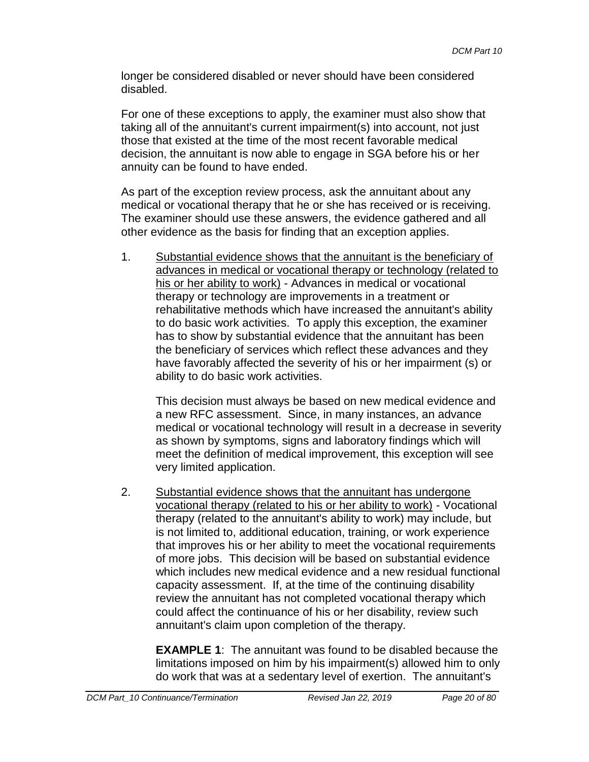longer be considered disabled or never should have been considered disabled.

For one of these exceptions to apply, the examiner must also show that taking all of the annuitant's current impairment(s) into account, not just those that existed at the time of the most recent favorable medical decision, the annuitant is now able to engage in SGA before his or her annuity can be found to have ended.

As part of the exception review process, ask the annuitant about any medical or vocational therapy that he or she has received or is receiving. The examiner should use these answers, the evidence gathered and all other evidence as the basis for finding that an exception applies.

1. Substantial evidence shows that the annuitant is the beneficiary of advances in medical or vocational therapy or technology (related to his or her ability to work) - Advances in medical or vocational therapy or technology are improvements in a treatment or rehabilitative methods which have increased the annuitant's ability to do basic work activities. To apply this exception, the examiner has to show by substantial evidence that the annuitant has been the beneficiary of services which reflect these advances and they have favorably affected the severity of his or her impairment (s) or ability to do basic work activities.

   This decision must always be based on new medical evidence and a new RFC assessment. Since, in many instances, an advance medical or vocational technology will result in a decrease in severity as shown by symptoms, signs and laboratory findings which will meet the definition of medical improvement, this exception will see very limited application.

2. Substantial evidence shows that the annuitant has undergone vocational therapy (related to his or her ability to work) - Vocational therapy (related to the annuitant's ability to work) may include, but is not limited to, additional education, training, or work experience that improves his or her ability to meet the vocational requirements of more jobs. This decision will be based on substantial evidence which includes new medical evidence and a new residual functional capacity assessment. If, at the time of the continuing disability review the annuitant has not completed vocational therapy which could affect the continuance of his or her disability, review such annuitant's claim upon completion of the therapy.

   **EXAMPLE 1**: The annuitant was found to be disabled because the limitations imposed on him by his impairment(s) allowed him to only do work that was at a sedentary level of exertion. The annuitant's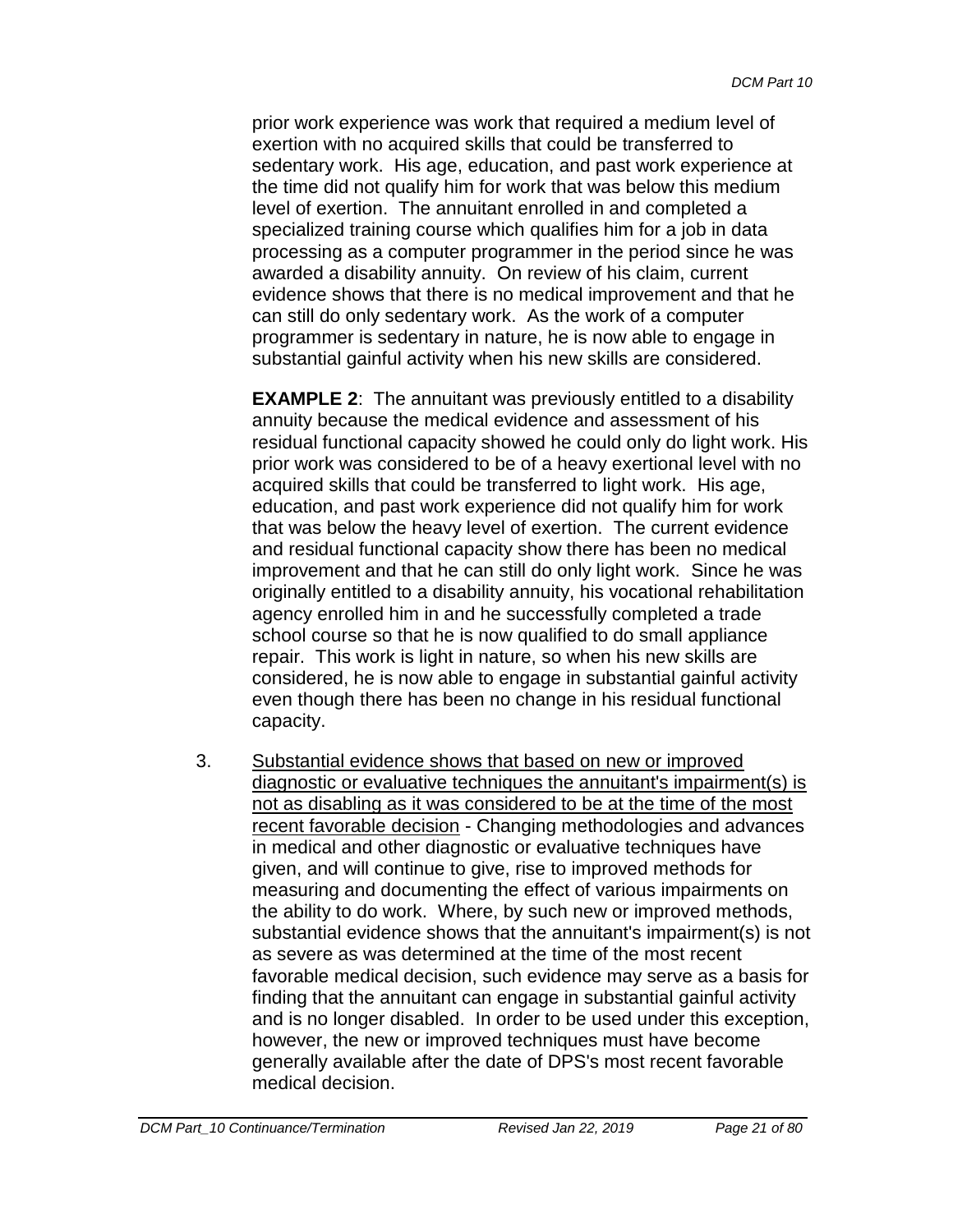prior work experience was work that required a medium level of exertion with no acquired skills that could be transferred to sedentary work. His age, education, and past work experience at the time did not qualify him for work that was below this medium level of exertion. The annuitant enrolled in and completed a specialized training course which qualifies him for a job in data processing as a computer programmer in the period since he was awarded a disability annuity. On review of his claim, current evidence shows that there is no medical improvement and that he can still do only sedentary work. As the work of a computer programmer is sedentary in nature, he is now able to engage in substantial gainful activity when his new skills are considered.

**EXAMPLE 2**: The annuitant was previously entitled to a disability annuity because the medical evidence and assessment of his residual functional capacity showed he could only do light work. His prior work was considered to be of a heavy exertional level with no acquired skills that could be transferred to light work. His age, education, and past work experience did not qualify him for work that was below the heavy level of exertion. The current evidence and residual functional capacity show there has been no medical improvement and that he can still do only light work. Since he was originally entitled to a disability annuity, his vocational rehabilitation agency enrolled him in and he successfully completed a trade school course so that he is now qualified to do small appliance repair. This work is light in nature, so when his new skills are considered, he is now able to engage in substantial gainful activity even though there has been no change in his residual functional capacity.

3. <u>Substantial evidence shows that based on new or improved diagnostic or evaluative techniques the annuitant's impairment(s) is not as disabling as it was considered to be at the time of the most recent favorable decision</u> - Changing methodologies and advances in medical and other diagnostic or evaluative techniques have given, and will continue to give, rise to improved methods for measuring and documenting the effect of various impairments on the ability to do work. Where, by such new or improved methods, substantial evidence shows that the annuitant's impairment(s) is not as severe as was determined at the time of the most recent favorable medical decision, such evidence may serve as a basis for finding that the annuitant can engage in substantial gainful activity and is no longer disabled. In order to be used under this exception, however, the new or improved techniques must have become generally available after the date of DPS's most recent favorable medical decision.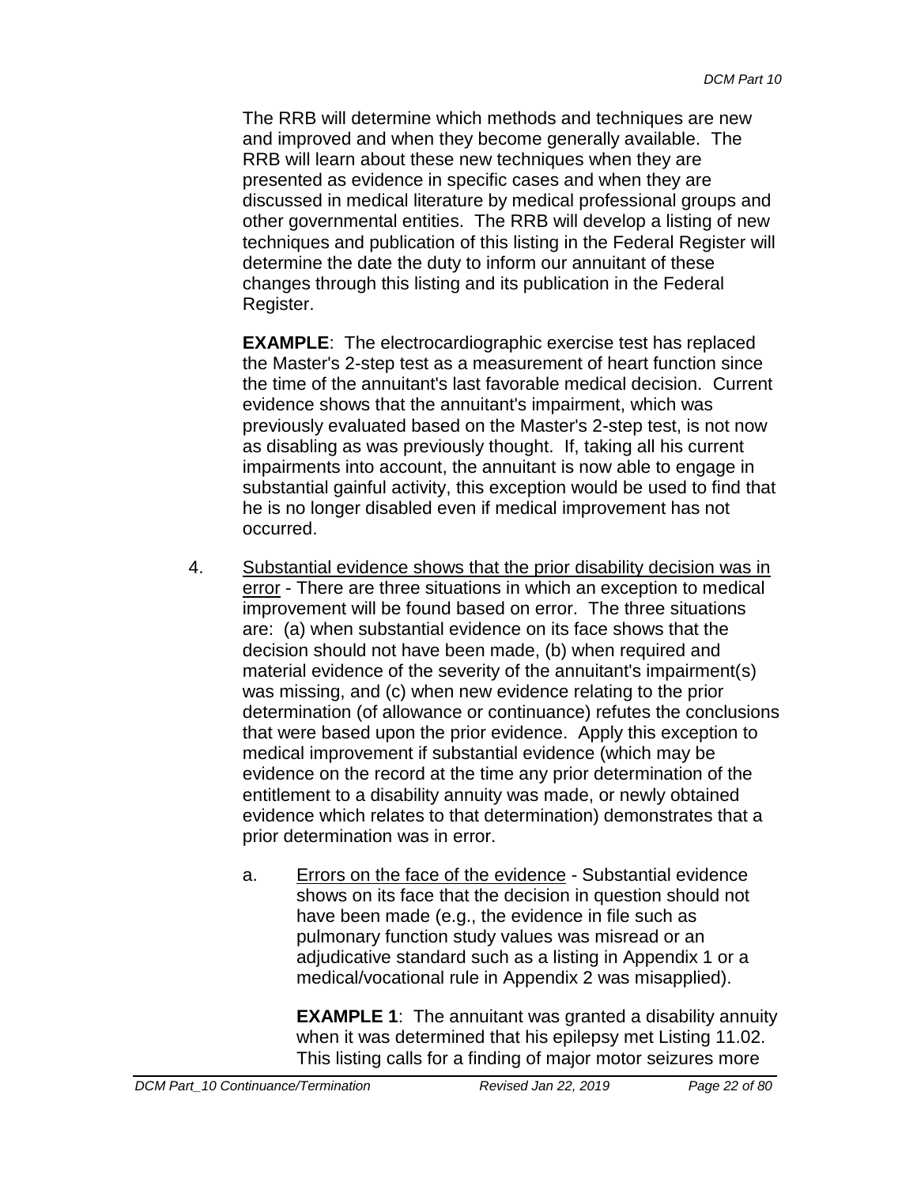The RRB will determine which methods and techniques are new and improved and when they become generally available. The RRB will learn about these new techniques when they are presented as evidence in specific cases and when they are discussed in medical literature by medical professional groups and other governmental entities. The RRB will develop a listing of new techniques and publication of this listing in the Federal Register will determine the date the duty to inform our annuitant of these changes through this listing and its publication in the Federal Register.

**EXAMPLE**: The electrocardiographic exercise test has replaced the Master's 2-step test as a measurement of heart function since the time of the annuitant's last favorable medical decision. Current evidence shows that the annuitant's impairment, which was previously evaluated based on the Master's 2-step test, is not now as disabling as was previously thought. If, taking all his current impairments into account, the annuitant is now able to engage in substantial gainful activity, this exception would be used to find that he is no longer disabled even if medical improvement has not occurred.

4. Substantial evidence shows that the prior disability decision was in error - There are three situations in which an exception to medical improvement will be found based on error. The three situations are: (a) when substantial evidence on its face shows that the decision should not have been made, (b) when required and material evidence of the severity of the annuitant's impairment(s) was missing, and (c) when new evidence relating to the prior determination (of allowance or continuance) refutes the conclusions that were based upon the prior evidence. Apply this exception to medical improvement if substantial evidence (which may be evidence on the record at the time any prior determination of the entitlement to a disability annuity was made, or newly obtained evidence which relates to that determination) demonstrates that a prior determination was in error.

   a. Errors on the face of the evidence - Substantial evidence shows on its face that the decision in question should not have been made (e.g., the evidence in file such as pulmonary function study values was misread or an adjudicative standard such as a listing in Appendix 1 or a medical/vocational rule in Appendix 2 was misapplied).

      **EXAMPLE 1**: The annuitant was granted a disability annuity when it was determined that his epilepsy met Listing 11.02. This listing calls for a finding of major motor seizures more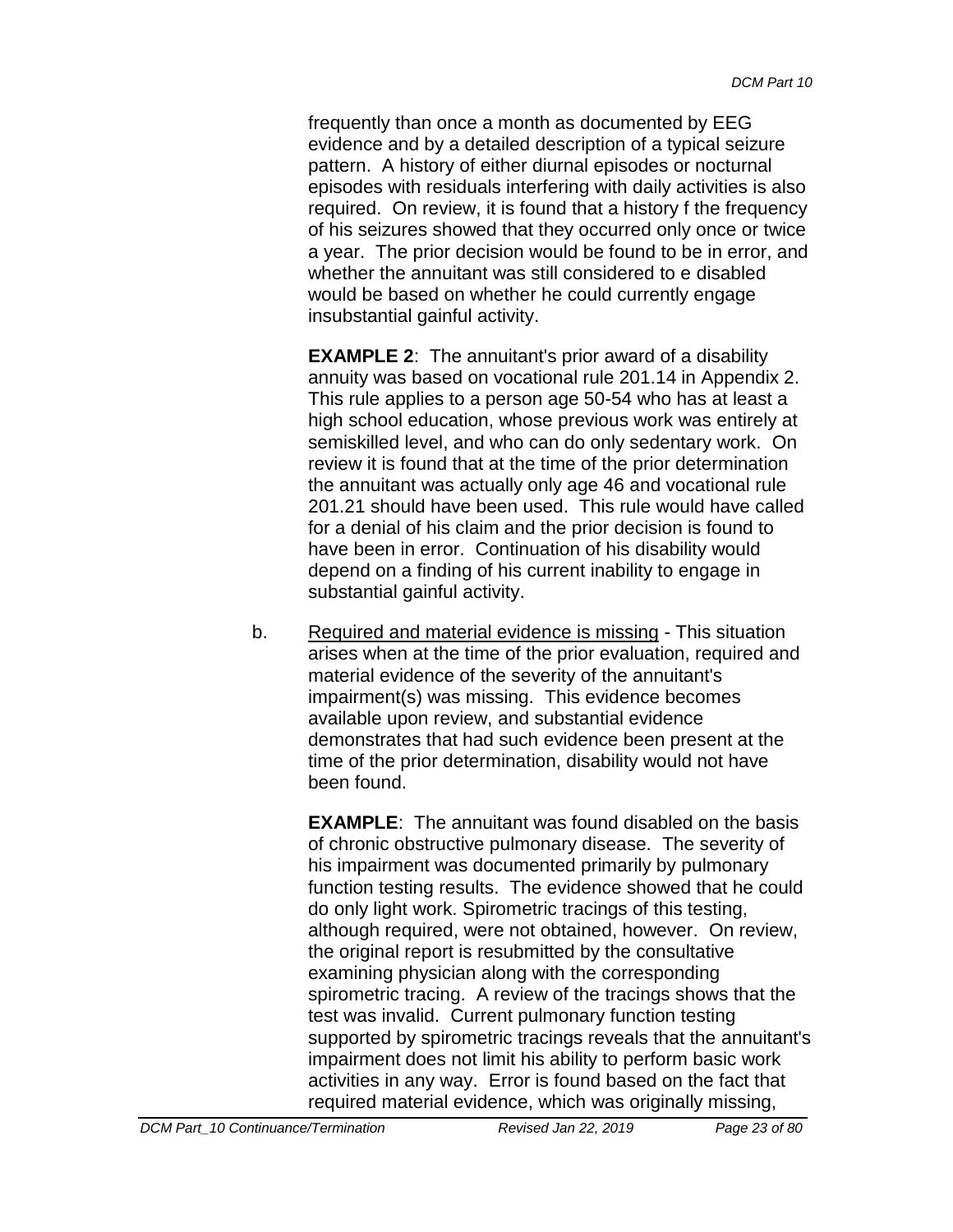frequently than once a month as documented by EEG evidence and by a detailed description of a typical seizure pattern. A history of either diurnal episodes or nocturnal episodes with residuals interfering with daily activities is also required. On review, it is found that a history f the frequency of his seizures showed that they occurred only once or twice a year. The prior decision would be found to be in error, and whether the annuitant was still considered to e disabled would be based on whether he could currently engage insubstantial gainful activity.

**EXAMPLE 2**: The annuitant's prior award of a disability annuity was based on vocational rule 201.14 in Appendix 2. This rule applies to a person age 50-54 who has at least a high school education, whose previous work was entirely at semiskilled level, and who can do only sedentary work. On review it is found that at the time of the prior determination the annuitant was actually only age 46 and vocational rule 201.21 should have been used. This rule would have called for a denial of his claim and the prior decision is found to have been in error. Continuation of his disability would depend on a finding of his current inability to engage in substantial gainful activity.

b. Required and material evidence is missing - This situation arises when at the time of the prior evaluation, required and material evidence of the severity of the annuitant's impairment(s) was missing. This evidence becomes available upon review, and substantial evidence demonstrates that had such evidence been present at the time of the prior determination, disability would not have been found.

**EXAMPLE**: The annuitant was found disabled on the basis of chronic obstructive pulmonary disease. The severity of his impairment was documented primarily by pulmonary function testing results. The evidence showed that he could do only light work. Spirometric tracings of this testing, although required, were not obtained, however. On review, the original report is resubmitted by the consultative examining physician along with the corresponding spirometric tracing. A review of the tracings shows that the test was invalid. Current pulmonary function testing supported by spirometric tracings reveals that the annuitant's impairment does not limit his ability to perform basic work activities in any way. Error is found based on the fact that required material evidence, which was originally missing,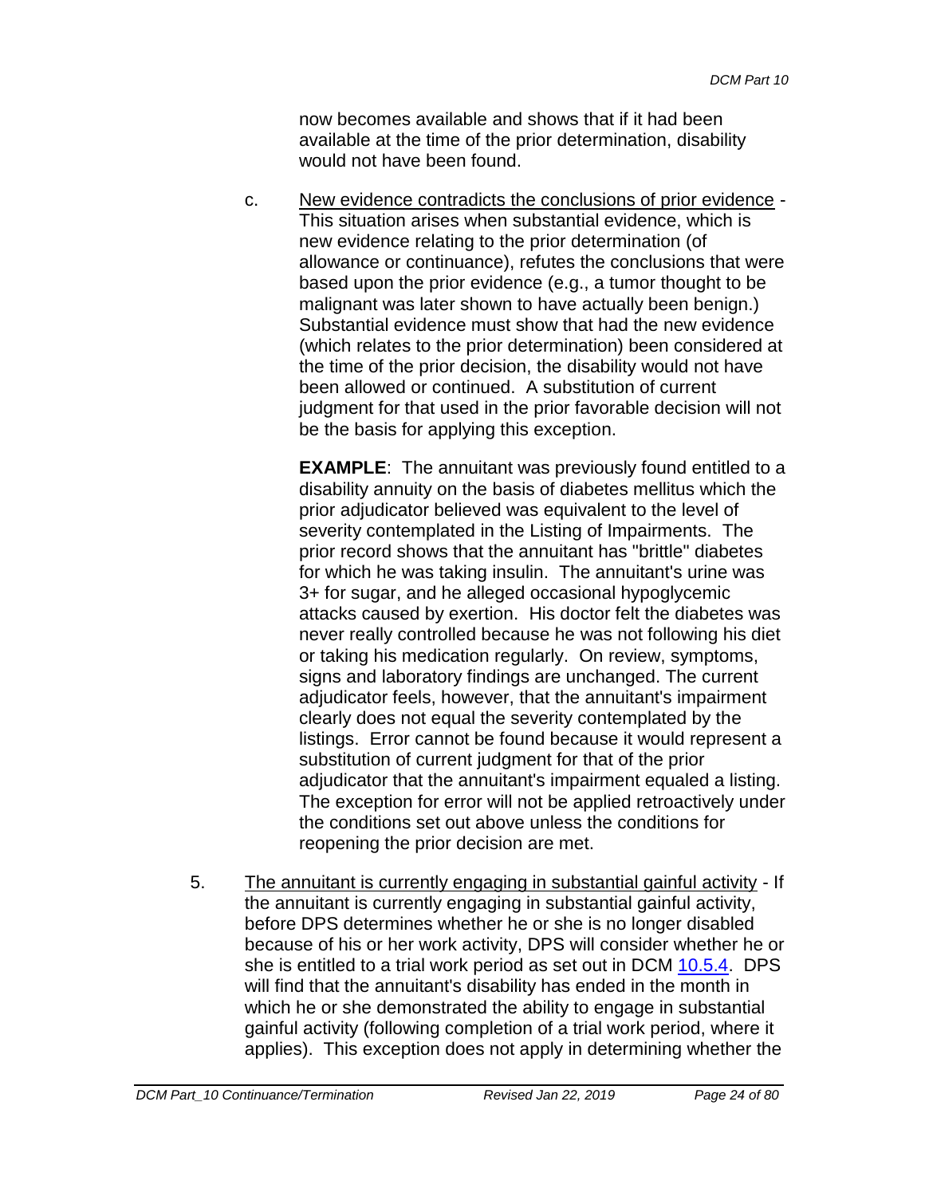now becomes available and shows that if it had been available at the time of the prior determination, disability would not have been found.

c. New evidence contradicts the conclusions of prior evidence - This situation arises when substantial evidence, which is new evidence relating to the prior determination (of allowance or continuance), refutes the conclusions that were based upon the prior evidence (e.g., a tumor thought to be malignant was later shown to have actually been benign.) Substantial evidence must show that had the new evidence (which relates to the prior determination) been considered at the time of the prior decision, the disability would not have been allowed or continued. A substitution of current judgment for that used in the prior favorable decision will not be the basis for applying this exception.

   **EXAMPLE**: The annuitant was previously found entitled to a disability annuity on the basis of diabetes mellitus which the prior adjudicator believed was equivalent to the level of severity contemplated in the Listing of Impairments. The prior record shows that the annuitant has "brittle" diabetes for which he was taking insulin. The annuitant's urine was 3+ for sugar, and he alleged occasional hypoglycemic attacks caused by exertion. His doctor felt the diabetes was never really controlled because he was not following his diet or taking his medication regularly. On review, symptoms, signs and laboratory findings are unchanged. The current adjudicator feels, however, that the annuitant's impairment clearly does not equal the severity contemplated by the listings. Error cannot be found because it would represent a substitution of current judgment for that of the prior adjudicator that the annuitant's impairment equaled a listing. The exception for error will not be applied retroactively under the conditions set out above unless the conditions for reopening the prior decision are met.

5. The annuitant is currently engaging in substantial gainful activity - If the annuitant is currently engaging in substantial gainful activity, before DPS determines whether he or she is no longer disabled because of his or her work activity, DPS will consider whether he or she is entitled to a trial work period as set out in DCM 10.5.4. DPS will find that the annuitant's disability has ended in the month in which he or she demonstrated the ability to engage in substantial gainful activity (following completion of a trial work period, where it applies). This exception does not apply in determining whether the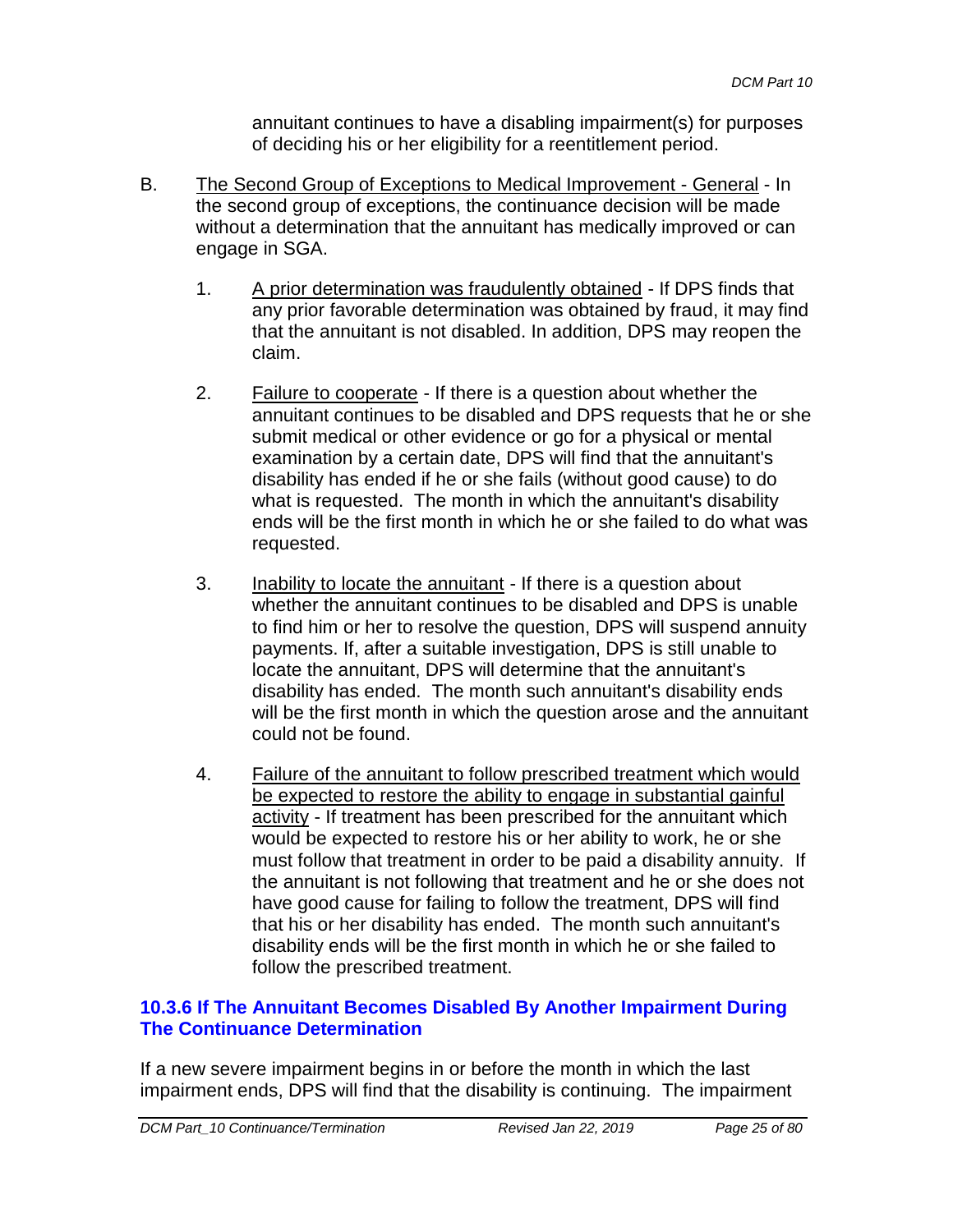annitant continues to have a disabling impairment(s) for purposes of deciding his or her eligibility for a reentitlement period.

B. <u>The Second Group of Exceptions to Medical Improvement - General</u> - In the second group of exceptions, the continuance decision will be made without a determination that the annuitant has medically improved or can engage in SGA.

1. <u>A prior determination was fraudulently obtained</u> - If DPS finds that any prior favorable determination was obtained by fraud, it may find that the annuitant is not disabled. In addition, DPS may reopen the claim.

2. <u>Failure to cooperate</u> - If there is a question about whether the annuitant continues to be disabled and DPS requests that he or she submit medical or other evidence or go for a physical or mental examination by a certain date, DPS will find that the annuitant's disability has ended if he or she fails (without good cause) to do what is requested. The month in which the annuitant's disability ends will be the first month in which he or she failed to do what was requested.

3. <u>Inability to locate the annuitant</u> - If there is a question about whether the annuitant continues to be disabled and DPS is unable to find him or her to resolve the question, DPS will suspend annuity payments. If, after a suitable investigation, DPS is still unable to locate the annuitant, DPS will determine that the annuitant's disability has ended. The month such annuitant's disability ends will be the first month in which the question arose and the annuitant could not be found.

4. <u>Failure of the annuitant to follow prescribed treatment which would be expected to restore the ability to engage in substantial gainful activity</u> - If treatment has been prescribed for the annuitant which would be expected to restore his or her ability to work, he or she must follow that treatment in order to be paid a disability annuity. If the annuitant is not following that treatment and he or she does not have good cause for failing to follow the treatment, DPS will find that his or her disability has ended. The month such annuitant's disability ends will be the first month in which he or she failed to follow the prescribed treatment.

### 10.3.6 If The Annuitant Becomes Disabled By Another Impairment During The Continuance Determination

If a new severe impairment begins in or before the month in which the last impairment ends, DPS will find that the disability is continuing. The impairment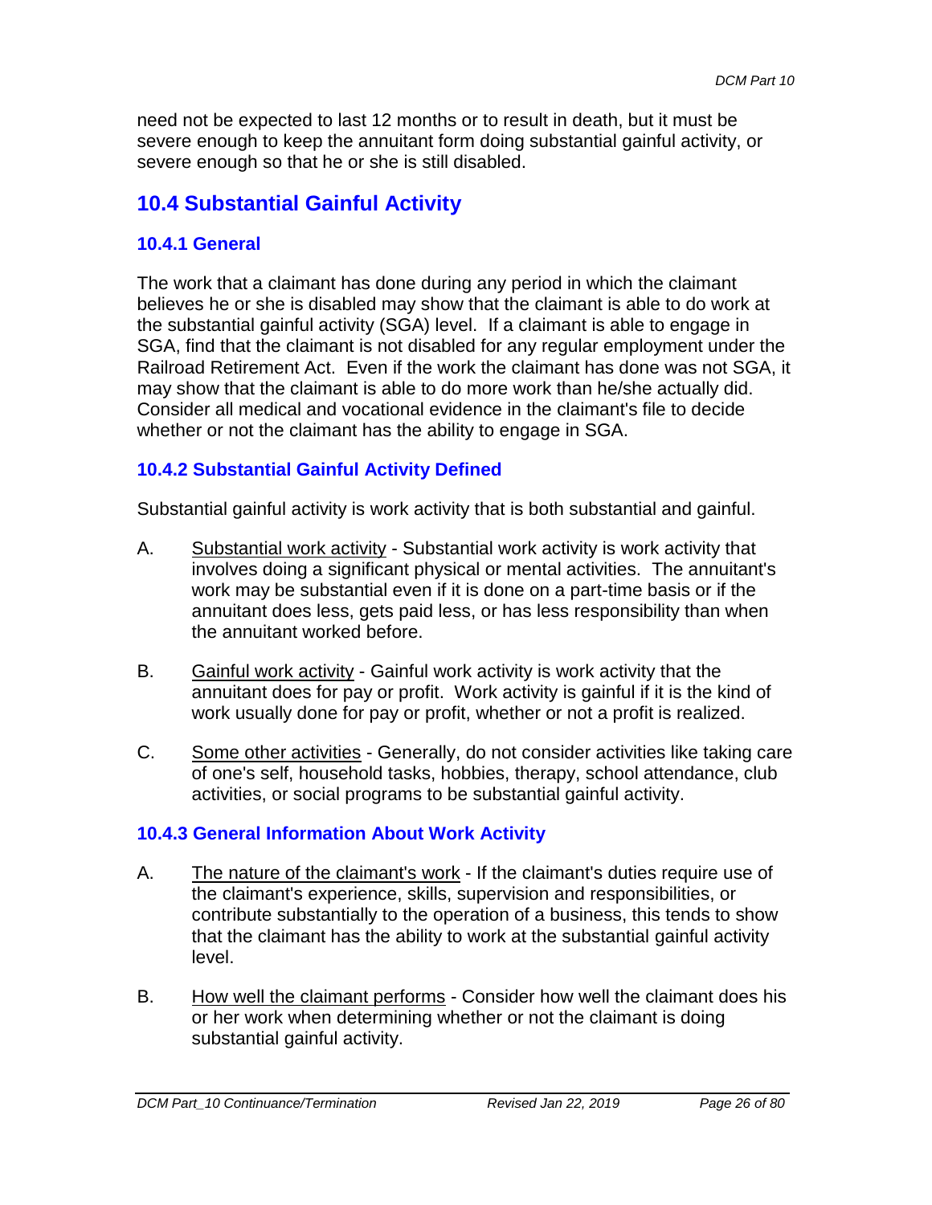need not be expected to last 12 months or to result in death, but it must be severe enough to keep the annuitant form doing substantial gainful activity, or severe enough so that he or she is still disabled.

## 10.4 Substantial Gainful Activity

### 10.4.1 General

The work that a claimant has done during any period in which the claimant believes he or she is disabled may show that the claimant is able to do work at the substantial gainful activity (SGA) level. If a claimant is able to engage in SGA, find that the claimant is not disabled for any regular employment under the Railroad Retirement Act. Even if the work the claimant has done was not SGA, it may show that the claimant is able to do more work than he/she actually did. Consider all medical and vocational evidence in the claimant's file to decide whether or not the claimant has the ability to engage in SGA.

### 10.4.2 Substantial Gainful Activity Defined

Substantial gainful activity is work activity that is both substantial and gainful.

A. Substantial work activity - Substantial work activity is work activity that involves doing a significant physical or mental activities. The annuitant's work may be substantial even if it is done on a part-time basis or if the annuitant does less, gets paid less, or has less responsibility than when the annuitant worked before.

B. Gainful work activity - Gainful work activity is work activity that the annuitant does for pay or profit. Work activity is gainful if it is the kind of work usually done for pay or profit, whether or not a profit is realized.

C. Some other activities - Generally, do not consider activities like taking care of one's self, household tasks, hobbies, therapy, school attendance, club activities, or social programs to be substantial gainful activity.

### 10.4.3 General Information About Work Activity

A. The nature of the claimant's work - If the claimant's duties require use of the claimant's experience, skills, supervision and responsibilities, or contribute substantially to the operation of a business, this tends to show that the claimant has the ability to work at the substantial gainful activity level.

B. How well the claimant performs - Consider how well the claimant does his or her work when determining whether or not the claimant is doing substantial gainful activity.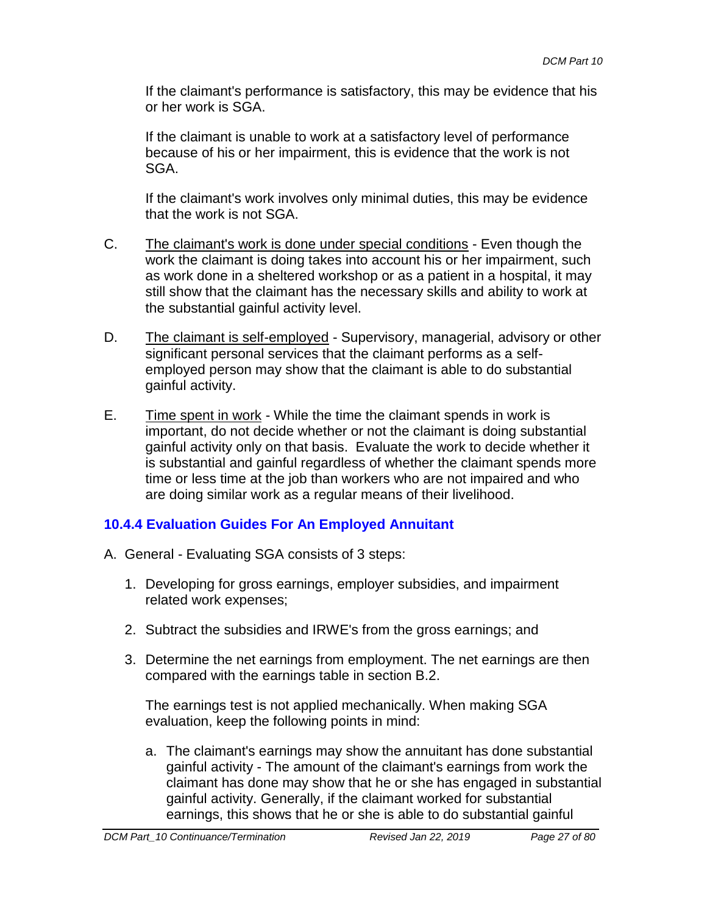If the claimant's performance is satisfactory, this may be evidence that his or her work is SGA.

If the claimant is unable to work at a satisfactory level of performance because of his or her impairment, this is evidence that the work is not SGA.

If the claimant's work involves only minimal duties, this may be evidence that the work is not SGA.

C. <u>The claimant's work is done under special conditions</u> - Even though the work the claimant is doing takes into account his or her impairment, such as work done in a sheltered workshop or as a patient in a hospital, it may still show that the claimant has the necessary skills and ability to work at the substantial gainful activity level.

D. <u>The claimant is self-employed</u> - Supervisory, managerial, advisory or other significant personal services that the claimant performs as a self-employed person may show that the claimant is able to do substantial gainful activity.

E. <u>Time spent in work</u> - While the time the claimant spends in work is important, do not decide whether or not the claimant is doing substantial gainful activity only on that basis. Evaluate the work to decide whether it is substantial and gainful regardless of whether the claimant spends more time or less time at the job than workers who are not impaired and who are doing similar work as a regular means of their livelihood.

### 10.4.4 Evaluation Guides For An Employed Annuitant

A. General - Evaluating SGA consists of 3 steps:

1. Developing for gross earnings, employer subsidies, and impairment related work expenses;
2. Subtract the subsidies and IRWE's from the gross earnings; and
3. Determine the net earnings from employment. The net earnings are then compared with the earnings table in section B.2.

   The earnings test is not applied mechanically. When making SGA evaluation, keep the following points in mind:

   a. The claimant's earnings may show the annuitant has done substantial gainful activity - The amount of the claimant's earnings from work the claimant has done may show that he or she has engaged in substantial gainful activity. Generally, if the claimant worked for substantial earnings, this shows that he or she is able to do substantial gainful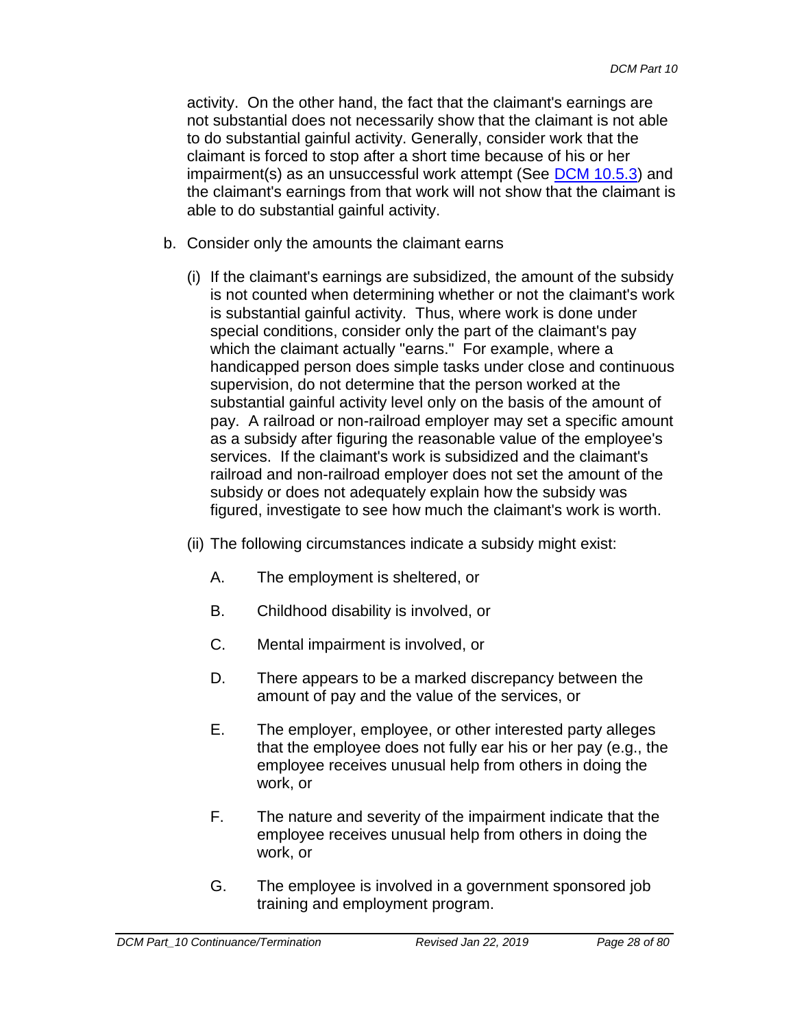activity. On the other hand, the fact that the claimant's earnings are not substantial does not necessarily show that the claimant is not able to do substantial gainful activity. Generally, consider work that the claimant is forced to stop after a short time because of his or her impairment(s) as an unsuccessful work attempt (See DCM 10.5.3) and the claimant's earnings from that work will not show that the claimant is able to do substantial gainful activity.

b. Consider only the amounts the claimant earns

   (i) If the claimant's earnings are subsidized, the amount of the subsidy is not counted when determining whether or not the claimant's work is substantial gainful activity. Thus, where work is done under special conditions, consider only the part of the claimant's pay which the claimant actually "earns." For example, where a handicapped person does simple tasks under close and continuous supervision, do not determine that the person worked at the substantial gainful activity level only on the basis of the amount of pay. A railroad or non-railroad employer may set a specific amount as a subsidy after figuring the reasonable value of the employee's services. If the claimant's work is subsidized and the claimant's railroad and non-railroad employer does not set the amount of the subsidy or does not adequately explain how the subsidy was figured, investigate to see how much the claimant's work is worth.

   (ii) The following circumstances indicate a subsidy might exist:

      A. The employment is sheltered, or

      B. Childhood disability is involved, or

      C. Mental impairment is involved, or

      D. There appears to be a marked discrepancy between the amount of pay and the value of the services, or

      E. The employer, employee, or other interested party alleges that the employee does not fully ear his or her pay (e.g., the employee receives unusual help from others in doing the work, or

      F. The nature and severity of the impairment indicate that the employee receives unusual help from others in doing the work, or

      G. The employee is involved in a government sponsored job training and employment program.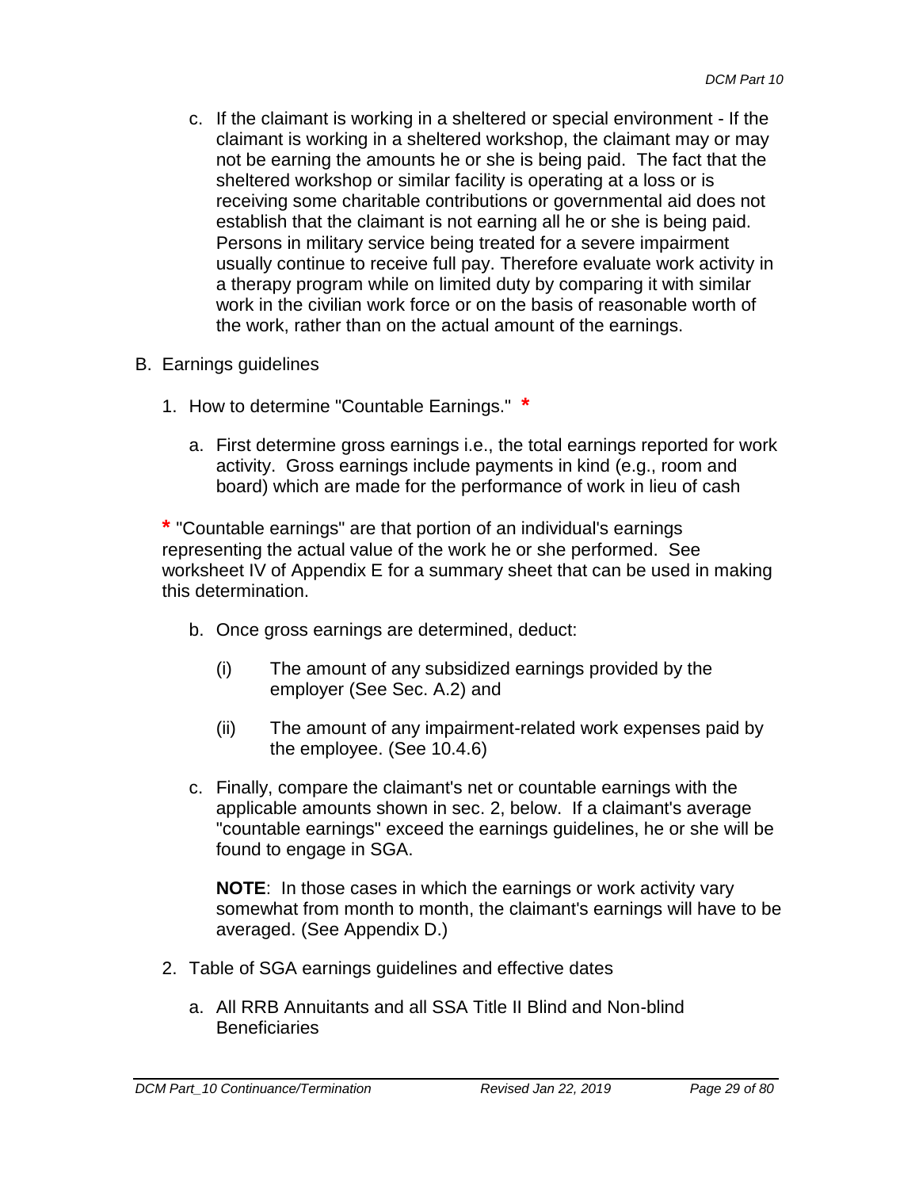c. If the claimant is working in a sheltered or special environment - If the claimant is working in a sheltered workshop, the claimant may or may not be earning the amounts he or she is being paid. The fact that the sheltered workshop or similar facility is operating at a loss or is receiving some charitable contributions or governmental aid does not establish that the claimant is not earning all he or she is being paid. Persons in military service being treated for a severe impairment usually continue to receive full pay. Therefore evaluate work activity in a therapy program while on limited duty by comparing it with similar work in the civilian work force or on the basis of reasonable worth of the work, rather than on the actual amount of the earnings.

B. Earnings guidelines

1. How to determine "Countable Earnings." *

   a. First determine gross earnings i.e., the total earnings reported for work activity. Gross earnings include payments in kind (e.g., room and board) which are made for the performance of work in lieu of cash

* "Countable earnings" are that portion of an individual's earnings representing the actual value of the work he or she performed. See worksheet IV of Appendix E for a summary sheet that can be used in making this determination.

   b. Once gross earnings are determined, deduct:

      (i) The amount of any subsidized earnings provided by the employer (See Sec. A.2) and

      (ii) The amount of any impairment-related work expenses paid by the employee. (See 10.4.6)

   c. Finally, compare the claimant's net or countable earnings with the applicable amounts shown in sec. 2, below. If a claimant's average "countable earnings" exceed the earnings guidelines, he or she will be found to engage in SGA.

      **NOTE**: In those cases in which the earnings or work activity vary somewhat from month to month, the claimant's earnings will have to be averaged. (See Appendix D.)

2. Table of SGA earnings guidelines and effective dates

   a. All RRB Annuitants and all SSA Title II Blind and Non-blind Beneficiaries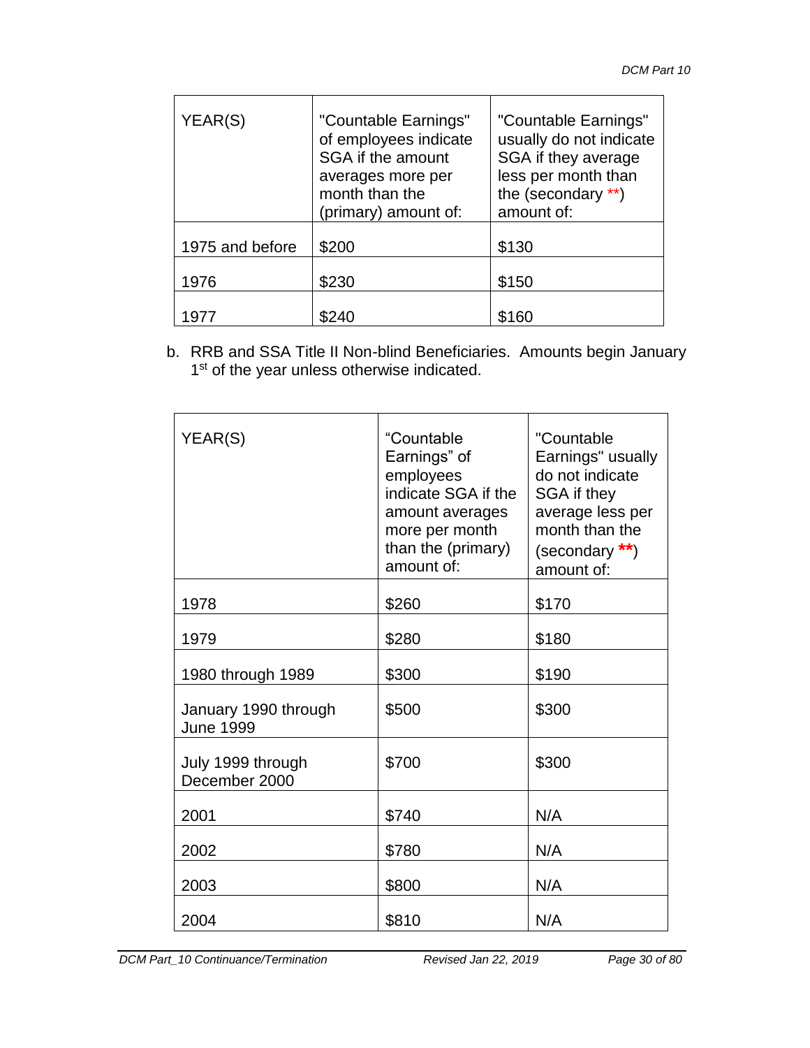| YEAR(S) | "Countable Earnings" of employees indicate SGA if the amount averages more per month than the (primary) amount of: | "Countable Earnings" usually do not indicate SGA if they average less per month than the (secondary **) amount of: |
|---|---|---|
| 1975 and before | $200 | $130 |
| 1976 | $230 | $150 |
| 1977 | $240 | $160 |

b. RRB and SSA Title II Non-blind Beneficiaries. Amounts begin January 1st of the year unless otherwise indicated.

| YEAR(S) | "Countable Earnings" of employees indicate SGA if the amount averages more per month than the (primary) amount of: | "Countable Earnings" usually do not indicate SGA if they average less per month than the (secondary **) amount of: |
|---|---|---|
| 1978 | $260 | $170 |
| 1979 | $280 | $180 |
| 1980 through 1989 | $300 | $190 |
| January 1990 through June 1999 | $500 | $300 |
| July 1999 through December 2000 | $700 | $300 |
| 2001 | $740 | N/A |
| 2002 | $780 | N/A |
| 2003 | $800 | N/A |
| 2004 | $810 | N/A |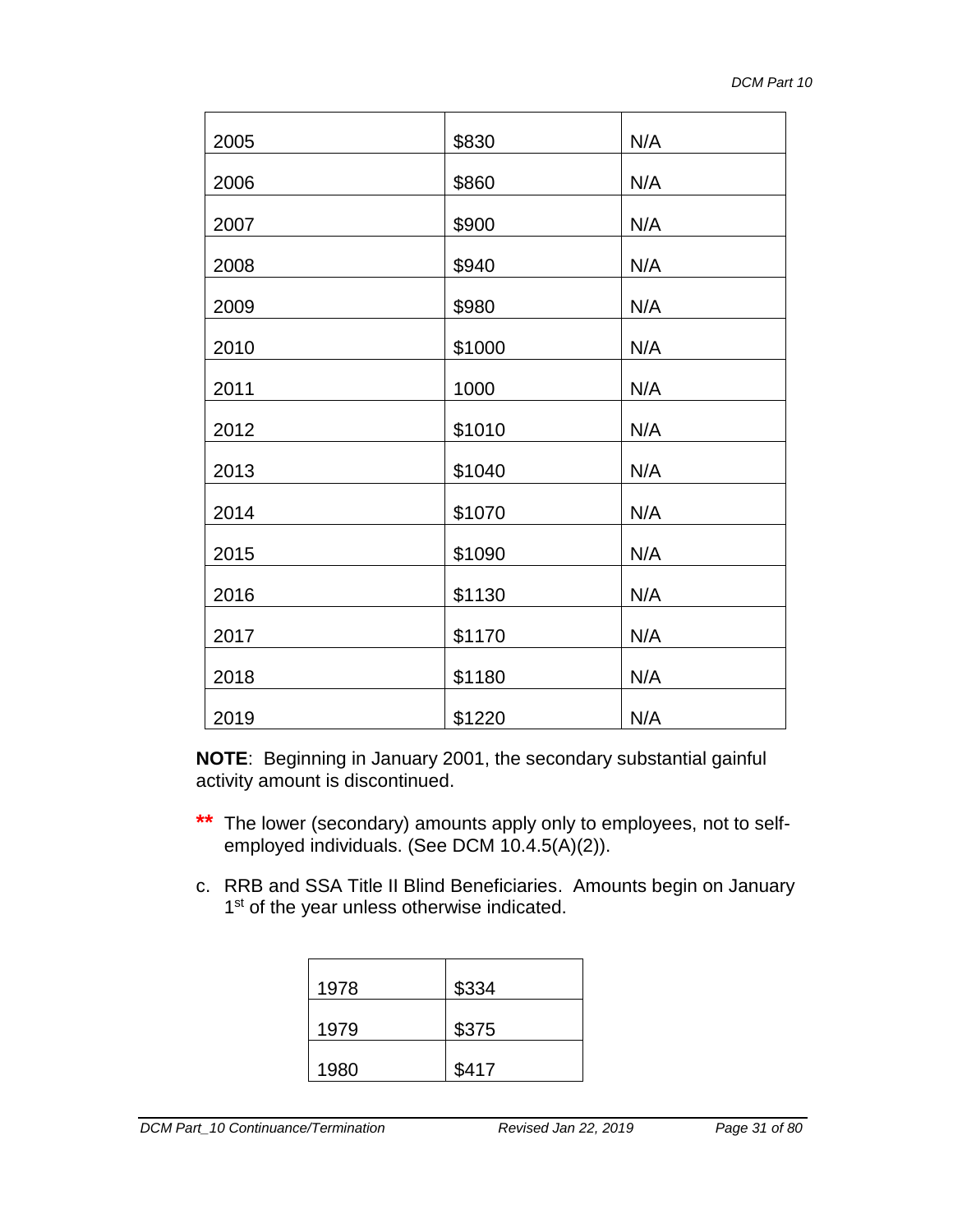| | | |
|---|---|---|
| 2005 | $830 | N/A |
| 2006 | $860 | N/A |
| 2007 | $900 | N/A |
| 2008 | $940 | N/A |
| 2009 | $980 | N/A |
| 2010 | $1000 | N/A |
| 2011 | 1000 | N/A |
| 2012 | $1010 | N/A |
| 2013 | $1040 | N/A |
| 2014 | $1070 | N/A |
| 2015 | $1090 | N/A |
| 2016 | $1130 | N/A |
| 2017 | $1170 | N/A |
| 2018 | $1180 | N/A |
| 2019 | $1220 | N/A |

**NOTE**: Beginning in January 2001, the secondary substantial gainful activity amount is discontinued.

** The lower (secondary) amounts apply only to employees, not to self-employed individuals. (See DCM 10.4.5(A)(2)).

c. RRB and SSA Title II Blind Beneficiaries. Amounts begin on January 1st of the year unless otherwise indicated.

| | |
|---|---|
| 1978 | $334 |
| 1979 | $375 |
| 1980 | $417 |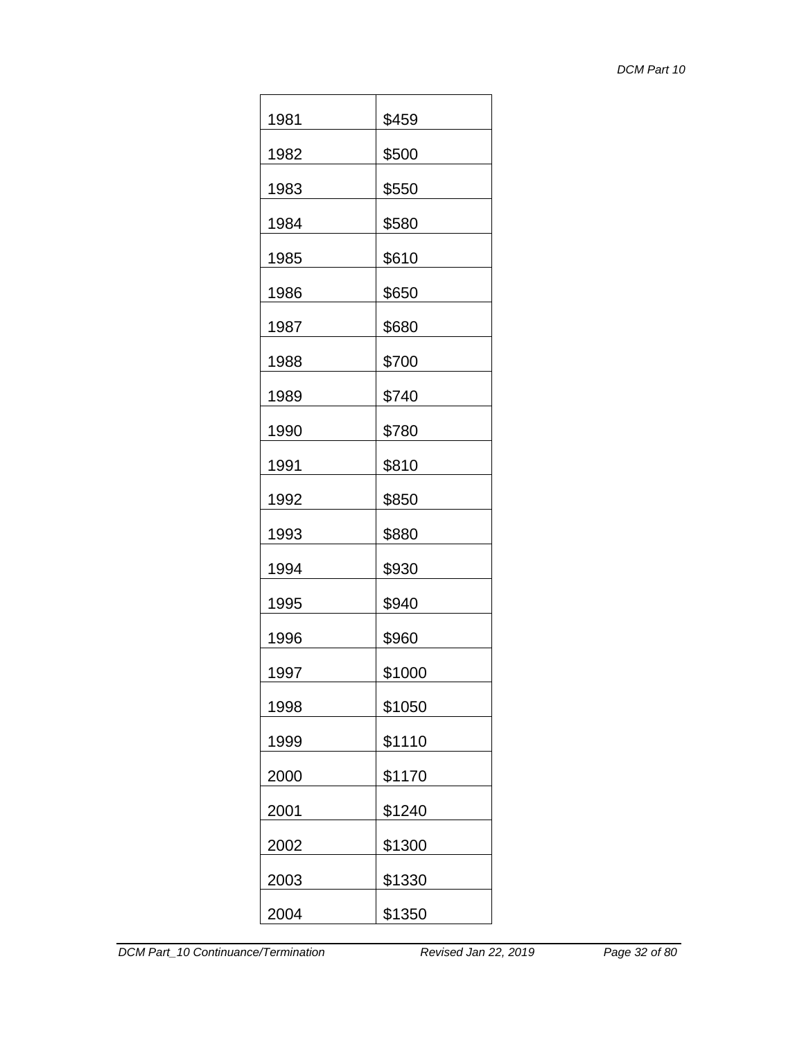| 1981 | $459 |
|---|---|
| 1982 | $500 |
| 1983 | $550 |
| 1984 | $580 |
| 1985 | $610 |
| 1986 | $650 |
| 1987 | $680 |
| 1988 | $700 |
| 1989 | $740 |
| 1990 | $780 |
| 1991 | $810 |
| 1992 | $850 |
| 1993 | $880 |
| 1994 | $930 |
| 1995 | $940 |
| 1996 | $960 |
| 1997 | $1000 |
| 1998 | $1050 |
| 1999 | $1110 |
| 2000 | $1170 |
| 2001 | $1240 |
| 2002 | $1300 |
| 2003 | $1330 |
| 2004 | $1350 |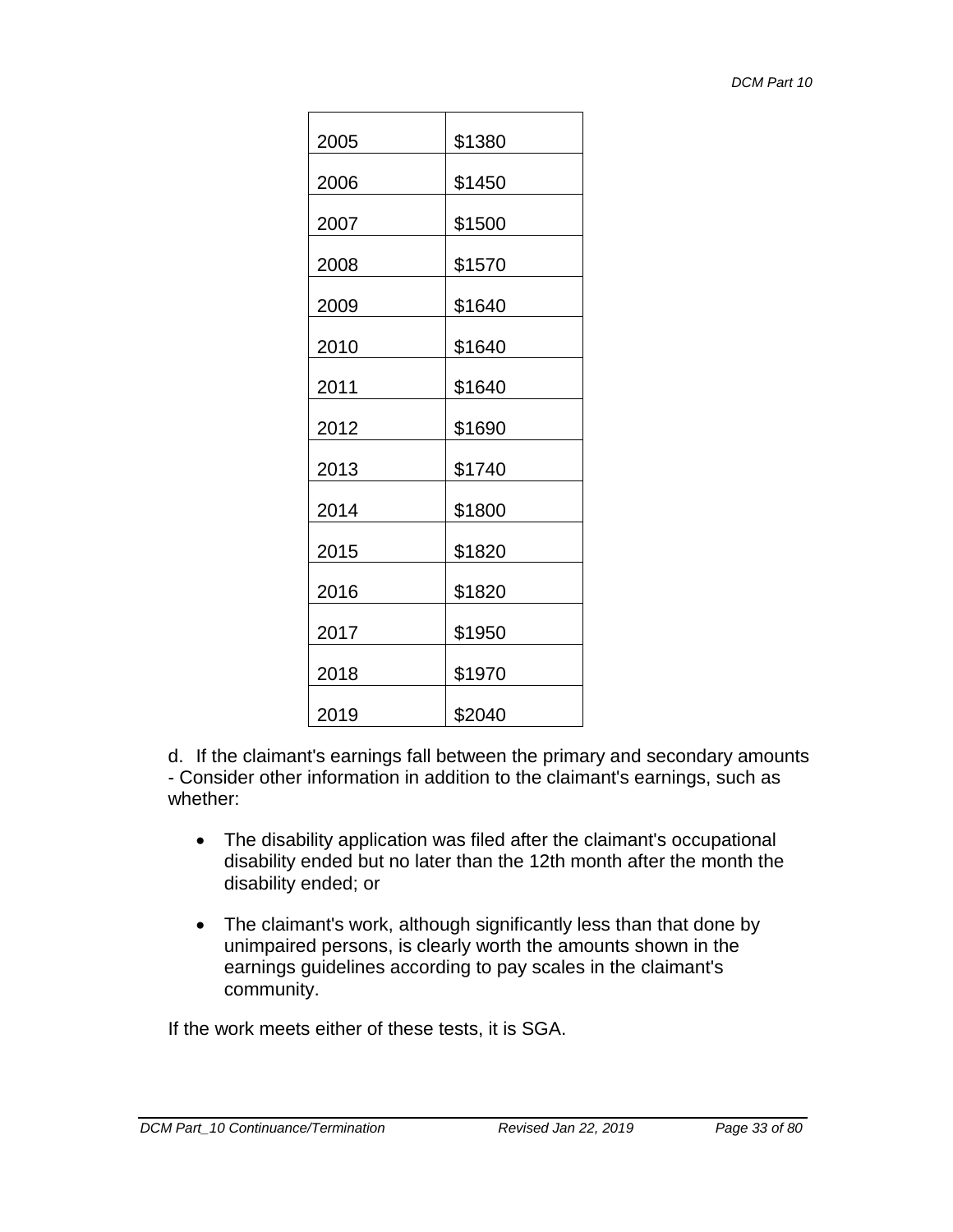| | |
|---|---|
| 2005 | $1380 |
| 2006 | $1450 |
| 2007 | $1500 |
| 2008 | $1570 |
| 2009 | $1640 |
| 2010 | $1640 |
| 2011 | $1640 |
| 2012 | $1690 |
| 2013 | $1740 |
| 2014 | $1800 |
| 2015 | $1820 |
| 2016 | $1820 |
| 2017 | $1950 |
| 2018 | $1970 |
| 2019 | $2040 |

d. If the claimant's earnings fall between the primary and secondary amounts - Consider other information in addition to the claimant's earnings, such as whether:

- The disability application was filed after the claimant's occupational disability ended but no later than the 12th month after the month the disability ended; or
- The claimant's work, although significantly less than that done by unimpaired persons, is clearly worth the amounts shown in the earnings guidelines according to pay scales in the claimant's community.

If the work meets either of these tests, it is SGA.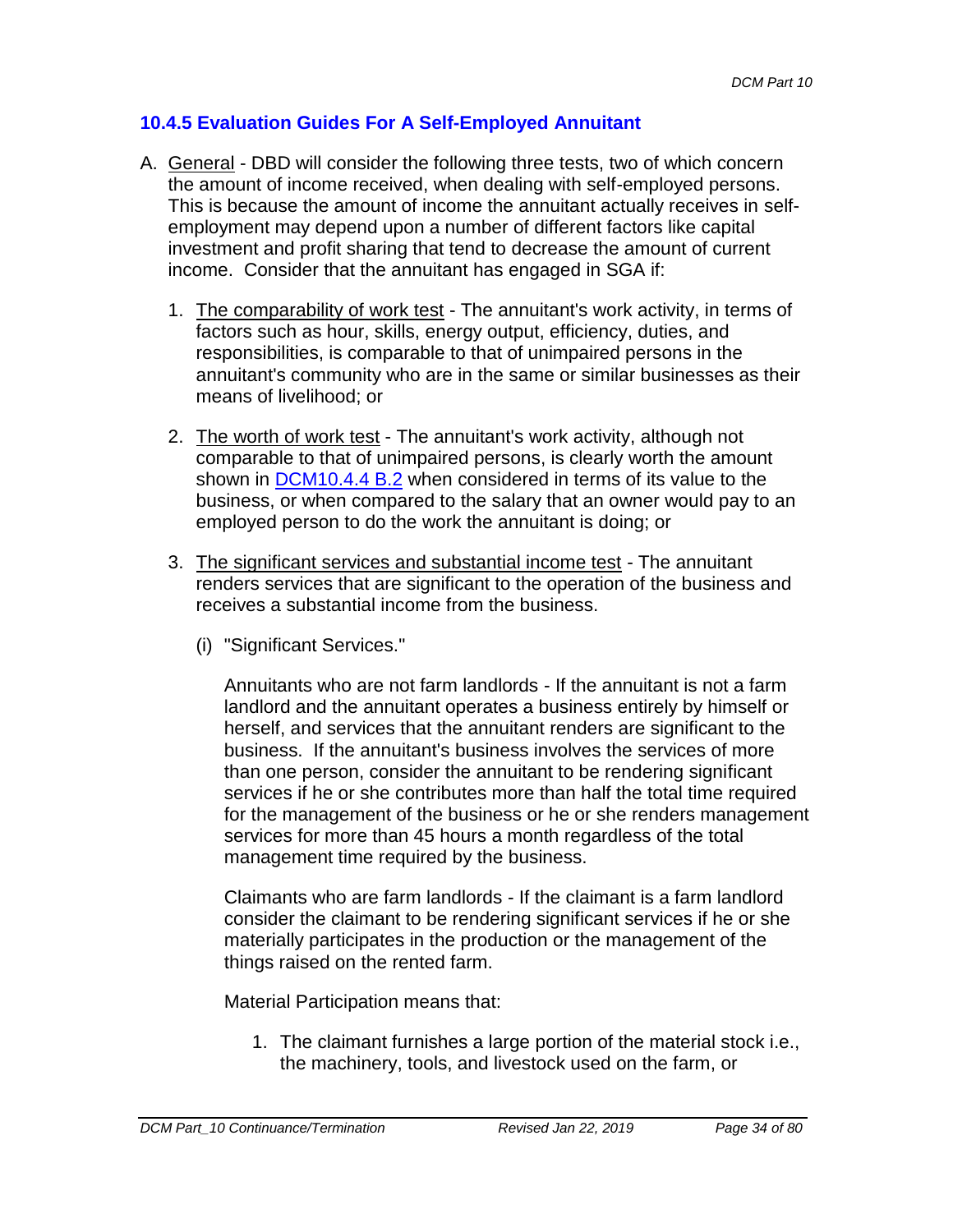### 10.4.5 Evaluation Guides For A Self-Employed Annuitant

A. General - DBD will consider the following three tests, two of which concern the amount of income received, when dealing with self-employed persons. This is because the amount of income the annuitant actually receives in self-employment may depend upon a number of different factors like capital investment and profit sharing that tend to decrease the amount of current income. Consider that the annuitant has engaged in SGA if:

1. The comparability of work test - The annuitant's work activity, in terms of factors such as hour, skills, energy output, efficiency, duties, and responsibilities, is comparable to that of unimpaired persons in the annuitant's community who are in the same or similar businesses as their means of livelihood; or

2. The worth of work test - The annuitant's work activity, although not comparable to that of unimpaired persons, is clearly worth the amount shown in DCM10.4.4 B.2 when considered in terms of its value to the business, or when compared to the salary that an owner would pay to an employed person to do the work the annuitant is doing; or

3. The significant services and substantial income test - The annuitant renders services that are significant to the operation of the business and receives a substantial income from the business.

   (i) "Significant Services."

   Annuitants who are not farm landlords - If the annuitant is not a farm landlord and the annuitant operates a business entirely by himself or herself, and services that the annuitant renders are significant to the business. If the annuitant's business involves the services of more than one person, consider the annuitant to be rendering significant services if he or she contributes more than half the total time required for the management of the business or he or she renders management services for more than 45 hours a month regardless of the total management time required by the business.

   Claimants who are farm landlords - If the claimant is a farm landlord consider the claimant to be rendering significant services if he or she materially participates in the production or the management of the things raised on the rented farm.

   Material Participation means that:

   1. The claimant furnishes a large portion of the material stock i.e., the machinery, tools, and livestock used on the farm, or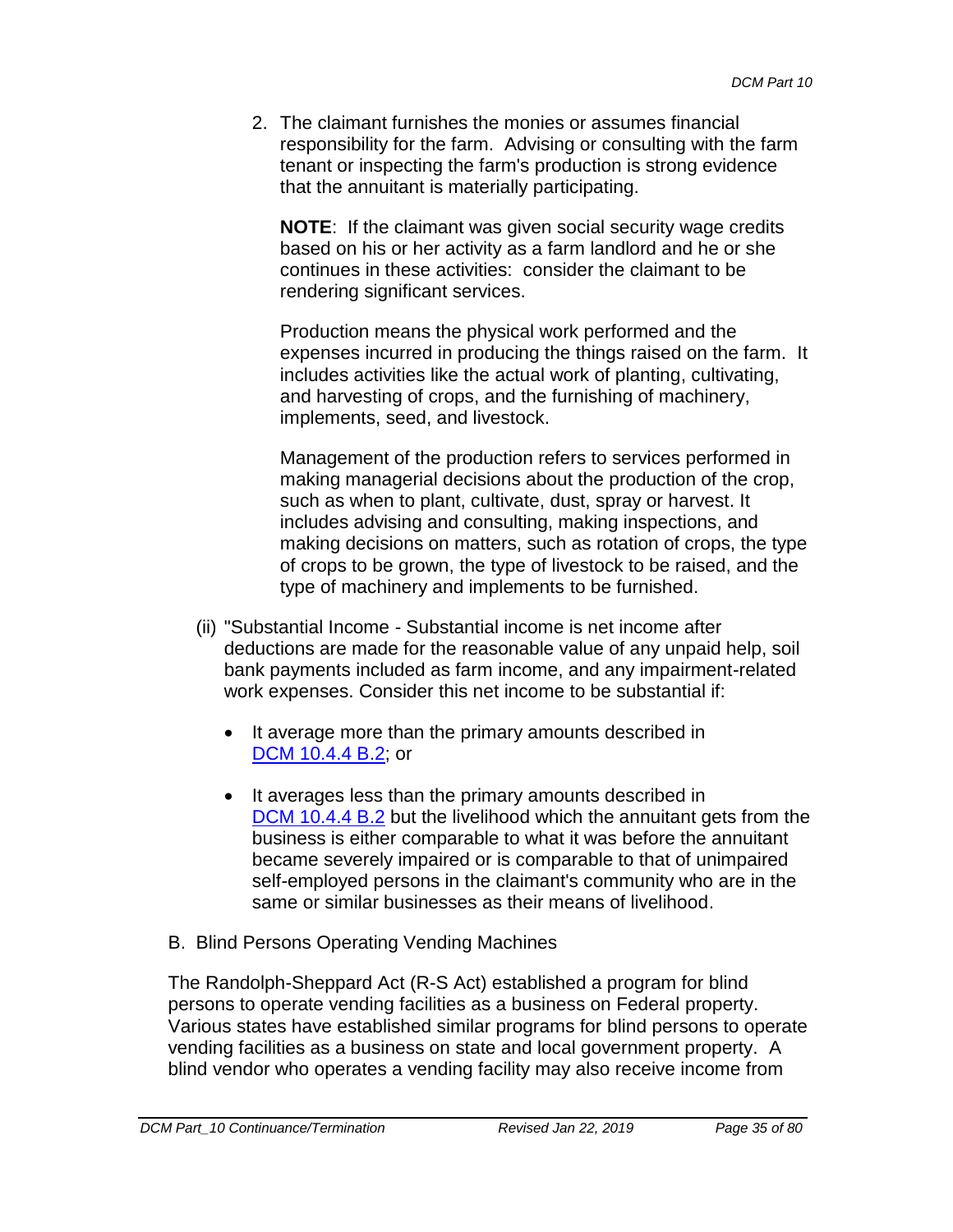2. The claimant furnishes the monies or assumes financial responsibility for the farm. Advising or consulting with the farm tenant or inspecting the farm's production is strong evidence that the annuitant is materially participating.

   **NOTE**: If the claimant was given social security wage credits based on his or her activity as a farm landlord and he or she continues in these activities: consider the claimant to be rendering significant services.

   Production means the physical work performed and the expenses incurred in producing the things raised on the farm. It includes activities like the actual work of planting, cultivating, and harvesting of crops, and the furnishing of machinery, implements, seed, and livestock.

   Management of the production refers to services performed in making managerial decisions about the production of the crop, such as when to plant, cultivate, dust, spray or harvest. It includes advising and consulting, making inspections, and making decisions on matters, such as rotation of crops, the type of crops to be grown, the type of livestock to be raised, and the type of machinery and implements to be furnished.

(ii) "Substantial Income - Substantial income is net income after deductions are made for the reasonable value of any unpaid help, soil bank payments included as farm income, and any impairment-related work expenses. Consider this net income to be substantial if:

- It average more than the primary amounts described in DCM 10.4.4 B.2; or
- It averages less than the primary amounts described in DCM 10.4.4 B.2 but the livelihood which the annuitant gets from the business is either comparable to what it was before the annuitant became severely impaired or is comparable to that of unimpaired self-employed persons in the claimant's community who are in the same or similar businesses as their means of livelihood.

B. Blind Persons Operating Vending Machines

The Randolph-Sheppard Act (R-S Act) established a program for blind persons to operate vending facilities as a business on Federal property. Various states have established similar programs for blind persons to operate vending facilities as a business on state and local government property. A blind vendor who operates a vending facility may also receive income from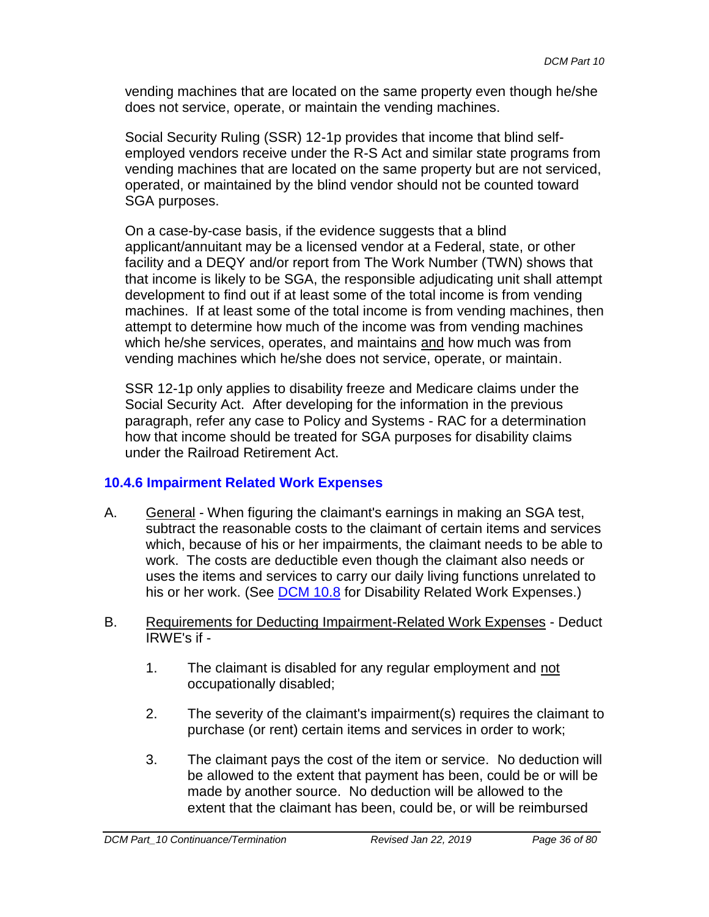vending machines that are located on the same property even though he/she does not service, operate, or maintain the vending machines.

Social Security Ruling (SSR) 12-1p provides that income that blind self-employed vendors receive under the R-S Act and similar state programs from vending machines that are located on the same property but are not serviced, operated, or maintained by the blind vendor should not be counted toward SGA purposes.

On a case-by-case basis, if the evidence suggests that a blind applicant/annuitant may be a licensed vendor at a Federal, state, or other facility and a DEQY and/or report from The Work Number (TWN) shows that that income is likely to be SGA, the responsible adjudicating unit shall attempt development to find out if at least some of the total income is from vending machines. If at least some of the total income is from vending machines, then attempt to determine how much of the income was from vending machines which he/she services, operates, and maintains <u>and</u> how much was from vending machines which he/she does not service, operate, or maintain.

SSR 12-1p only applies to disability freeze and Medicare claims under the Social Security Act. After developing for the information in the previous paragraph, refer any case to Policy and Systems - RAC for a determination how that income should be treated for SGA purposes for disability claims under the Railroad Retirement Act.

### 10.4.6 Impairment Related Work Expenses

A. <u>General</u> - When figuring the claimant's earnings in making an SGA test, subtract the reasonable costs to the claimant of certain items and services which, because of his or her impairments, the claimant needs to be able to work. The costs are deductible even though the claimant also needs or uses the items and services to carry our daily living functions unrelated to his or her work. (See DCM 10.8 for Disability Related Work Expenses.)

B. <u>Requirements for Deducting Impairment-Related Work Expenses</u> - Deduct IRWE's if -

   1. The claimant is disabled for any regular employment and <u>not</u> occupationally disabled;

   2. The severity of the claimant's impairment(s) requires the claimant to purchase (or rent) certain items and services in order to work;

   3. The claimant pays the cost of the item or service. No deduction will be allowed to the extent that payment has been, could be or will be made by another source. No deduction will be allowed to the extent that the claimant has been, could be, or will be reimbursed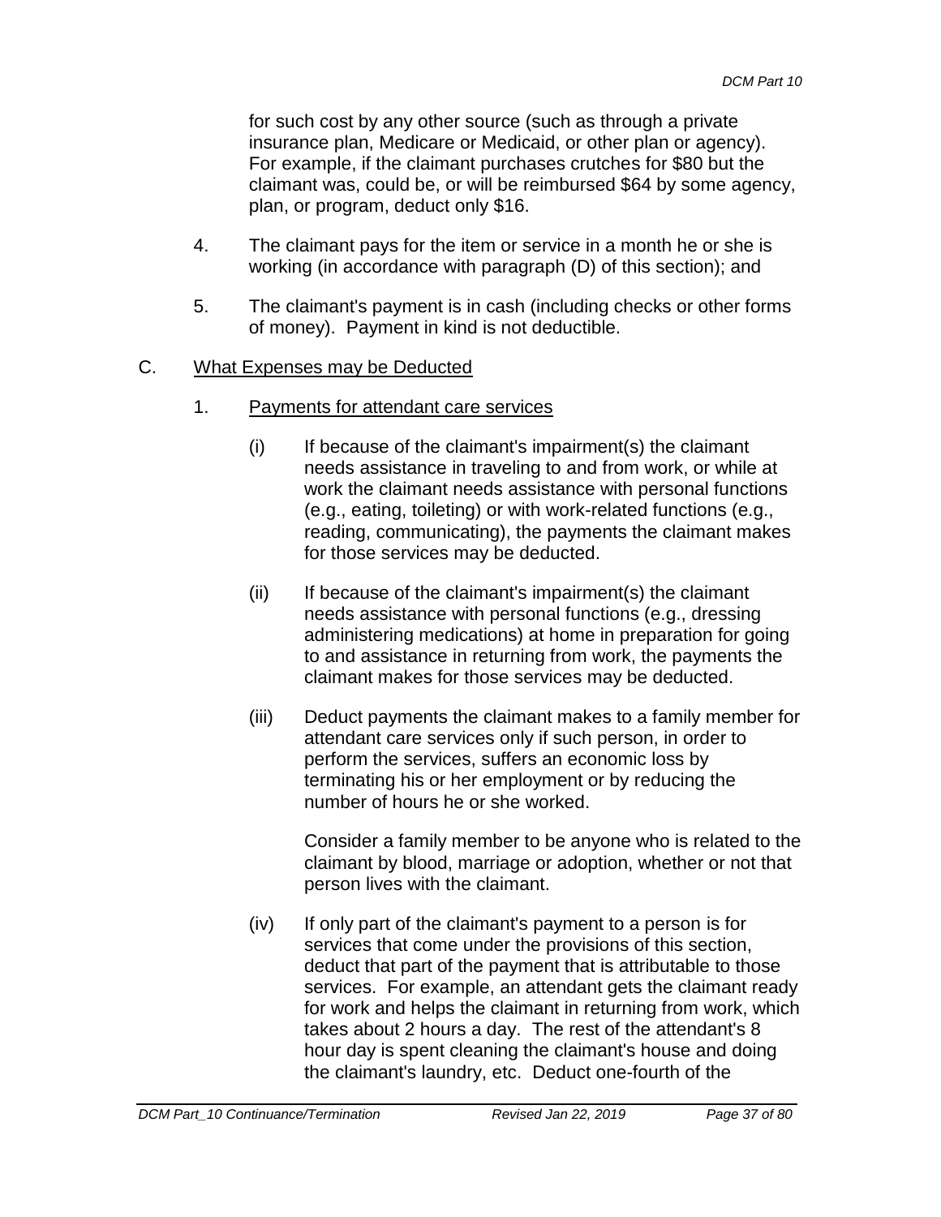for such cost by any other source (such as through a private insurance plan, Medicare or Medicaid, or other plan or agency). For example, if the claimant purchases crutches for $80 but the claimant was, could be, or will be reimbursed $64 by some agency, plan, or program, deduct only $16.

4. The claimant pays for the item or service in a month he or she is working (in accordance with paragraph (D) of this section); and

5. The claimant's payment is in cash (including checks or other forms of money). Payment in kind is not deductible.

C. <u>What Expenses may be Deducted</u>

1. <u>Payments for attendant care services</u>

(i) If because of the claimant's impairment(s) the claimant needs assistance in traveling to and from work, or while at work the claimant needs assistance with personal functions (e.g., eating, toileting) or with work-related functions (e.g., reading, communicating), the payments the claimant makes for those services may be deducted.

(ii) If because of the claimant's impairment(s) the claimant needs assistance with personal functions (e.g., dressing administering medications) at home in preparation for going to and assistance in returning from work, the payments the claimant makes for those services may be deducted.

(iii) Deduct payments the claimant makes to a family member for attendant care services only if such person, in order to perform the services, suffers an economic loss by terminating his or her employment or by reducing the number of hours he or she worked.

Consider a family member to be anyone who is related to the claimant by blood, marriage or adoption, whether or not that person lives with the claimant.

(iv) If only part of the claimant's payment to a person is for services that come under the provisions of this section, deduct that part of the payment that is attributable to those services. For example, an attendant gets the claimant ready for work and helps the claimant in returning from work, which takes about 2 hours a day. The rest of the attendant's 8 hour day is spent cleaning the claimant's house and doing the claimant's laundry, etc. Deduct one-fourth of the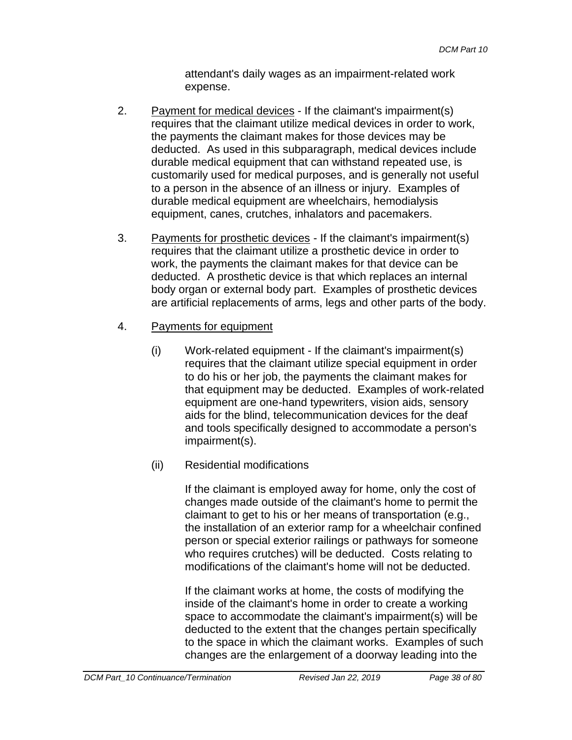attendant's daily wages as an impairment-related work expense.

2. <u>Payment for medical devices</u> - If the claimant's impairment(s) requires that the claimant utilize medical devices in order to work, the payments the claimant makes for those devices may be deducted. As used in this subparagraph, medical devices include durable medical equipment that can withstand repeated use, is customarily used for medical purposes, and is generally not useful to a person in the absence of an illness or injury. Examples of durable medical equipment are wheelchairs, hemodialysis equipment, canes, crutches, inhalators and pacemakers.

3. <u>Payments for prosthetic devices</u> - If the claimant's impairment(s) requires that the claimant utilize a prosthetic device in order to work, the payments the claimant makes for that device can be deducted. A prosthetic device is that which replaces an internal body organ or external body part. Examples of prosthetic devices are artificial replacements of arms, legs and other parts of the body.

4. <u>Payments for equipment</u>

   (i) Work-related equipment - If the claimant's impairment(s) requires that the claimant utilize special equipment in order to do his or her job, the payments the claimant makes for that equipment may be deducted. Examples of work-related equipment are one-hand typewriters, vision aids, sensory aids for the blind, telecommunication devices for the deaf and tools specifically designed to accommodate a person's impairment(s).

   (ii) Residential modifications

   If the claimant is employed away for home, only the cost of changes made outside of the claimant's home to permit the claimant to get to his or her means of transportation (e.g., the installation of an exterior ramp for a wheelchair confined person or special exterior railings or pathways for someone who requires crutches) will be deducted. Costs relating to modifications of the claimant's home will not be deducted.

   If the claimant works at home, the costs of modifying the inside of the claimant's home in order to create a working space to accommodate the claimant's impairment(s) will be deducted to the extent that the changes pertain specifically to the space in which the claimant works. Examples of such changes are the enlargement of a doorway leading into the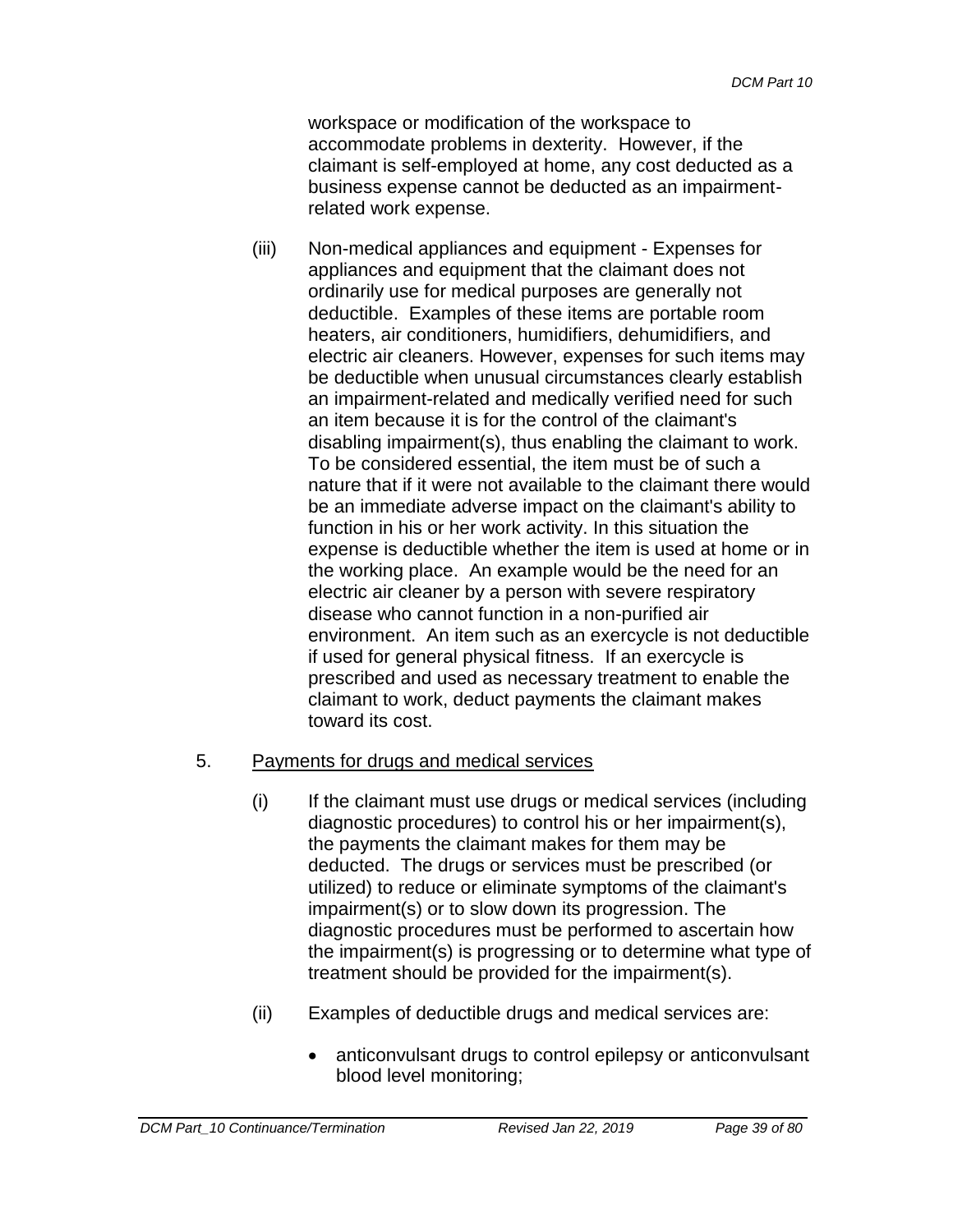workspace or modification of the workspace to accommodate problems in dexterity. However, if the claimant is self-employed at home, any cost deducted as a business expense cannot be deducted as an impairment-related work expense.

(iii) Non-medical appliances and equipment - Expenses for appliances and equipment that the claimant does not ordinarily use for medical purposes are generally not deductible. Examples of these items are portable room heaters, air conditioners, humidifiers, dehumidifiers, and electric air cleaners. However, expenses for such items may be deductible when unusual circumstances clearly establish an impairment-related and medically verified need for such an item because it is for the control of the claimant's disabling impairment(s), thus enabling the claimant to work. To be considered essential, the item must be of such a nature that if it were not available to the claimant there would be an immediate adverse impact on the claimant's ability to function in his or her work activity. In this situation the expense is deductible whether the item is used at home or in the working place. An example would be the need for an electric air cleaner by a person with severe respiratory disease who cannot function in a non-purified air environment. An item such as an exercycle is not deductible if used for general physical fitness. If an exercycle is prescribed and used as necessary treatment to enable the claimant to work, deduct payments the claimant makes toward its cost.

5. <u>Payments for drugs and medical services</u>

(i) If the claimant must use drugs or medical services (including diagnostic procedures) to control his or her impairment(s), the payments the claimant makes for them may be deducted. The drugs or services must be prescribed (or utilized) to reduce or eliminate symptoms of the claimant's impairment(s) or to slow down its progression. The diagnostic procedures must be performed to ascertain how the impairment(s) is progressing or to determine what type of treatment should be provided for the impairment(s).

(ii) Examples of deductible drugs and medical services are:

- anticonvulsant drugs to control epilepsy or anticonvulsant blood level monitoring;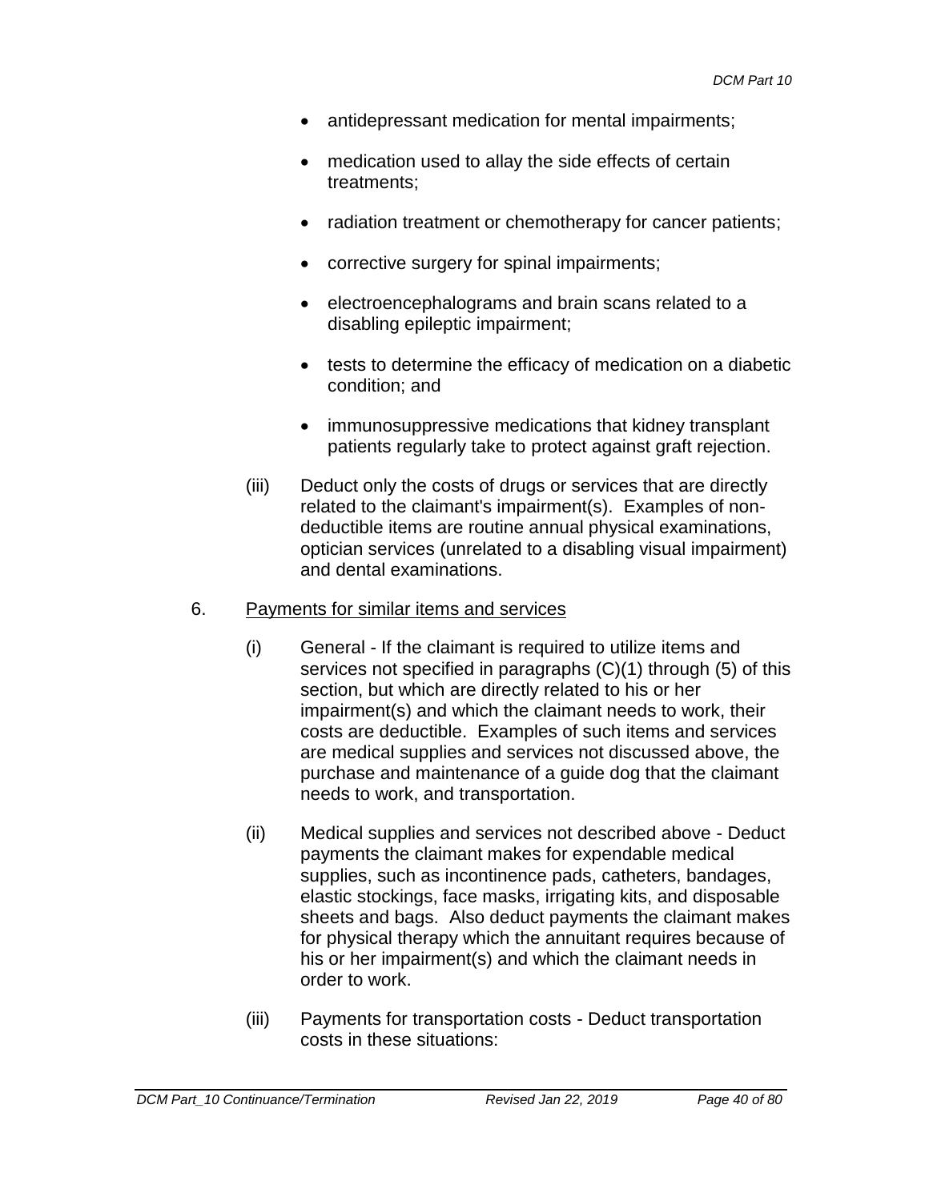- antidepressant medication for mental impairments;
- medication used to allay the side effects of certain treatments;
- radiation treatment or chemotherapy for cancer patients;
- corrective surgery for spinal impairments;
- electroencephalograms and brain scans related to a disabling epileptic impairment;
- tests to determine the efficacy of medication on a diabetic condition; and
- immunosuppressive medications that kidney transplant patients regularly take to protect against graft rejection.

(iii) Deduct only the costs of drugs or services that are directly related to the claimant's impairment(s). Examples of non-deductible items are routine annual physical examinations, optician services (unrelated to a disabling visual impairment) and dental examinations.

6. Payments for similar items and services

(i) General - If the claimant is required to utilize items and services not specified in paragraphs (C)(1) through (5) of this section, but which are directly related to his or her impairment(s) and which the claimant needs to work, their costs are deductible. Examples of such items and services are medical supplies and services not discussed above, the purchase and maintenance of a guide dog that the claimant needs to work, and transportation.

(ii) Medical supplies and services not described above - Deduct payments the claimant makes for expendable medical supplies, such as incontinence pads, catheters, bandages, elastic stockings, face masks, irrigating kits, and disposable sheets and bags. Also deduct payments the claimant makes for physical therapy which the annuitant requires because of his or her impairment(s) and which the claimant needs in order to work.

(iii) Payments for transportation costs - Deduct transportation costs in these situations: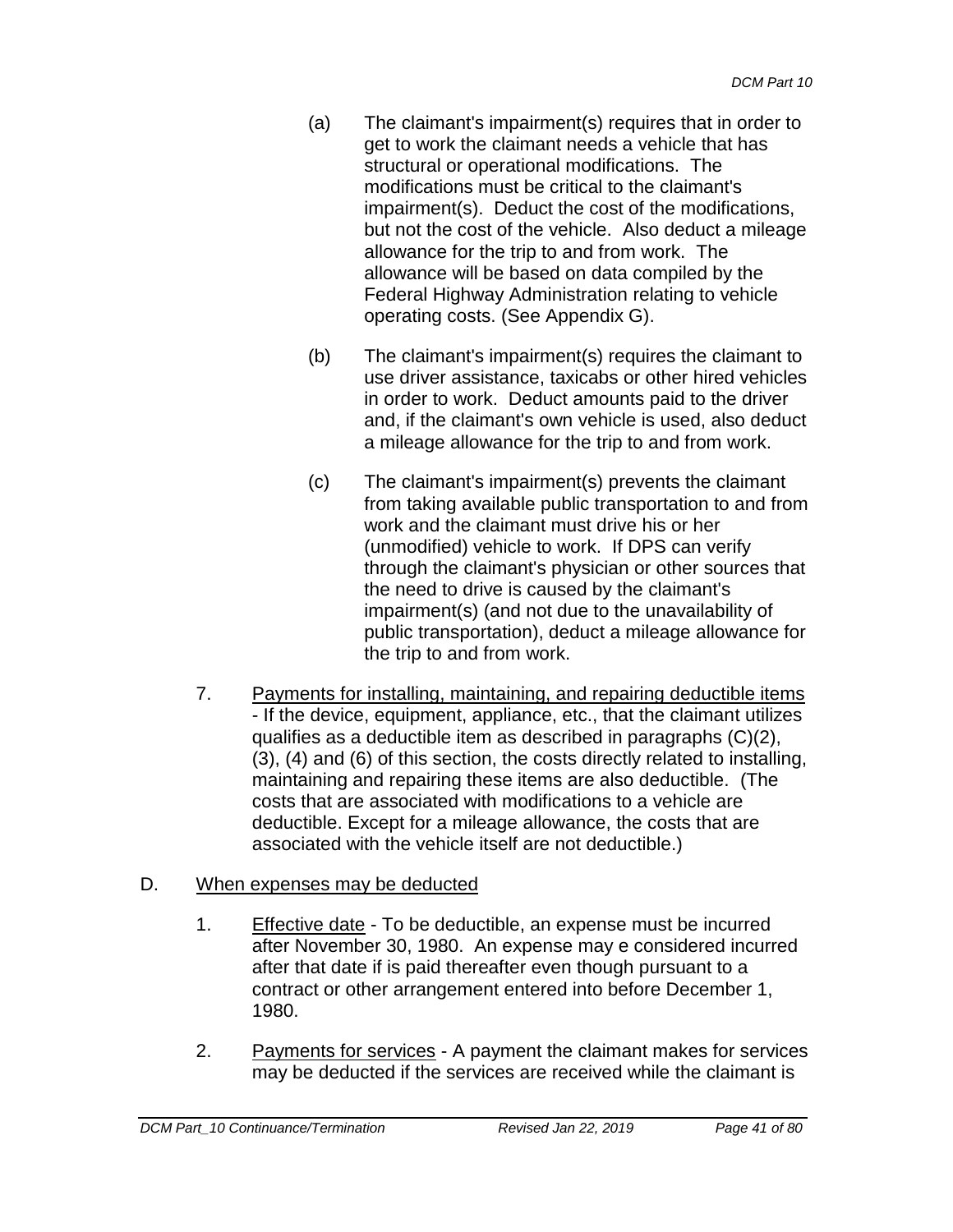(a) The claimant's impairment(s) requires that in order to get to work the claimant needs a vehicle that has structural or operational modifications. The modifications must be critical to the claimant's impairment(s). Deduct the cost of the modifications, but not the cost of the vehicle. Also deduct a mileage allowance for the trip to and from work. The allowance will be based on data compiled by the Federal Highway Administration relating to vehicle operating costs. (See Appendix G).

(b) The claimant's impairment(s) requires the claimant to use driver assistance, taxicabs or other hired vehicles in order to work. Deduct amounts paid to the driver and, if the claimant's own vehicle is used, also deduct a mileage allowance for the trip to and from work.

(c) The claimant's impairment(s) prevents the claimant from taking available public transportation to and from work and the claimant must drive his or her (unmodified) vehicle to work. If DPS can verify through the claimant's physician or other sources that the need to drive is caused by the claimant's impairment(s) (and not due to the unavailability of public transportation), deduct a mileage allowance for the trip to and from work.

7. <u>Payments for installing, maintaining, and repairing deductible items</u> - If the device, equipment, appliance, etc., that the claimant utilizes qualifies as a deductible item as described in paragraphs (C)(2), (3), (4) and (6) of this section, the costs directly related to installing, maintaining and repairing these items are also deductible. (The costs that are associated with modifications to a vehicle are deductible. Except for a mileage allowance, the costs that are associated with the vehicle itself are not deductible.)

D. <u>When expenses may be deducted</u>

1. <u>Effective date</u> - To be deductible, an expense must be incurred after November 30, 1980. An expense may e considered incurred after that date if is paid thereafter even though pursuant to a contract or other arrangement entered into before December 1, 1980.

2. <u>Payments for services</u> - A payment the claimant makes for services may be deducted if the services are received while the claimant is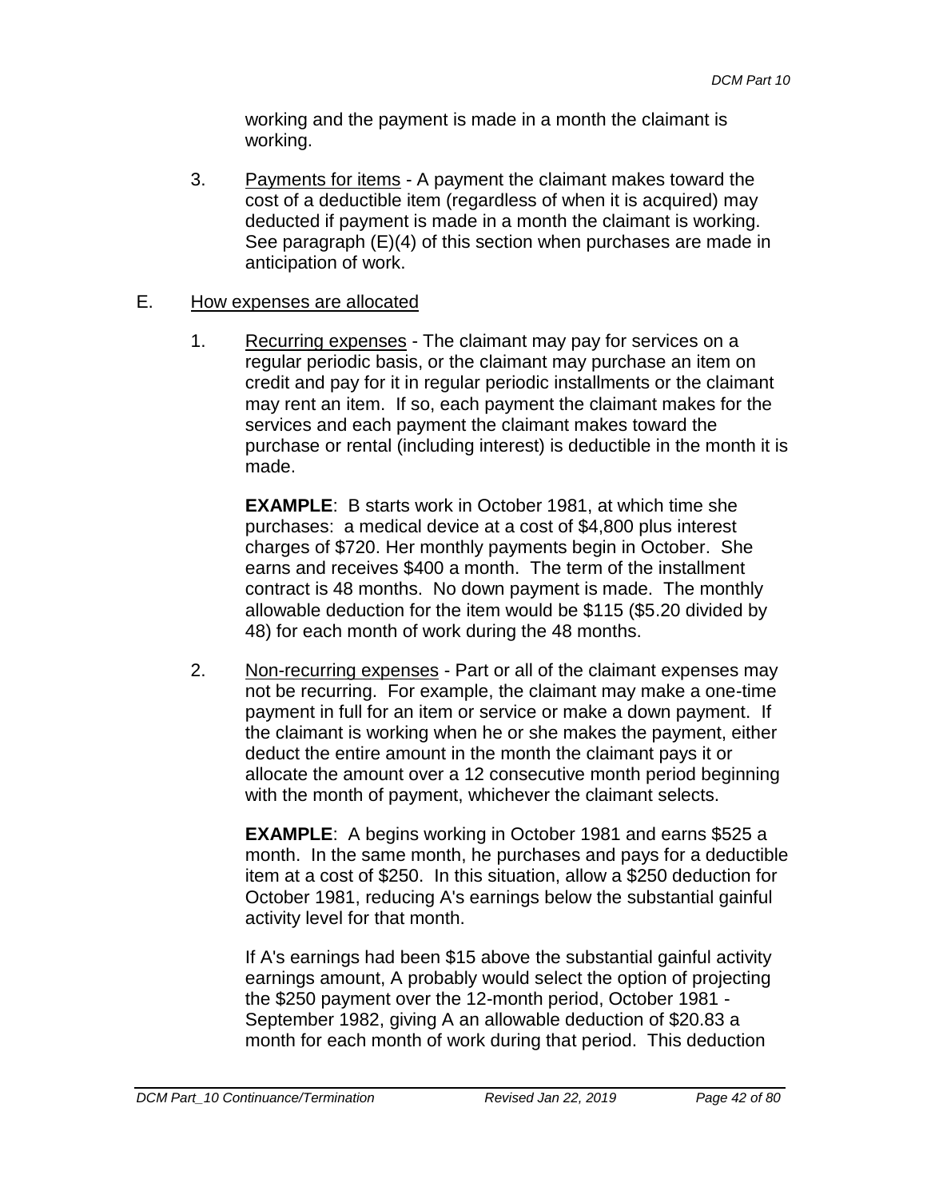working and the payment is made in a month the claimant is working.

3. Payments for items - A payment the claimant makes toward the cost of a deductible item (regardless of when it is acquired) may deducted if payment is made in a month the claimant is working. See paragraph (E)(4) of this section when purchases are made in anticipation of work.

E. How expenses are allocated

1. Recurring expenses - The claimant may pay for services on a regular periodic basis, or the claimant may purchase an item on credit and pay for it in regular periodic installments or the claimant may rent an item. If so, each payment the claimant makes for the services and each payment the claimant makes toward the purchase or rental (including interest) is deductible in the month it is made.

   **EXAMPLE**: B starts work in October 1981, at which time she purchases: a medical device at a cost of $4,800 plus interest charges of $720. Her monthly payments begin in October. She earns and receives $400 a month. The term of the installment contract is 48 months. No down payment is made. The monthly allowable deduction for the item would be $115 ($5.20 divided by 48) for each month of work during the 48 months.

2. Non-recurring expenses - Part or all of the claimant expenses may not be recurring. For example, the claimant may make a one-time payment in full for an item or service or make a down payment. If the claimant is working when he or she makes the payment, either deduct the entire amount in the month the claimant pays it or allocate the amount over a 12 consecutive month period beginning with the month of payment, whichever the claimant selects.

   **EXAMPLE**: A begins working in October 1981 and earns $525 a month. In the same month, he purchases and pays for a deductible item at a cost of $250. In this situation, allow a $250 deduction for October 1981, reducing A's earnings below the substantial gainful activity level for that month.

   If A's earnings had been $15 above the substantial gainful activity earnings amount, A probably would select the option of projecting the $250 payment over the 12-month period, October 1981 - September 1982, giving A an allowable deduction of $20.83 a month for each month of work during that period. This deduction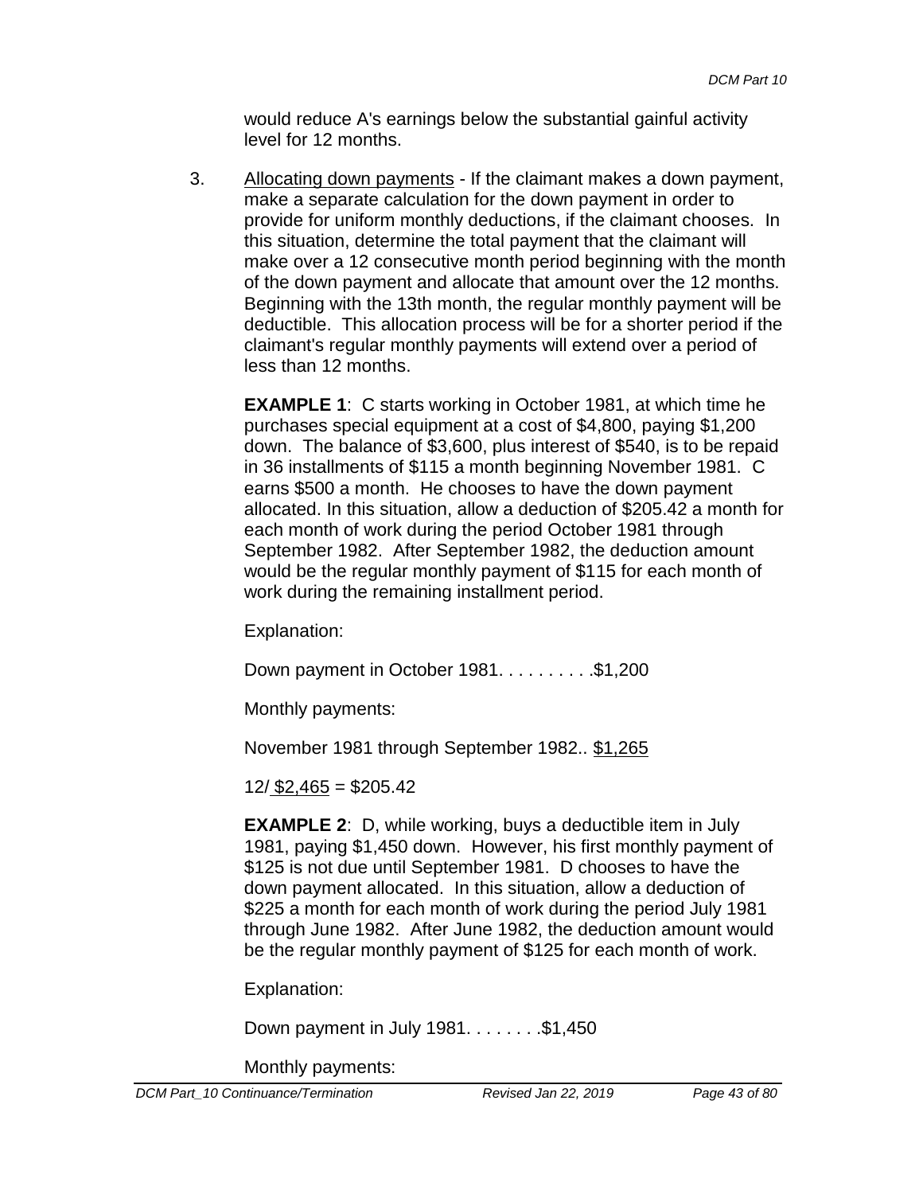would reduce A's earnings below the substantial gainful activity level for 12 months.

3. Allocating down payments - If the claimant makes a down payment, make a separate calculation for the down payment in order to provide for uniform monthly deductions, if the claimant chooses. In this situation, determine the total payment that the claimant will make over a 12 consecutive month period beginning with the month of the down payment and allocate that amount over the 12 months. Beginning with the 13th month, the regular monthly payment will be deductible. This allocation process will be for a shorter period if the claimant's regular monthly payments will extend over a period of less than 12 months.

   **EXAMPLE 1**: C starts working in October 1981, at which time he purchases special equipment at a cost of $4,800, paying $1,200 down. The balance of $3,600, plus interest of $540, is to be repaid in 36 installments of $115 a month beginning November 1981. C earns $500 a month. He chooses to have the down payment allocated. In this situation, allow a deduction of $205.42 a month for each month of work during the period October 1981 through September 1982. After September 1982, the deduction amount would be the regular monthly payment of $115 for each month of work during the remaining installment period.

   Explanation:

   Down payment in October 1981. . . . . . . . . .$1,200

   Monthly payments:

   November 1981 through September 1982.. $1,265

   12/ $2,465 = $205.42

   **EXAMPLE 2**: D, while working, buys a deductible item in July 1981, paying $1,450 down. However, his first monthly payment of $125 is not due until September 1981. D chooses to have the down payment allocated. In this situation, allow a deduction of $225 a month for each month of work during the period July 1981 through June 1982. After June 1982, the deduction amount would be the regular monthly payment of $125 for each month of work.

   Explanation:

   Down payment in July 1981. . . . . . . .$1,450

   Monthly payments: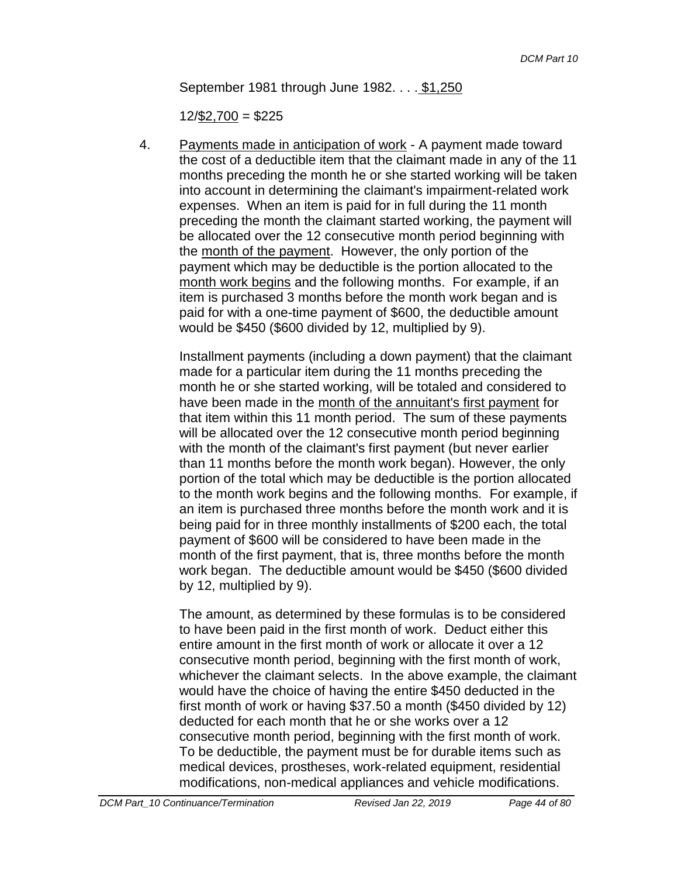September 1981 through June 1982. . . . <u>$1,250</u>

12/<u>$2,700</u> = $225

4. <u>Payments made in anticipation of work</u> - A payment made toward the cost of a deductible item that the claimant made in any of the 11 months preceding the month he or she started working will be taken into account in determining the claimant's impairment-related work expenses. When an item is paid for in full during the 11 month preceding the month the claimant started working, the payment will be allocated over the 12 consecutive month period beginning with the <u>month of the payment</u>. However, the only portion of the payment which may be deductible is the portion allocated to the <u>month work begins</u> and the following months. For example, if an item is purchased 3 months before the month work began and is paid for with a one-time payment of $600, the deductible amount would be $450 ($600 divided by 12, multiplied by 9).

   Installment payments (including a down payment) that the claimant made for a particular item during the 11 months preceding the month he or she started working, will be totaled and considered to have been made in the <u>month of the annuitant's first payment</u> for that item within this 11 month period. The sum of these payments will be allocated over the 12 consecutive month period beginning with the month of the claimant's first payment (but never earlier than 11 months before the month work began). However, the only portion of the total which may be deductible is the portion allocated to the month work begins and the following months. For example, if an item is purchased three months before the month work and it is being paid for in three monthly installments of $200 each, the total payment of $600 will be considered to have been made in the month of the first payment, that is, three months before the month work began. The deductible amount would be $450 ($600 divided by 12, multiplied by 9).

   The amount, as determined by these formulas is to be considered to have been paid in the first month of work. Deduct either this entire amount in the first month of work or allocate it over a 12 consecutive month period, beginning with the first month of work, whichever the claimant selects. In the above example, the claimant would have the choice of having the entire $450 deducted in the first month of work or having $37.50 a month ($450 divided by 12) deducted for each month that he or she works over a 12 consecutive month period, beginning with the first month of work. To be deductible, the payment must be for durable items such as medical devices, prostheses, work-related equipment, residential modifications, non-medical appliances and vehicle modifications.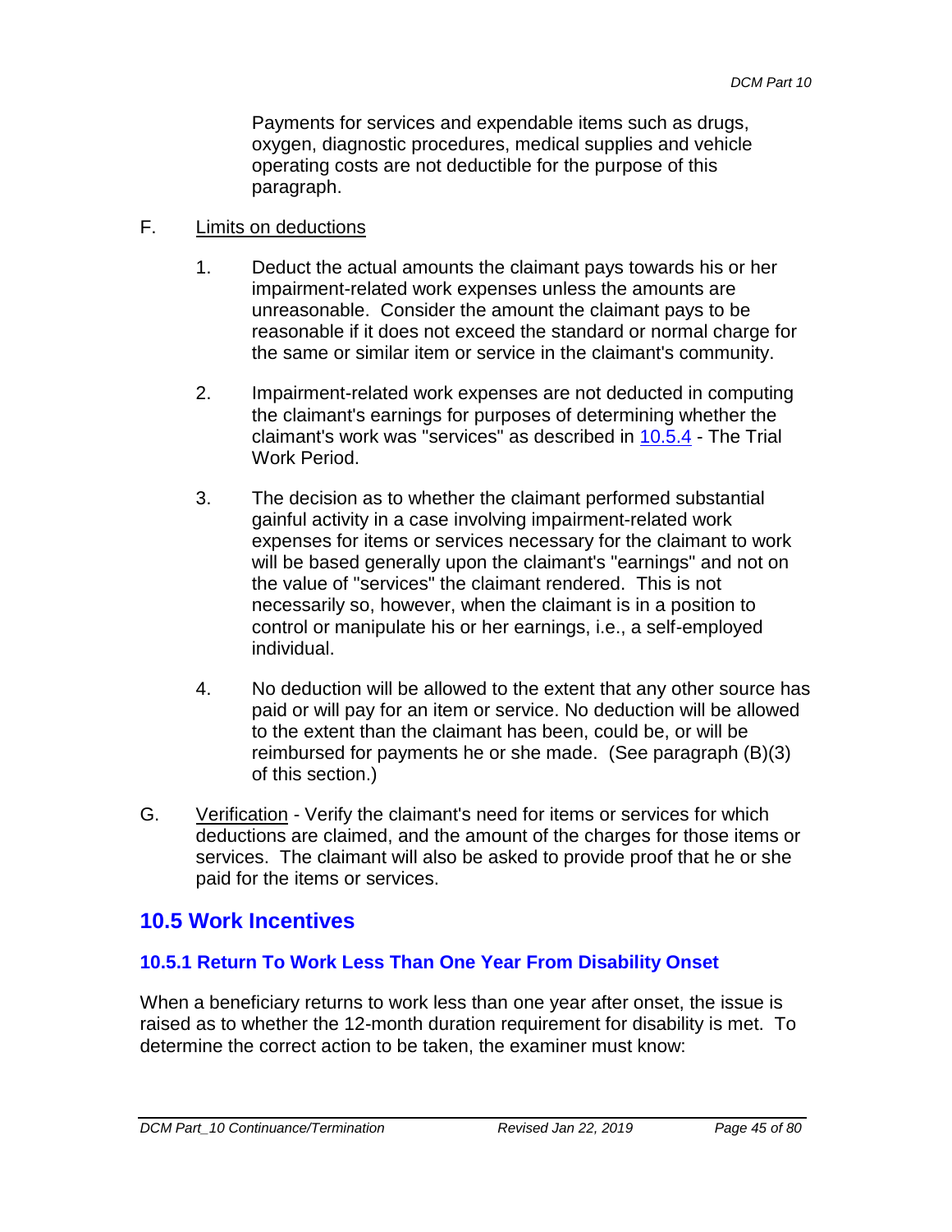Payments for services and expendable items such as drugs, oxygen, diagnostic procedures, medical supplies and vehicle operating costs are not deductible for the purpose of this paragraph.

F. Limits on deductions

1. Deduct the actual amounts the claimant pays towards his or her impairment-related work expenses unless the amounts are unreasonable. Consider the amount the claimant pays to be reasonable if it does not exceed the standard or normal charge for the same or similar item or service in the claimant's community.

2. Impairment-related work expenses are not deducted in computing the claimant's earnings for purposes of determining whether the claimant's work was "services" as described in [10.5.4](#) - The Trial Work Period.

3. The decision as to whether the claimant performed substantial gainful activity in a case involving impairment-related work expenses for items or services necessary for the claimant to work will be based generally upon the claimant's "earnings" and not on the value of "services" the claimant rendered. This is not necessarily so, however, when the claimant is in a position to control or manipulate his or her earnings, i.e., a self-employed individual.

4. No deduction will be allowed to the extent that any other source has paid or will pay for an item or service. No deduction will be allowed to the extent than the claimant has been, could be, or will be reimbursed for payments he or she made. (See paragraph (B)(3) of this section.)

G. Verification - Verify the claimant's need for items or services for which deductions are claimed, and the amount of the charges for those items or services. The claimant will also be asked to provide proof that he or she paid for the items or services.

## 10.5 Work Incentives

### 10.5.1 Return To Work Less Than One Year From Disability Onset

When a beneficiary returns to work less than one year after onset, the issue is raised as to whether the 12-month duration requirement for disability is met. To determine the correct action to be taken, the examiner must know: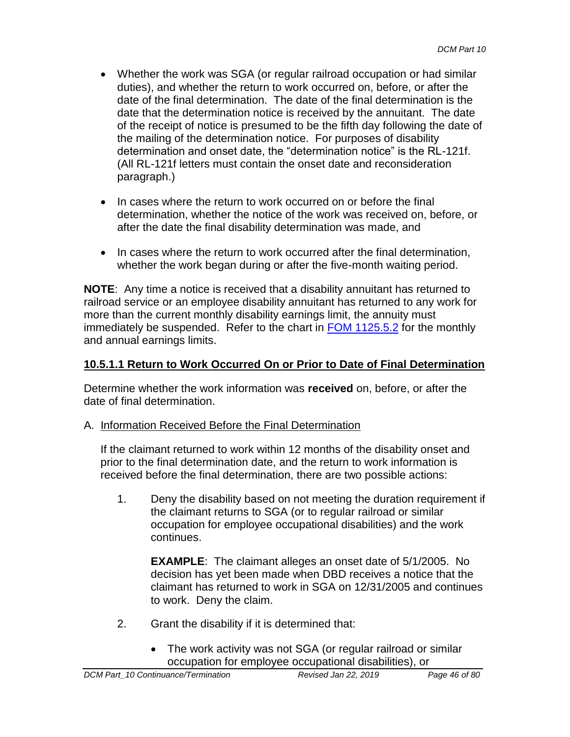- Whether the work was SGA (or regular railroad occupation or had similar duties), and whether the return to work occurred on, before, or after the date of the final determination. The date of the final determination is the date that the determination notice is received by the annuitant. The date of the receipt of notice is presumed to be the fifth day following the date of the mailing of the determination notice. For purposes of disability determination and onset date, the "determination notice" is the RL-121f. (All RL-121f letters must contain the onset date and reconsideration paragraph.)

- In cases where the return to work occurred on or before the final determination, whether the notice of the work was received on, before, or after the date the final disability determination was made, and

- In cases where the return to work occurred after the final determination, whether the work began during or after the five-month waiting period.

**NOTE**: Any time a notice is received that a disability annuitant has returned to railroad service or an employee disability annuitant has returned to any work for more than the current monthly disability earnings limit, the annuity must immediately be suspended. Refer to the chart in FOM 1125.5.2 for the monthly and annual earnings limits.

## 10.5.1.1 Return to Work Occurred On or Prior to Date of Final Determination

Determine whether the work information was **received** on, before, or after the date of final determination.

A. Information Received Before the Final Determination

If the claimant returned to work within 12 months of the disability onset and prior to the final determination date, and the return to work information is received before the final determination, there are two possible actions:

1. Deny the disability based on not meeting the duration requirement if the claimant returns to SGA (or to regular railroad or similar occupation for employee occupational disabilities) and the work continues.

   **EXAMPLE**: The claimant alleges an onset date of 5/1/2005. No decision has yet been made when DBD receives a notice that the claimant has returned to work in SGA on 12/31/2005 and continues to work. Deny the claim.

2. Grant the disability if it is determined that:

   - The work activity was not SGA (or regular railroad or similar occupation for employee occupational disabilities), or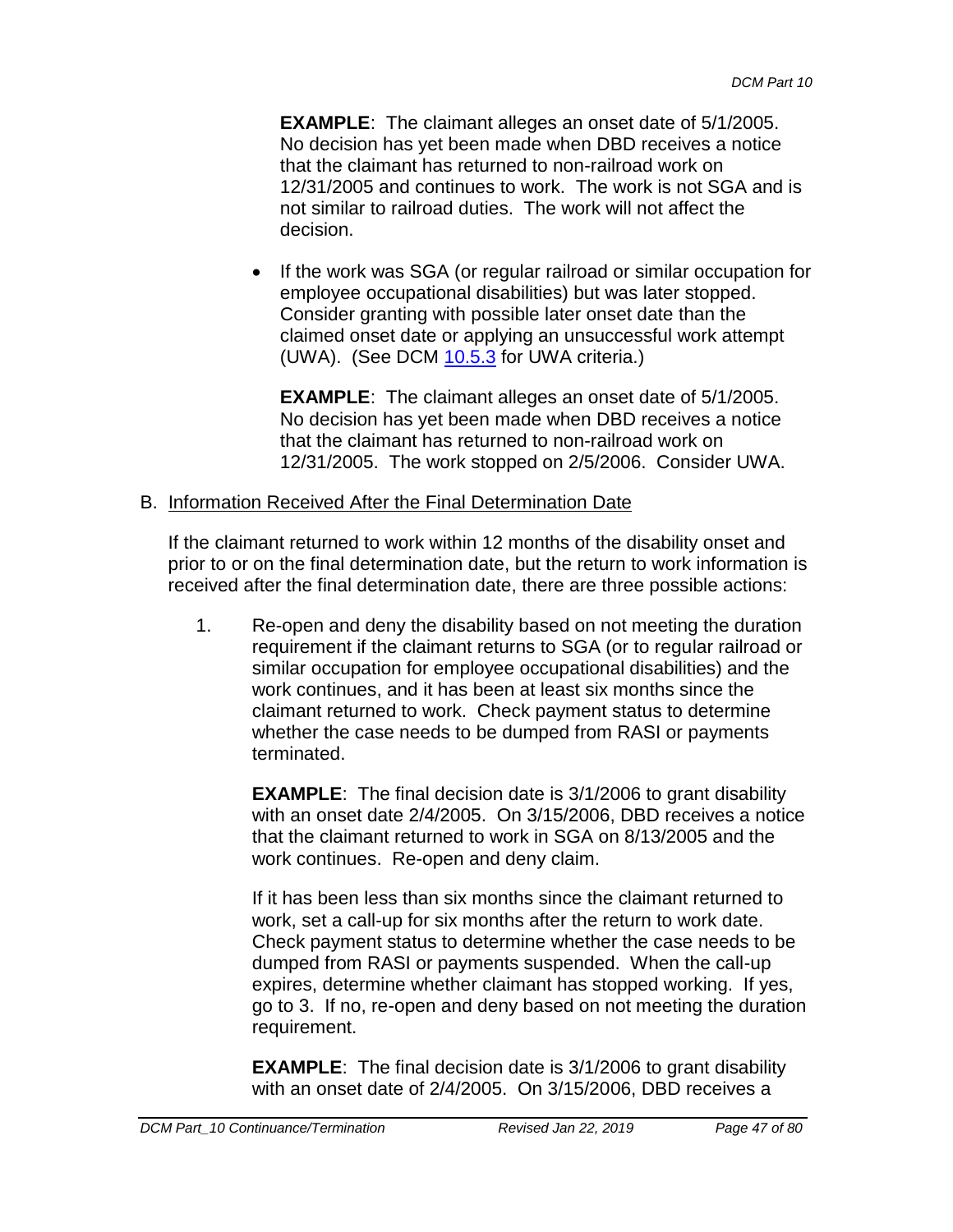**EXAMPLE**: The claimant alleges an onset date of 5/1/2005. No decision has yet been made when DBD receives a notice that the claimant has returned to non-railroad work on 12/31/2005 and continues to work. The work is not SGA and is not similar to railroad duties. The work will not affect the decision.

- If the work was SGA (or regular railroad or similar occupation for employee occupational disabilities) but was later stopped. Consider granting with possible later onset date than the claimed onset date or applying an unsuccessful work attempt (UWA). (See DCM 10.5.3 for UWA criteria.)

  **EXAMPLE**: The claimant alleges an onset date of 5/1/2005. No decision has yet been made when DBD receives a notice that the claimant has returned to non-railroad work on 12/31/2005. The work stopped on 2/5/2006. Consider UWA.

B. Information Received After the Final Determination Date

If the claimant returned to work within 12 months of the disability onset and prior to or on the final determination date, but the return to work information is received after the final determination date, there are three possible actions:

1. Re-open and deny the disability based on not meeting the duration requirement if the claimant returns to SGA (or to regular railroad or similar occupation for employee occupational disabilities) and the work continues, and it has been at least six months since the claimant returned to work. Check payment status to determine whether the case needs to be dumped from RASI or payments terminated.

   **EXAMPLE**: The final decision date is 3/1/2006 to grant disability with an onset date 2/4/2005. On 3/15/2006, DBD receives a notice that the claimant returned to work in SGA on 8/13/2005 and the work continues. Re-open and deny claim.

   If it has been less than six months since the claimant returned to work, set a call-up for six months after the return to work date. Check payment status to determine whether the case needs to be dumped from RASI or payments suspended. When the call-up expires, determine whether claimant has stopped working. If yes, go to 3. If no, re-open and deny based on not meeting the duration requirement.

   **EXAMPLE**: The final decision date is 3/1/2006 to grant disability with an onset date of 2/4/2005. On 3/15/2006, DBD receives a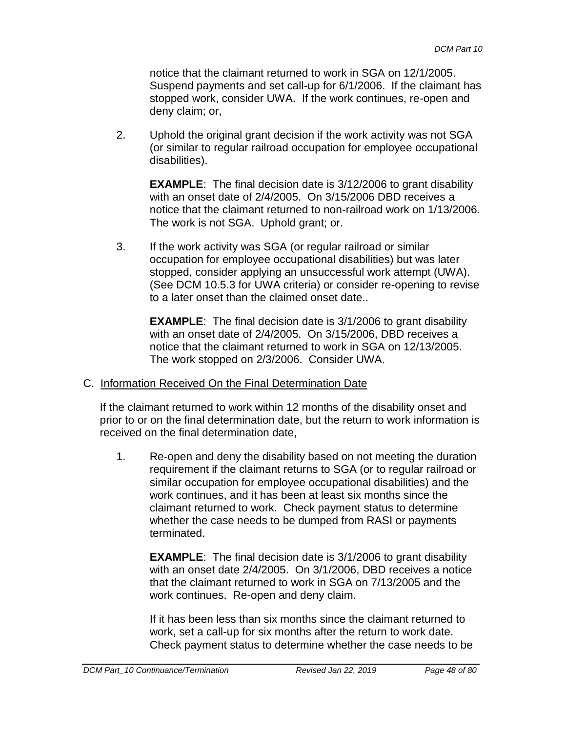notice that the claimant returned to work in SGA on 12/1/2005. Suspend payments and set call-up for 6/1/2006. If the claimant has stopped work, consider UWA. If the work continues, re-open and deny claim; or,

2. Uphold the original grant decision if the work activity was not SGA (or similar to regular railroad occupation for employee occupational disabilities).

   **EXAMPLE**: The final decision date is 3/12/2006 to grant disability with an onset date of 2/4/2005. On 3/15/2006 DBD receives a notice that the claimant returned to non-railroad work on 1/13/2006. The work is not SGA. Uphold grant; or.

3. If the work activity was SGA (or regular railroad or similar occupation for employee occupational disabilities) but was later stopped, consider applying an unsuccessful work attempt (UWA). (See DCM 10.5.3 for UWA criteria) or consider re-opening to revise to a later onset than the claimed onset date..

   **EXAMPLE**: The final decision date is 3/1/2006 to grant disability with an onset date of 2/4/2005. On 3/15/2006, DBD receives a notice that the claimant returned to work in SGA on 12/13/2005. The work stopped on 2/3/2006. Consider UWA.

C. <u>Information Received On the Final Determination Date</u>

If the claimant returned to work within 12 months of the disability onset and prior to or on the final determination date, but the return to work information is received on the final determination date,

1. Re-open and deny the disability based on not meeting the duration requirement if the claimant returns to SGA (or to regular railroad or similar occupation for employee occupational disabilities) and the work continues, and it has been at least six months since the claimant returned to work. Check payment status to determine whether the case needs to be dumped from RASI or payments terminated.

   **EXAMPLE**: The final decision date is 3/1/2006 to grant disability with an onset date 2/4/2005. On 3/1/2006, DBD receives a notice that the claimant returned to work in SGA on 7/13/2005 and the work continues. Re-open and deny claim.

   If it has been less than six months since the claimant returned to work, set a call-up for six months after the return to work date. Check payment status to determine whether the case needs to be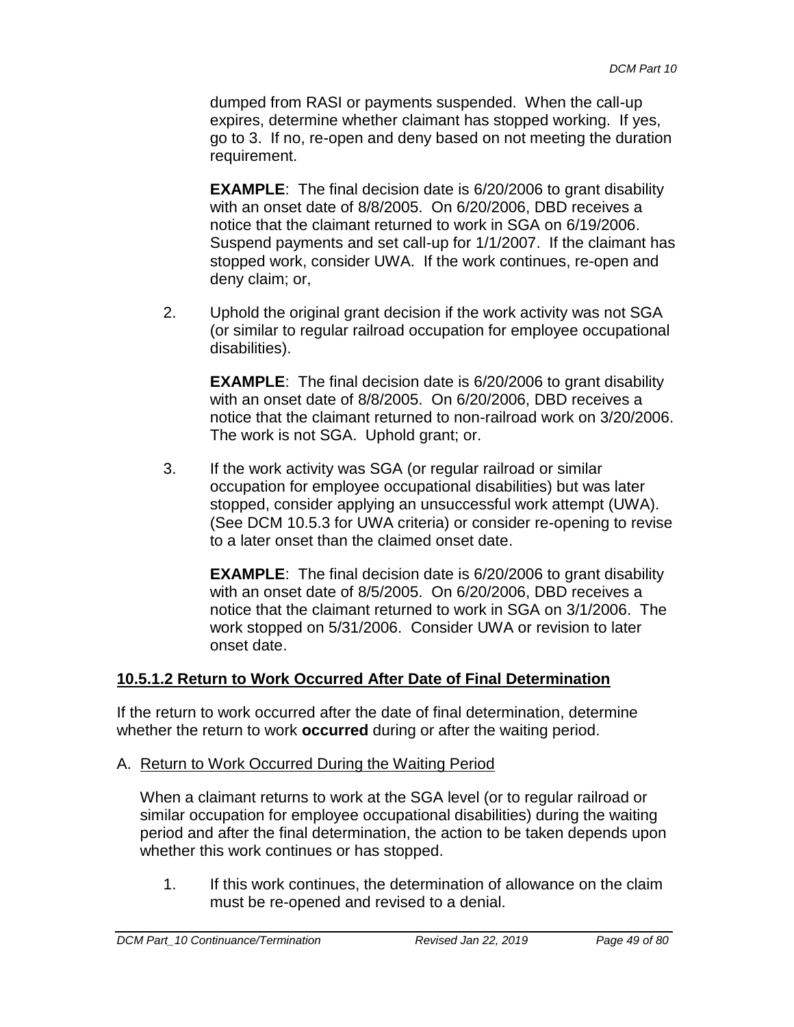dumped from RASI or payments suspended. When the call-up expires, determine whether claimant has stopped working. If yes, go to 3. If no, re-open and deny based on not meeting the duration requirement.

**EXAMPLE**: The final decision date is 6/20/2006 to grant disability with an onset date of 8/8/2005. On 6/20/2006, DBD receives a notice that the claimant returned to work in SGA on 6/19/2006. Suspend payments and set call-up for 1/1/2007. If the claimant has stopped work, consider UWA. If the work continues, re-open and deny claim; or,

2. Uphold the original grant decision if the work activity was not SGA (or similar to regular railroad occupation for employee occupational disabilities).

   **EXAMPLE**: The final decision date is 6/20/2006 to grant disability with an onset date of 8/8/2005. On 6/20/2006, DBD receives a notice that the claimant returned to non-railroad work on 3/20/2006. The work is not SGA. Uphold grant; or.

3. If the work activity was SGA (or regular railroad or similar occupation for employee occupational disabilities) but was later stopped, consider applying an unsuccessful work attempt (UWA). (See DCM 10.5.3 for UWA criteria) or consider re-opening to revise to a later onset than the claimed onset date.

   **EXAMPLE**: The final decision date is 6/20/2006 to grant disability with an onset date of 8/5/2005. On 6/20/2006, DBD receives a notice that the claimant returned to work in SGA on 3/1/2006. The work stopped on 5/31/2006. Consider UWA or revision to later onset date.

### 10.5.1.2 Return to Work Occurred After Date of Final Determination

If the return to work occurred after the date of final determination, determine whether the return to work **occurred** during or after the waiting period.

A. Return to Work Occurred During the Waiting Period

   When a claimant returns to work at the SGA level (or to regular railroad or similar occupation for employee occupational disabilities) during the waiting period and after the final determination, the action to be taken depends upon whether this work continues or has stopped.

   1. If this work continues, the determination of allowance on the claim must be re-opened and revised to a denial.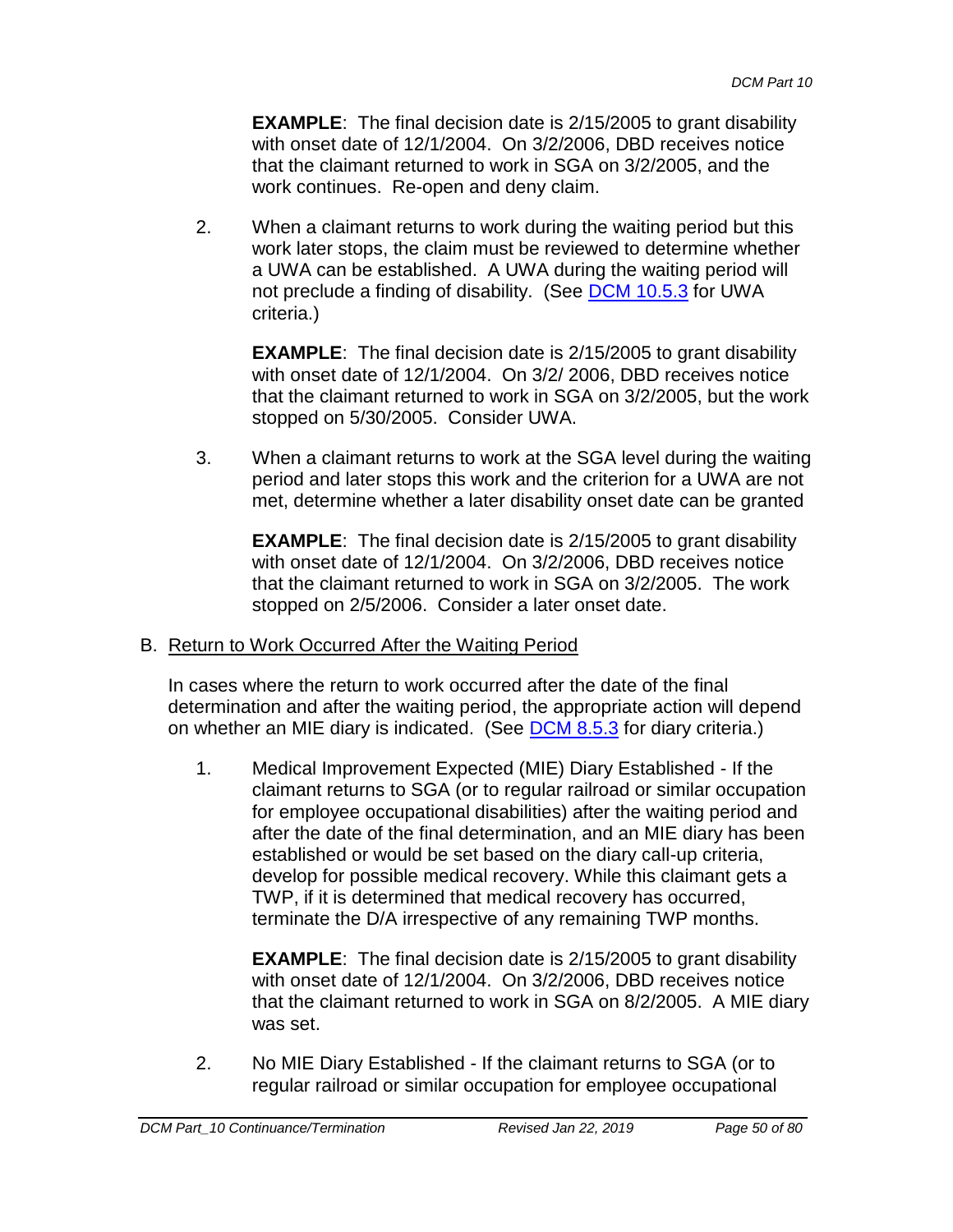**EXAMPLE**: The final decision date is 2/15/2005 to grant disability with onset date of 12/1/2004. On 3/2/2006, DBD receives notice that the claimant returned to work in SGA on 3/2/2005, and the work continues. Re-open and deny claim.

2. When a claimant returns to work during the waiting period but this work later stops, the claim must be reviewed to determine whether a UWA can be established. A UWA during the waiting period will not preclude a finding of disability. (See DCM 10.5.3 for UWA criteria.)

   **EXAMPLE**: The final decision date is 2/15/2005 to grant disability with onset date of 12/1/2004. On 3/2/ 2006, DBD receives notice that the claimant returned to work in SGA on 3/2/2005, but the work stopped on 5/30/2005. Consider UWA.

3. When a claimant returns to work at the SGA level during the waiting period and later stops this work and the criterion for a UWA are not met, determine whether a later disability onset date can be granted

   **EXAMPLE**: The final decision date is 2/15/2005 to grant disability with onset date of 12/1/2004. On 3/2/2006, DBD receives notice that the claimant returned to work in SGA on 3/2/2005. The work stopped on 2/5/2006. Consider a later onset date.

B. Return to Work Occurred After the Waiting Period

In cases where the return to work occurred after the date of the final determination and after the waiting period, the appropriate action will depend on whether an MIE diary is indicated. (See DCM 8.5.3 for diary criteria.)

1. Medical Improvement Expected (MIE) Diary Established - If the claimant returns to SGA (or to regular railroad or similar occupation for employee occupational disabilities) after the waiting period and after the date of the final determination, and an MIE diary has been established or would be set based on the diary call-up criteria, develop for possible medical recovery. While this claimant gets a TWP, if it is determined that medical recovery has occurred, terminate the D/A irrespective of any remaining TWP months.

   **EXAMPLE**: The final decision date is 2/15/2005 to grant disability with onset date of 12/1/2004. On 3/2/2006, DBD receives notice that the claimant returned to work in SGA on 8/2/2005. A MIE diary was set.

2. No MIE Diary Established - If the claimant returns to SGA (or to regular railroad or similar occupation for employee occupational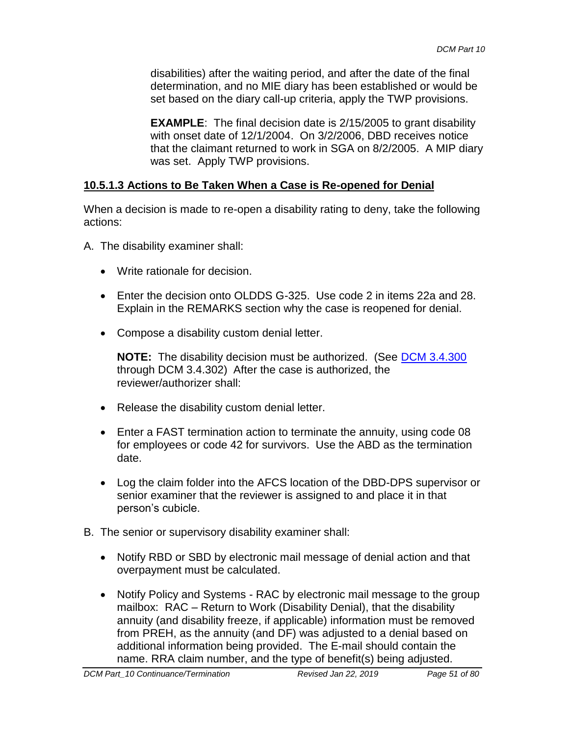disabilities) after the waiting period, and after the date of the final determination, and no MIE diary has been established or would be set based on the diary call-up criteria, apply the TWP provisions.

**EXAMPLE**: The final decision date is 2/15/2005 to grant disability with onset date of 12/1/2004. On 3/2/2006, DBD receives notice that the claimant returned to work in SGA on 8/2/2005. A MIP diary was set. Apply TWP provisions.

### 10.5.1.3 Actions to Be Taken When a Case is Re-opened for Denial

When a decision is made to re-open a disability rating to deny, take the following actions:

A. The disability examiner shall:

- Write rationale for decision.
- Enter the decision onto OLDDS G-325. Use code 2 in items 22a and 28. Explain in the REMARKS section why the case is reopened for denial.
- Compose a disability custom denial letter.

  **NOTE:** The disability decision must be authorized. (See DCM 3.4.300 through DCM 3.4.302) After the case is authorized, the reviewer/authorizer shall:

- Release the disability custom denial letter.
- Enter a FAST termination action to terminate the annuity, using code 08 for employees or code 42 for survivors. Use the ABD as the termination date.
- Log the claim folder into the AFCS location of the DBD-DPS supervisor or senior examiner that the reviewer is assigned to and place it in that person's cubicle.

B. The senior or supervisory disability examiner shall:

- Notify RBD or SBD by electronic mail message of denial action and that overpayment must be calculated.
- Notify Policy and Systems - RAC by electronic mail message to the group mailbox: RAC – Return to Work (Disability Denial), that the disability annuity (and disability freeze, if applicable) information must be removed from PREH, as the annuity (and DF) was adjusted to a denial based on additional information being provided. The E-mail should contain the name. RRA claim number, and the type of benefit(s) being adjusted.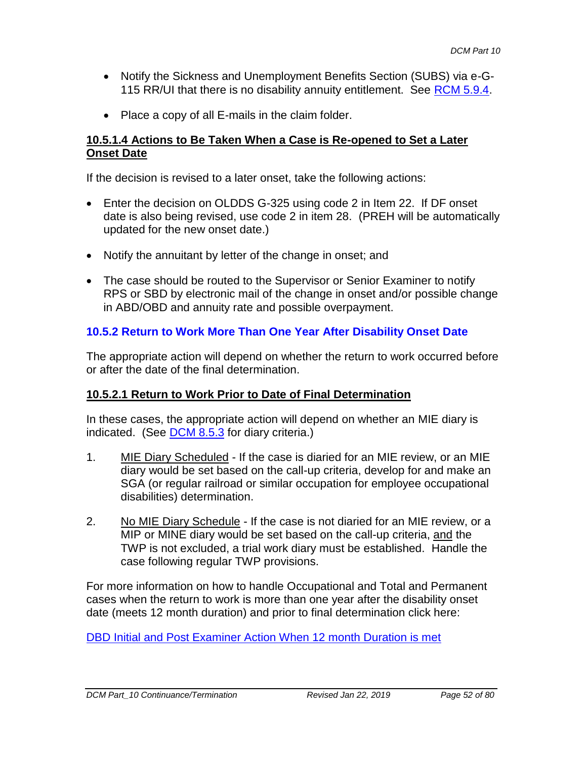- Notify the Sickness and Unemployment Benefits Section (SUBS) via e-G-115 RR/UI that there is no disability annuity entitlement. See [RCM 5.9.4](#).

- Place a copy of all E-mails in the claim folder.

#### 10.5.1.4 Actions to Be Taken When a Case is Re-opened to Set a Later Onset Date

If the decision is revised to a later onset, take the following actions:

- Enter the decision on OLDDS G-325 using code 2 in Item 22. If DF onset date is also being revised, use code 2 in item 28. (PREH will be automatically updated for the new onset date.)

- Notify the annuitant by letter of the change in onset; and

- The case should be routed to the Supervisor or Senior Examiner to notify RPS or SBD by electronic mail of the change in onset and/or possible change in ABD/OBD and annuity rate and possible overpayment.

### 10.5.2 Return to Work More Than One Year After Disability Onset Date

The appropriate action will depend on whether the return to work occurred before or after the date of the final determination.

#### 10.5.2.1 Return to Work Prior to Date of Final Determination

In these cases, the appropriate action will depend on whether an MIE diary is indicated. (See [DCM 8.5.3](#) for diary criteria.)

1. MIE Diary Scheduled - If the case is diaried for an MIE review, or an MIE diary would be set based on the call-up criteria, develop for and make an SGA (or regular railroad or similar occupation for employee occupational disabilities) determination.

2. No MIE Diary Schedule - If the case is not diaried for an MIE review, or a MIP or MINE diary would be set based on the call-up criteria, and the TWP is not excluded, a trial work diary must be established. Handle the case following regular TWP provisions.

For more information on how to handle Occupational and Total and Permanent cases when the return to work is more than one year after the disability onset date (meets 12 month duration) and prior to final determination click here:

[DBD Initial and Post Examiner Action When 12 month Duration is met](#)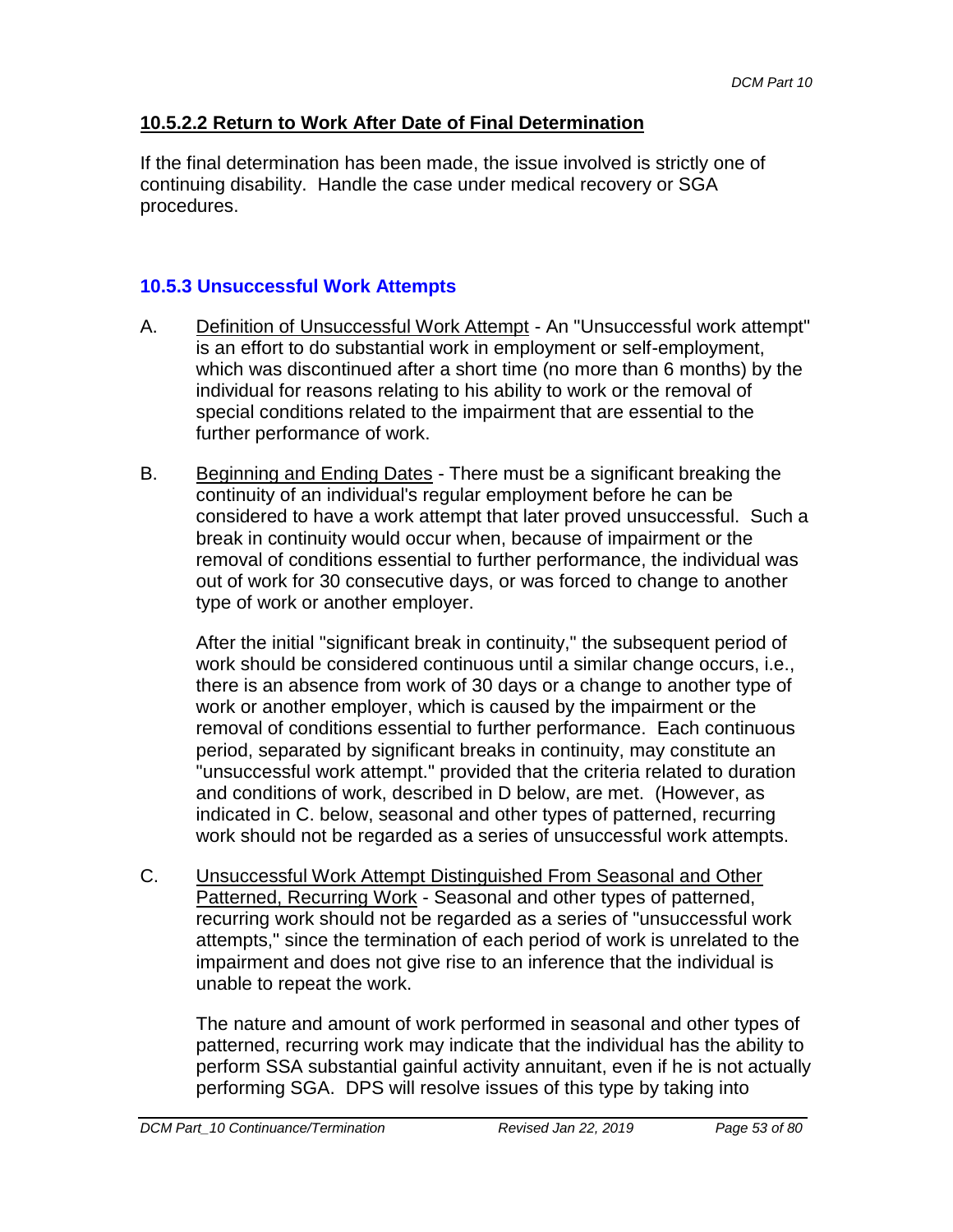#### 10.5.2.2 Return to Work After Date of Final Determination

If the final determination has been made, the issue involved is strictly one of continuing disability. Handle the case under medical recovery or SGA procedures.

### 10.5.3 Unsuccessful Work Attempts

A. Definition of Unsuccessful Work Attempt - An "Unsuccessful work attempt" is an effort to do substantial work in employment or self-employment, which was discontinued after a short time (no more than 6 months) by the individual for reasons relating to his ability to work or the removal of special conditions related to the impairment that are essential to the further performance of work.

B. Beginning and Ending Dates - There must be a significant breaking the continuity of an individual's regular employment before he can be considered to have a work attempt that later proved unsuccessful. Such a break in continuity would occur when, because of impairment or the removal of conditions essential to further performance, the individual was out of work for 30 consecutive days, or was forced to change to another type of work or another employer.

   After the initial "significant break in continuity," the subsequent period of work should be considered continuous until a similar change occurs, i.e., there is an absence from work of 30 days or a change to another type of work or another employer, which is caused by the impairment or the removal of conditions essential to further performance. Each continuous period, separated by significant breaks in continuity, may constitute an "unsuccessful work attempt." provided that the criteria related to duration and conditions of work, described in D below, are met. (However, as indicated in C. below, seasonal and other types of patterned, recurring work should not be regarded as a series of unsuccessful work attempts.

C. Unsuccessful Work Attempt Distinguished From Seasonal and Other Patterned, Recurring Work - Seasonal and other types of patterned, recurring work should not be regarded as a series of "unsuccessful work attempts," since the termination of each period of work is unrelated to the impairment and does not give rise to an inference that the individual is unable to repeat the work.

   The nature and amount of work performed in seasonal and other types of patterned, recurring work may indicate that the individual has the ability to perform SSA substantial gainful activity annuitant, even if he is not actually performing SGA. DPS will resolve issues of this type by taking into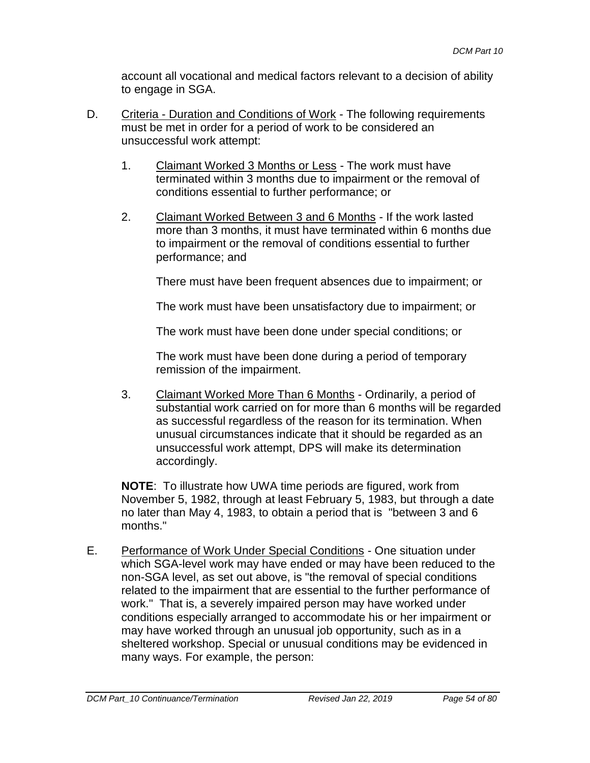account all vocational and medical factors relevant to a decision of ability to engage in SGA.

D. Criteria - Duration and Conditions of Work - The following requirements must be met in order for a period of work to be considered an unsuccessful work attempt:

   1. Claimant Worked 3 Months or Less - The work must have terminated within 3 months due to impairment or the removal of conditions essential to further performance; or

   2. Claimant Worked Between 3 and 6 Months - If the work lasted more than 3 months, it must have terminated within 6 months due to impairment or the removal of conditions essential to further performance; and

      There must have been frequent absences due to impairment; or

      The work must have been unsatisfactory due to impairment; or

      The work must have been done under special conditions; or

      The work must have been done during a period of temporary remission of the impairment.

   3. Claimant Worked More Than 6 Months - Ordinarily, a period of substantial work carried on for more than 6 months will be regarded as successful regardless of the reason for its termination. When unusual circumstances indicate that it should be regarded as an unsuccessful work attempt, DPS will make its determination accordingly.

   **NOTE**: To illustrate how UWA time periods are figured, work from November 5, 1982, through at least February 5, 1983, but through a date no later than May 4, 1983, to obtain a period that is "between 3 and 6 months."

E. Performance of Work Under Special Conditions - One situation under which SGA-level work may have ended or may have been reduced to the non-SGA level, as set out above, is "the removal of special conditions related to the impairment that are essential to the further performance of work." That is, a severely impaired person may have worked under conditions especially arranged to accommodate his or her impairment or may have worked through an unusual job opportunity, such as in a sheltered workshop. Special or unusual conditions may be evidenced in many ways. For example, the person: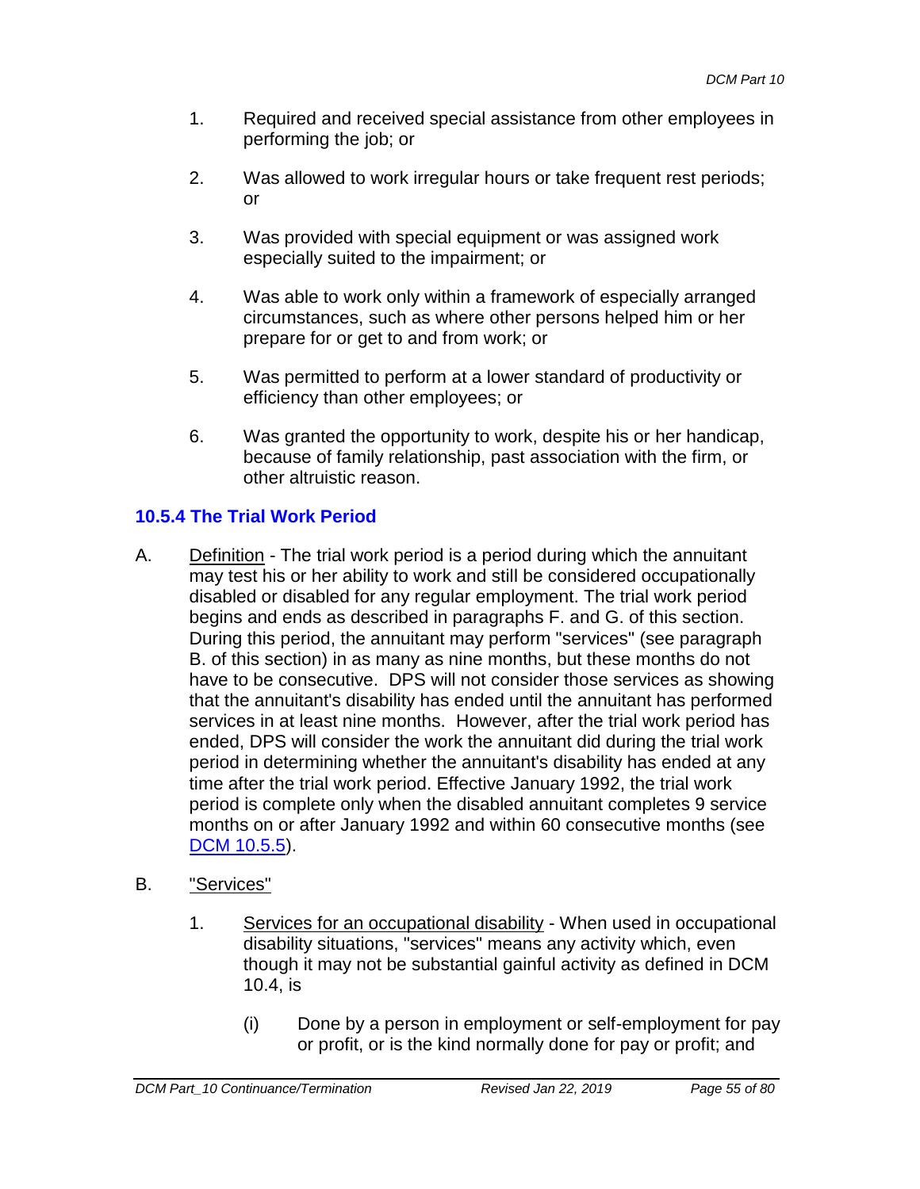1. Required and received special assistance from other employees in performing the job; or

2. Was allowed to work irregular hours or take frequent rest periods; or

3. Was provided with special equipment or was assigned work especially suited to the impairment; or

4. Was able to work only within a framework of especially arranged circumstances, such as where other persons helped him or her prepare for or get to and from work; or

5. Was permitted to perform at a lower standard of productivity or efficiency than other employees; or

6. Was granted the opportunity to work, despite his or her handicap, because of family relationship, past association with the firm, or other altruistic reason.

### 10.5.4 The Trial Work Period

A. Definition - The trial work period is a period during which the annuitant may test his or her ability to work and still be considered occupationally disabled or disabled for any regular employment. The trial work period begins and ends as described in paragraphs F. and G. of this section. During this period, the annuitant may perform "services" (see paragraph B. of this section) in as many as nine months, but these months do not have to be consecutive. DPS will not consider those services as showing that the annuitant's disability has ended until the annuitant has performed services in at least nine months. However, after the trial work period has ended, DPS will consider the work the annuitant did during the trial work period in determining whether the annuitant's disability has ended at any time after the trial work period. Effective January 1992, the trial work period is complete only when the disabled annuitant completes 9 service months on or after January 1992 and within 60 consecutive months (see DCM 10.5.5).

B. "Services"

1. Services for an occupational disability - When used in occupational disability situations, "services" means any activity which, even though it may not be substantial gainful activity as defined in DCM 10.4, is

   (i) Done by a person in employment or self-employment for pay or profit, or is the kind normally done for pay or profit; and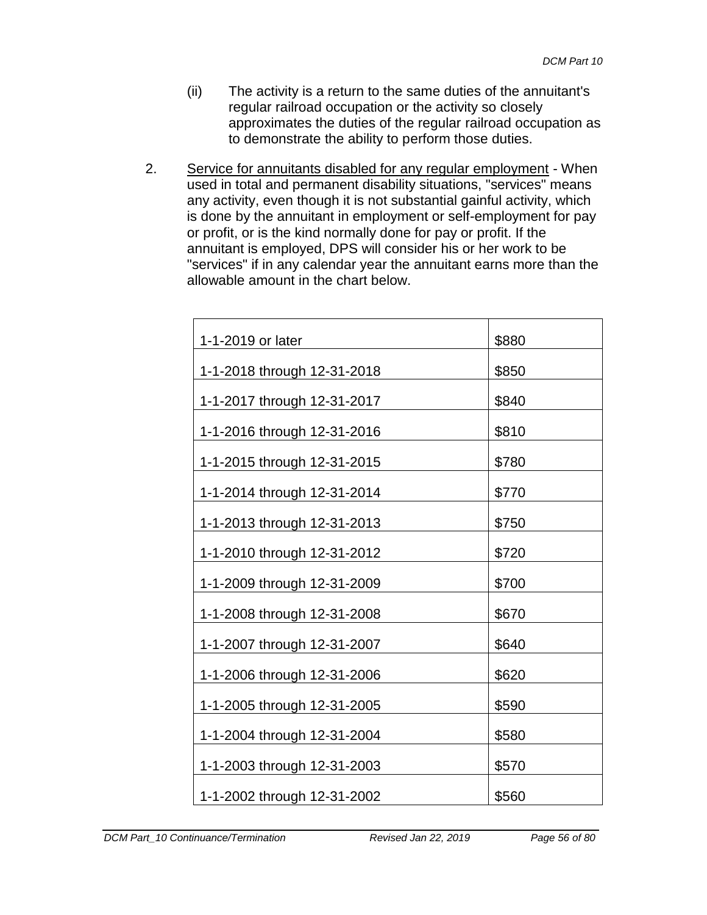(ii) The activity is a return to the same duties of the annuitant's regular railroad occupation or the activity so closely approximates the duties of the regular railroad occupation as to demonstrate the ability to perform those duties.

2. <u>Service for annuitants disabled for any regular employment</u> - When used in total and permanent disability situations, "services" means any activity, even though it is not substantial gainful activity, which is done by the annuitant in employment or self-employment for pay or profit, or is the kind normally done for pay or profit. If the annuitant is employed, DPS will consider his or her work to be "services" if in any calendar year the annuitant earns more than the allowable amount in the chart below.

| | |
|---|---|
| 1-1-2019 or later | \$880 |
| 1-1-2018 through 12-31-2018 | \$850 |
| 1-1-2017 through 12-31-2017 | \$840 |
| 1-1-2016 through 12-31-2016 | \$810 |
| 1-1-2015 through 12-31-2015 | \$780 |
| 1-1-2014 through 12-31-2014 | \$770 |
| 1-1-2013 through 12-31-2013 | \$750 |
| 1-1-2010 through 12-31-2012 | \$720 |
| 1-1-2009 through 12-31-2009 | \$700 |
| 1-1-2008 through 12-31-2008 | \$670 |
| 1-1-2007 through 12-31-2007 | \$640 |
| 1-1-2006 through 12-31-2006 | \$620 |
| 1-1-2005 through 12-31-2005 | \$590 |
| 1-1-2004 through 12-31-2004 | \$580 |
| 1-1-2003 through 12-31-2003 | \$570 |
| 1-1-2002 through 12-31-2002 | \$560 |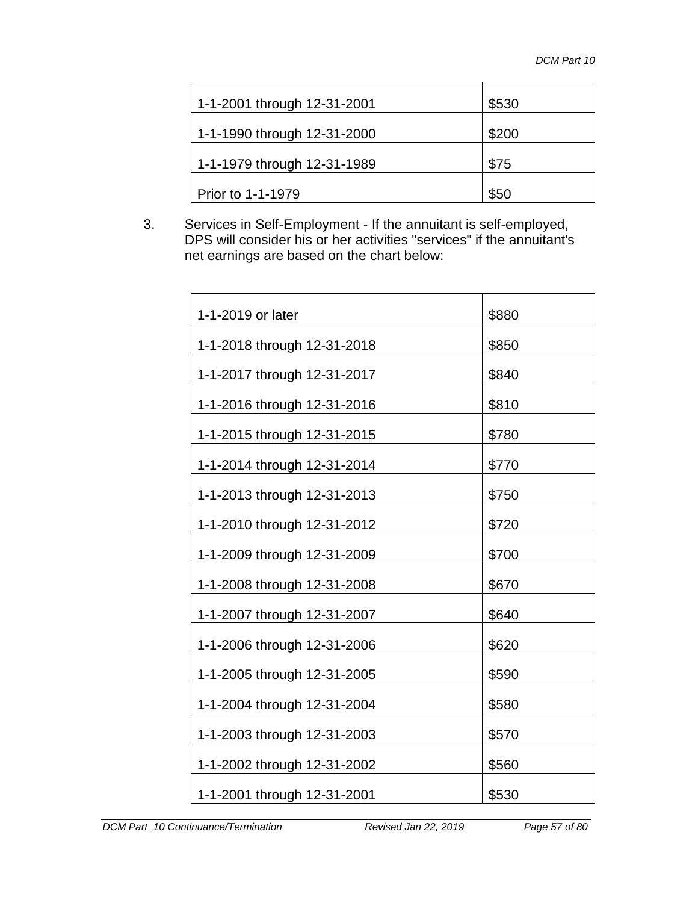| | |
|---|---|
| 1-1-2001 through 12-31-2001 | $530 |
| 1-1-1990 through 12-31-2000 | $200 |
| 1-1-1979 through 12-31-1989 | $75 |
| Prior to 1-1-1979 | $50 |

3. Services in Self-Employment - If the annuitant is self-employed, DPS will consider his or her activities "services" if the annuitant's net earnings are based on the chart below:

| | |
|---|---|
| 1-1-2019 or later | $880 |
| 1-1-2018 through 12-31-2018 | $850 |
| 1-1-2017 through 12-31-2017 | $840 |
| 1-1-2016 through 12-31-2016 | $810 |
| 1-1-2015 through 12-31-2015 | $780 |
| 1-1-2014 through 12-31-2014 | $770 |
| 1-1-2013 through 12-31-2013 | $750 |
| 1-1-2010 through 12-31-2012 | $720 |
| 1-1-2009 through 12-31-2009 | $700 |
| 1-1-2008 through 12-31-2008 | $670 |
| 1-1-2007 through 12-31-2007 | $640 |
| 1-1-2006 through 12-31-2006 | $620 |
| 1-1-2005 through 12-31-2005 | $590 |
| 1-1-2004 through 12-31-2004 | $580 |
| 1-1-2003 through 12-31-2003 | $570 |
| 1-1-2002 through 12-31-2002 | $560 |
| 1-1-2001 through 12-31-2001 | $530 |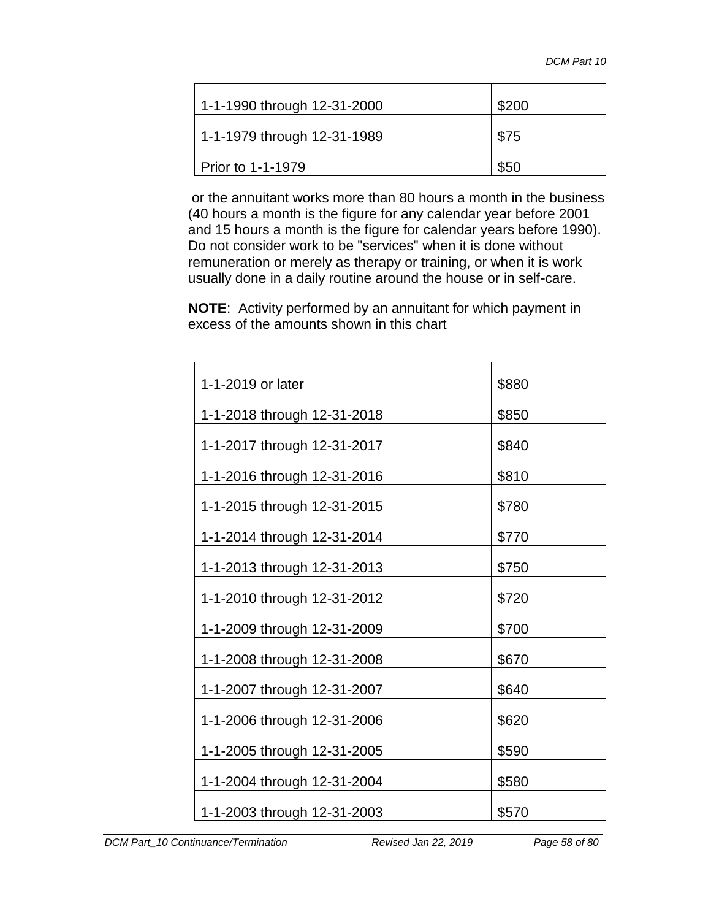| | |
|---|---|
| 1-1-1990 through 12-31-2000 | $200 |
| 1-1-1979 through 12-31-1989 | $75 |
| Prior to 1-1-1979 | $50 |

or the annuitant works more than 80 hours a month in the business (40 hours a month is the figure for any calendar year before 2001 and 15 hours a month is the figure for calendar years before 1990). Do not consider work to be "services" when it is done without remuneration or merely as therapy or training, or when it is work usually done in a daily routine around the house or in self-care.

**NOTE**: Activity performed by an annuitant for which payment in excess of the amounts shown in this chart

| | |
|---|---|
| 1-1-2019 or later | $880 |
| 1-1-2018 through 12-31-2018 | $850 |
| 1-1-2017 through 12-31-2017 | $840 |
| 1-1-2016 through 12-31-2016 | $810 |
| 1-1-2015 through 12-31-2015 | $780 |
| 1-1-2014 through 12-31-2014 | $770 |
| 1-1-2013 through 12-31-2013 | $750 |
| 1-1-2010 through 12-31-2012 | $720 |
| 1-1-2009 through 12-31-2009 | $700 |
| 1-1-2008 through 12-31-2008 | $670 |
| 1-1-2007 through 12-31-2007 | $640 |
| 1-1-2006 through 12-31-2006 | $620 |
| 1-1-2005 through 12-31-2005 | $590 |
| 1-1-2004 through 12-31-2004 | $580 |
| 1-1-2003 through 12-31-2003 | $570 |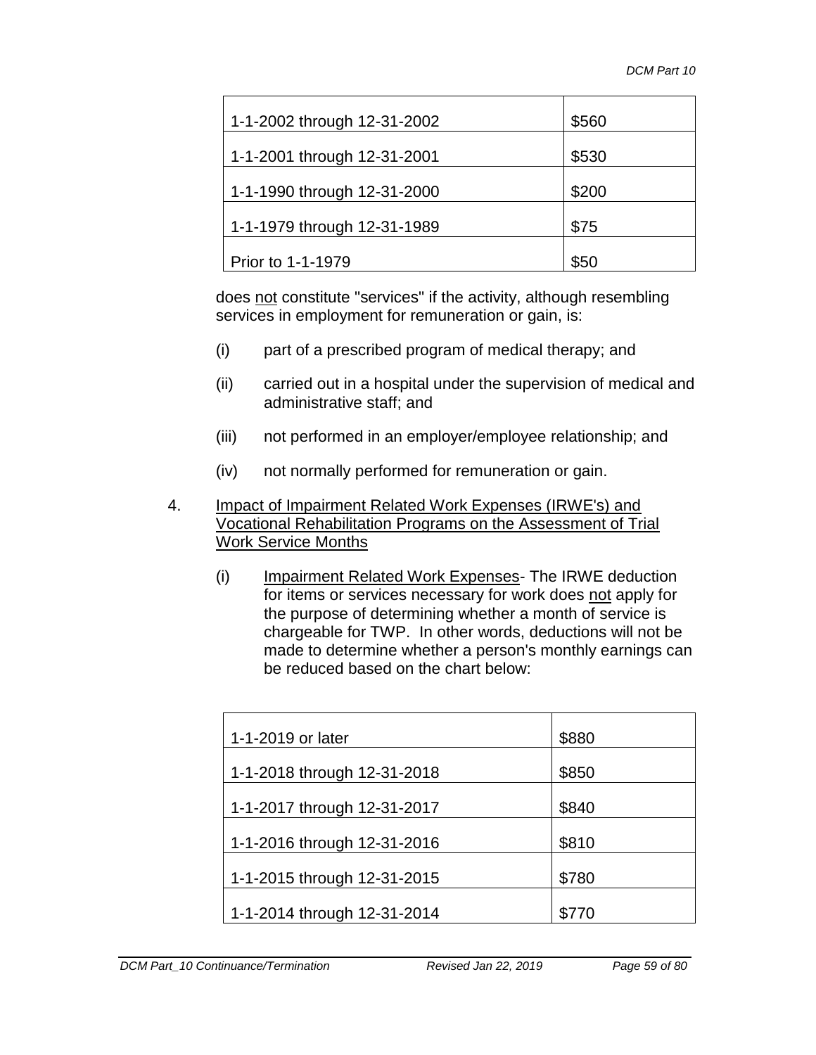| | |
|---|---|
| 1-1-2002 through 12-31-2002 | $560 |
| 1-1-2001 through 12-31-2001 | $530 |
| 1-1-1990 through 12-31-2000 | $200 |
| 1-1-1979 through 12-31-1989 | $75 |
| Prior to 1-1-1979 | $50 |

does <u>not</u> constitute "services" if the activity, although resembling services in employment for remuneration or gain, is:

(i) part of a prescribed program of medical therapy; and

(ii) carried out in a hospital under the supervision of medical and administrative staff; and

(iii) not performed in an employer/employee relationship; and

(iv) not normally performed for remuneration or gain.

4. <u>Impact of Impairment Related Work Expenses (IRWE's) and Vocational Rehabilitation Programs on the Assessment of Trial Work Service Months</u>

   (i) <u>Impairment Related Work Expenses</u>- The IRWE deduction for items or services necessary for work does <u>not</u> apply for the purpose of determining whether a month of service is chargeable for TWP. In other words, deductions will not be made to determine whether a person's monthly earnings can be reduced based on the chart below:

| | |
|---|---|
| 1-1-2019 or later | $880 |
| 1-1-2018 through 12-31-2018 | $850 |
| 1-1-2017 through 12-31-2017 | $840 |
| 1-1-2016 through 12-31-2016 | $810 |
| 1-1-2015 through 12-31-2015 | $780 |
| 1-1-2014 through 12-31-2014 | $770 |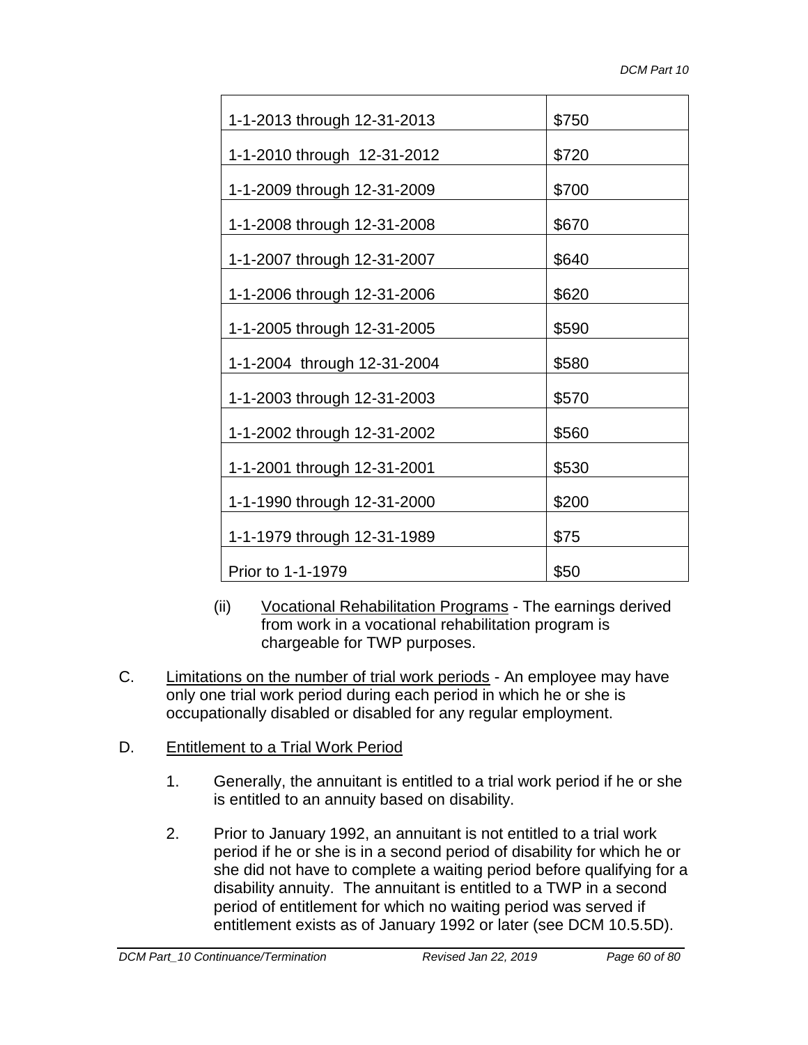| | |
|---|---|
| 1-1-2013 through 12-31-2013 | $750 |
| 1-1-2010 through 12-31-2012 | $720 |
| 1-1-2009 through 12-31-2009 | $700 |
| 1-1-2008 through 12-31-2008 | $670 |
| 1-1-2007 through 12-31-2007 | $640 |
| 1-1-2006 through 12-31-2006 | $620 |
| 1-1-2005 through 12-31-2005 | $590 |
| 1-1-2004 through 12-31-2004 | $580 |
| 1-1-2003 through 12-31-2003 | $570 |
| 1-1-2002 through 12-31-2002 | $560 |
| 1-1-2001 through 12-31-2001 | $530 |
| 1-1-1990 through 12-31-2000 | $200 |
| 1-1-1979 through 12-31-1989 | $75 |
| Prior to 1-1-1979 | $50 |

(ii) Vocational Rehabilitation Programs - The earnings derived from work in a vocational rehabilitation program is chargeable for TWP purposes.

C. Limitations on the number of trial work periods - An employee may have only one trial work period during each period in which he or she is occupationally disabled or disabled for any regular employment.

D. Entitlement to a Trial Work Period

1. Generally, the annuitant is entitled to a trial work period if he or she is entitled to an annuity based on disability.

2. Prior to January 1992, an annuitant is not entitled to a trial work period if he or she is in a second period of disability for which he or she did not have to complete a waiting period before qualifying for a disability annuity. The annuitant is entitled to a TWP in a second period of entitlement for which no waiting period was served if entitlement exists as of January 1992 or later (see DCM 10.5.5D).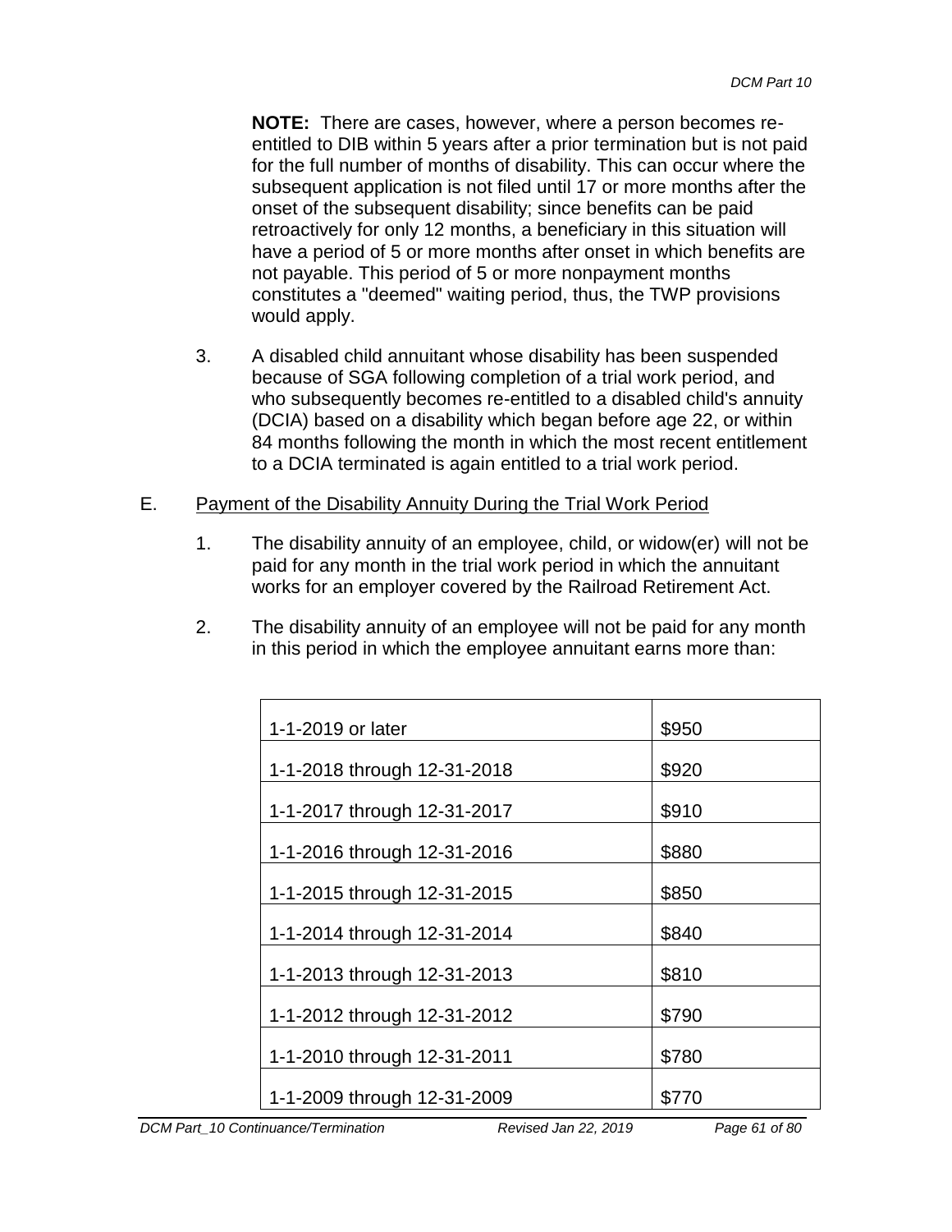**NOTE:** There are cases, however, where a person becomes re-entitled to DIB within 5 years after a prior termination but is not paid for the full number of months of disability. This can occur where the subsequent application is not filed until 17 or more months after the onset of the subsequent disability; since benefits can be paid retroactively for only 12 months, a beneficiary in this situation will have a period of 5 or more months after onset in which benefits are not payable. This period of 5 or more nonpayment months constitutes a "deemed" waiting period, thus, the TWP provisions would apply.

3. A disabled child annuitant whose disability has been suspended because of SGA following completion of a trial work period, and who subsequently becomes re-entitled to a disabled child's annuity (DCIA) based on a disability which began before age 22, or within 84 months following the month in which the most recent entitlement to a DCIA terminated is again entitled to a trial work period.

E. Payment of the Disability Annuity During the Trial Work Period

1. The disability annuity of an employee, child, or widow(er) will not be paid for any month in the trial work period in which the annuitant works for an employer covered by the Railroad Retirement Act.

2. The disability annuity of an employee will not be paid for any month in this period in which the employee annuitant earns more than:

| | |
|---|---|
| 1-1-2019 or later | $950 |
| 1-1-2018 through 12-31-2018 | $920 |
| 1-1-2017 through 12-31-2017 | $910 |
| 1-1-2016 through 12-31-2016 | $880 |
| 1-1-2015 through 12-31-2015 | $850 |
| 1-1-2014 through 12-31-2014 | $840 |
| 1-1-2013 through 12-31-2013 | $810 |
| 1-1-2012 through 12-31-2012 | $790 |
| 1-1-2010 through 12-31-2011 | $780 |
| 1-1-2009 through 12-31-2009 | $770 |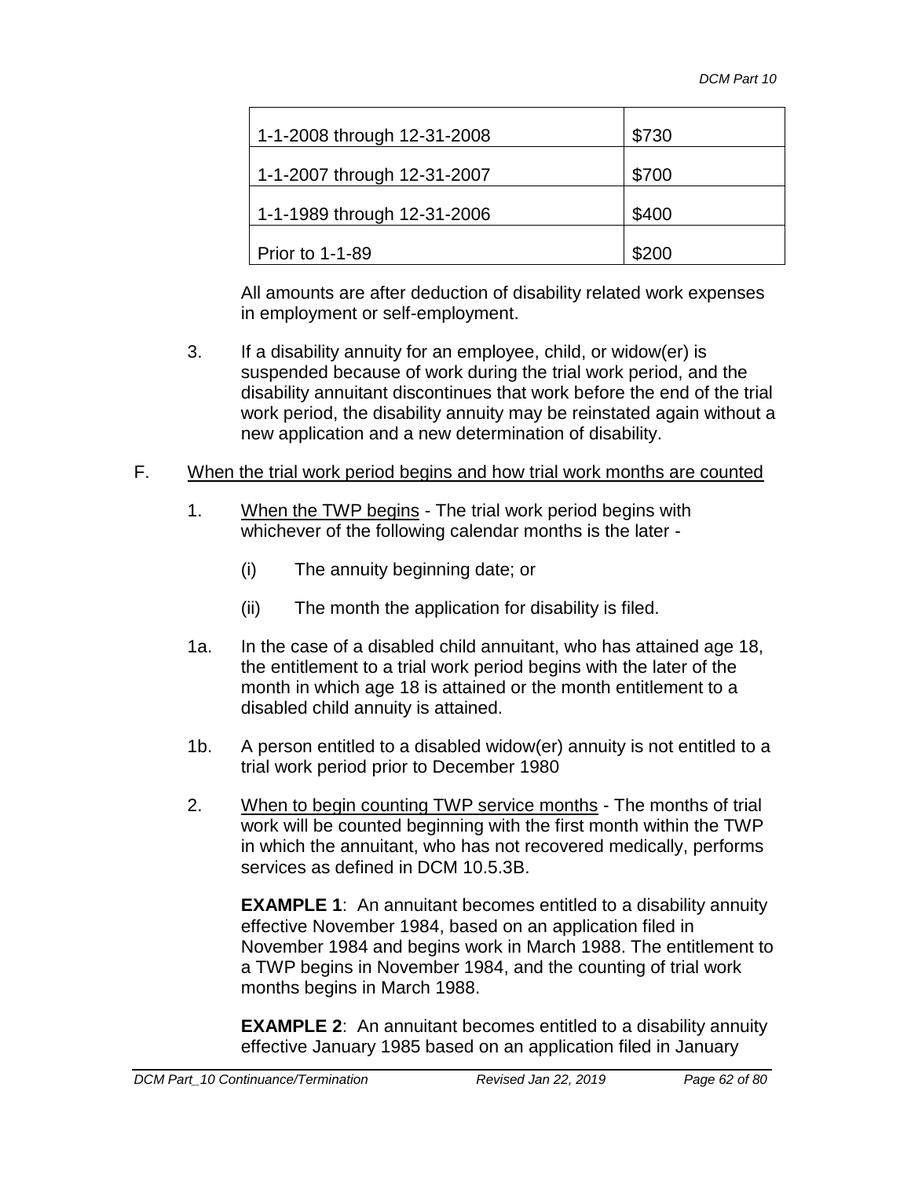| | |
|---|---|
| 1-1-2008 through 12-31-2008 | $730 |
| 1-1-2007 through 12-31-2007 | $700 |
| 1-1-1989 through 12-31-2006 | $400 |
| Prior to 1-1-89 | $200 |

All amounts are after deduction of disability related work expenses in employment or self-employment.

3. If a disability annuity for an employee, child, or widow(er) is suspended because of work during the trial work period, and the disability annuitant discontinues that work before the end of the trial work period, the disability annuity may be reinstated again without a new application and a new determination of disability.

F. When the trial work period begins and how trial work months are counted

1. When the TWP begins - The trial work period begins with whichever of the following calendar months is the later -

   (i) The annuity beginning date; or

   (ii) The month the application for disability is filed.

1a. In the case of a disabled child annuitant, who has attained age 18, the entitlement to a trial work period begins with the later of the month in which age 18 is attained or the month entitlement to a disabled child annuity is attained.

1b. A person entitled to a disabled widow(er) annuity is not entitled to a trial work period prior to December 1980

2. When to begin counting TWP service months - The months of trial work will be counted beginning with the first month within the TWP in which the annuitant, who has not recovered medically, performs services as defined in DCM 10.5.3B.

   **EXAMPLE 1**: An annuitant becomes entitled to a disability annuity effective November 1984, based on an application filed in November 1984 and begins work in March 1988. The entitlement to a TWP begins in November 1984, and the counting of trial work months begins in March 1988.

   **EXAMPLE 2**: An annuitant becomes entitled to a disability annuity effective January 1985 based on an application filed in January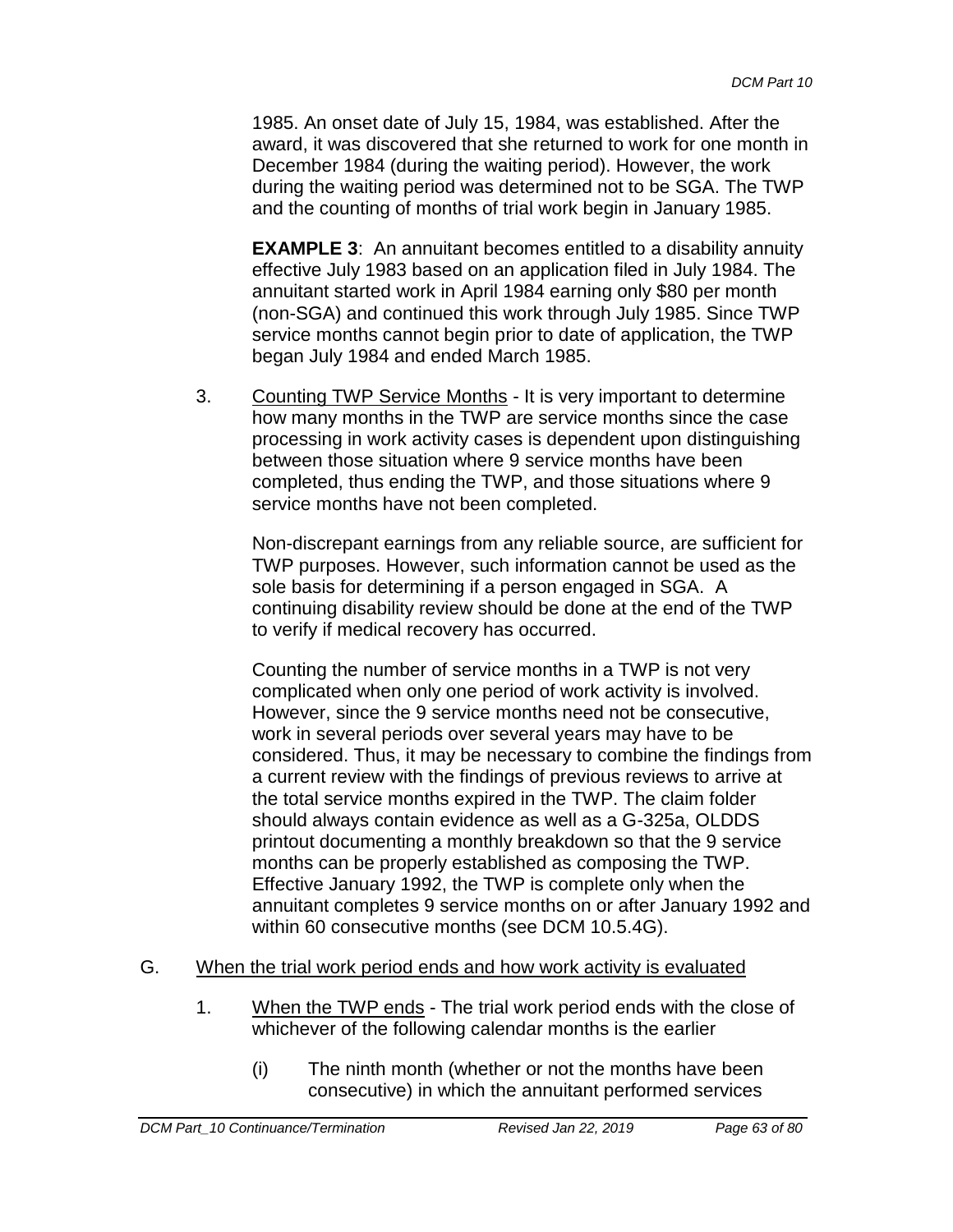1985. An onset date of July 15, 1984, was established. After the award, it was discovered that she returned to work for one month in December 1984 (during the waiting period). However, the work during the waiting period was determined not to be SGA. The TWP and the counting of months of trial work begin in January 1985.

**EXAMPLE 3**: An annuitant becomes entitled to a disability annuity effective July 1983 based on an application filed in July 1984. The annuitant started work in April 1984 earning only $80 per month (non-SGA) and continued this work through July 1985. Since TWP service months cannot begin prior to date of application, the TWP began July 1984 and ended March 1985.

3. Counting TWP Service Months - It is very important to determine how many months in the TWP are service months since the case processing in work activity cases is dependent upon distinguishing between those situation where 9 service months have been completed, thus ending the TWP, and those situations where 9 service months have not been completed.

   Non-discrepant earnings from any reliable source, are sufficient for TWP purposes. However, such information cannot be used as the sole basis for determining if a person engaged in SGA. A continuing disability review should be done at the end of the TWP to verify if medical recovery has occurred.

   Counting the number of service months in a TWP is not very complicated when only one period of work activity is involved. However, since the 9 service months need not be consecutive, work in several periods over several years may have to be considered. Thus, it may be necessary to combine the findings from a current review with the findings of previous reviews to arrive at the total service months expired in the TWP. The claim folder should always contain evidence as well as a G-325a, OLDDS printout documenting a monthly breakdown so that the 9 service months can be properly established as composing the TWP. Effective January 1992, the TWP is complete only when the annuitant completes 9 service months on or after January 1992 and within 60 consecutive months (see DCM 10.5.4G).

G. When the trial work period ends and how work activity is evaluated

1. When the TWP ends - The trial work period ends with the close of whichever of the following calendar months is the earlier

   (i) The ninth month (whether or not the months have been consecutive) in which the annuitant performed services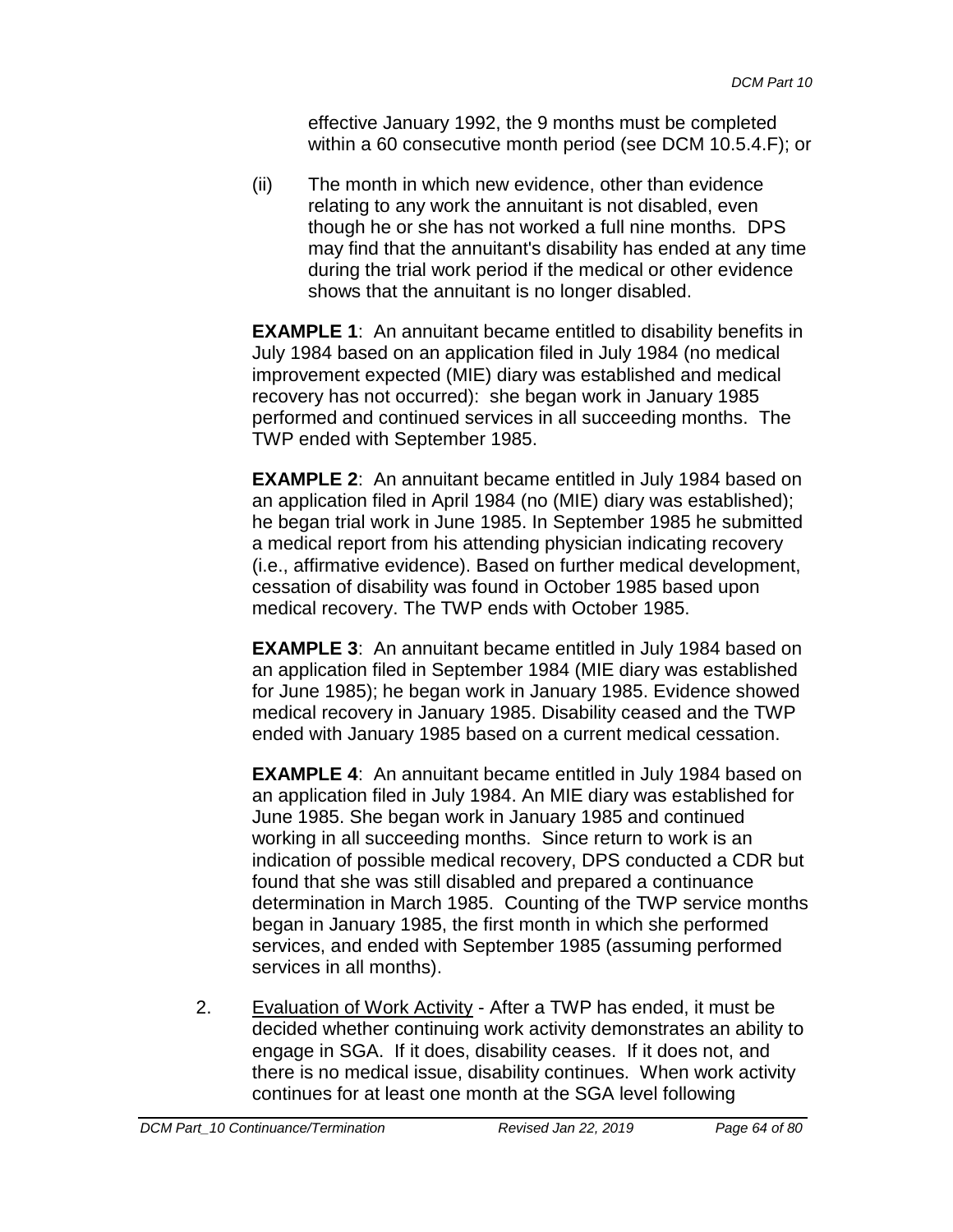effective January 1992, the 9 months must be completed within a 60 consecutive month period (see DCM 10.5.4.F); or

(ii) The month in which new evidence, other than evidence relating to any work the annuitant is not disabled, even though he or she has not worked a full nine months. DPS may find that the annuitant's disability has ended at any time during the trial work period if the medical or other evidence shows that the annuitant is no longer disabled.

**EXAMPLE 1**: An annuitant became entitled to disability benefits in July 1984 based on an application filed in July 1984 (no medical improvement expected (MIE) diary was established and medical recovery has not occurred): she began work in January 1985 performed and continued services in all succeeding months. The TWP ended with September 1985.

**EXAMPLE 2**: An annuitant became entitled in July 1984 based on an application filed in April 1984 (no (MIE) diary was established); he began trial work in June 1985. In September 1985 he submitted a medical report from his attending physician indicating recovery (i.e., affirmative evidence). Based on further medical development, cessation of disability was found in October 1985 based upon medical recovery. The TWP ends with October 1985.

**EXAMPLE 3**: An annuitant became entitled in July 1984 based on an application filed in September 1984 (MIE diary was established for June 1985); he began work in January 1985. Evidence showed medical recovery in January 1985. Disability ceased and the TWP ended with January 1985 based on a current medical cessation.

**EXAMPLE 4**: An annuitant became entitled in July 1984 based on an application filed in July 1984. An MIE diary was established for June 1985. She began work in January 1985 and continued working in all succeeding months. Since return to work is an indication of possible medical recovery, DPS conducted a CDR but found that she was still disabled and prepared a continuance determination in March 1985. Counting of the TWP service months began in January 1985, the first month in which she performed services, and ended with September 1985 (assuming performed services in all months).

2. Evaluation of Work Activity - After a TWP has ended, it must be decided whether continuing work activity demonstrates an ability to engage in SGA. If it does, disability ceases. If it does not, and there is no medical issue, disability continues. When work activity continues for at least one month at the SGA level following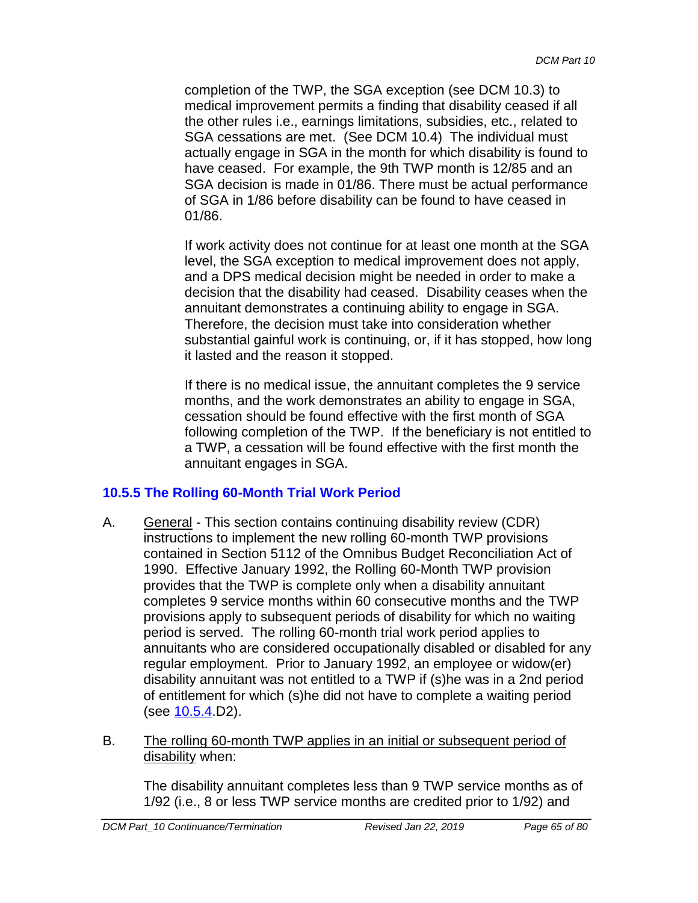completion of the TWP, the SGA exception (see DCM 10.3) to medical improvement permits a finding that disability ceased if all the other rules i.e., earnings limitations, subsidies, etc., related to SGA cessations are met. (See DCM 10.4) The individual must actually engage in SGA in the month for which disability is found to have ceased. For example, the 9th TWP month is 12/85 and an SGA decision is made in 01/86. There must be actual performance of SGA in 1/86 before disability can be found to have ceased in 01/86.

If work activity does not continue for at least one month at the SGA level, the SGA exception to medical improvement does not apply, and a DPS medical decision might be needed in order to make a decision that the disability had ceased. Disability ceases when the annuitant demonstrates a continuing ability to engage in SGA. Therefore, the decision must take into consideration whether substantial gainful work is continuing, or, if it has stopped, how long it lasted and the reason it stopped.

If there is no medical issue, the annuitant completes the 9 service months, and the work demonstrates an ability to engage in SGA, cessation should be found effective with the first month of SGA following completion of the TWP. If the beneficiary is not entitled to a TWP, a cessation will be found effective with the first month the annuitant engages in SGA.

### 10.5.5 The Rolling 60-Month Trial Work Period

A. General - This section contains continuing disability review (CDR) instructions to implement the new rolling 60-month TWP provisions contained in Section 5112 of the Omnibus Budget Reconciliation Act of 1990. Effective January 1992, the Rolling 60-Month TWP provision provides that the TWP is complete only when a disability annuitant completes 9 service months within 60 consecutive months and the TWP provisions apply to subsequent periods of disability for which no waiting period is served. The rolling 60-month trial work period applies to annuitants who are considered occupationally disabled or disabled for any regular employment. Prior to January 1992, an employee or widow(er) disability annuitant was not entitled to a TWP if (s)he was in a 2nd period of entitlement for which (s)he did not have to complete a waiting period (see 10.5.4.D2).

B. The rolling 60-month TWP applies in an initial or subsequent period of disability when:

The disability annuitant completes less than 9 TWP service months as of 1/92 (i.e., 8 or less TWP service months are credited prior to 1/92) and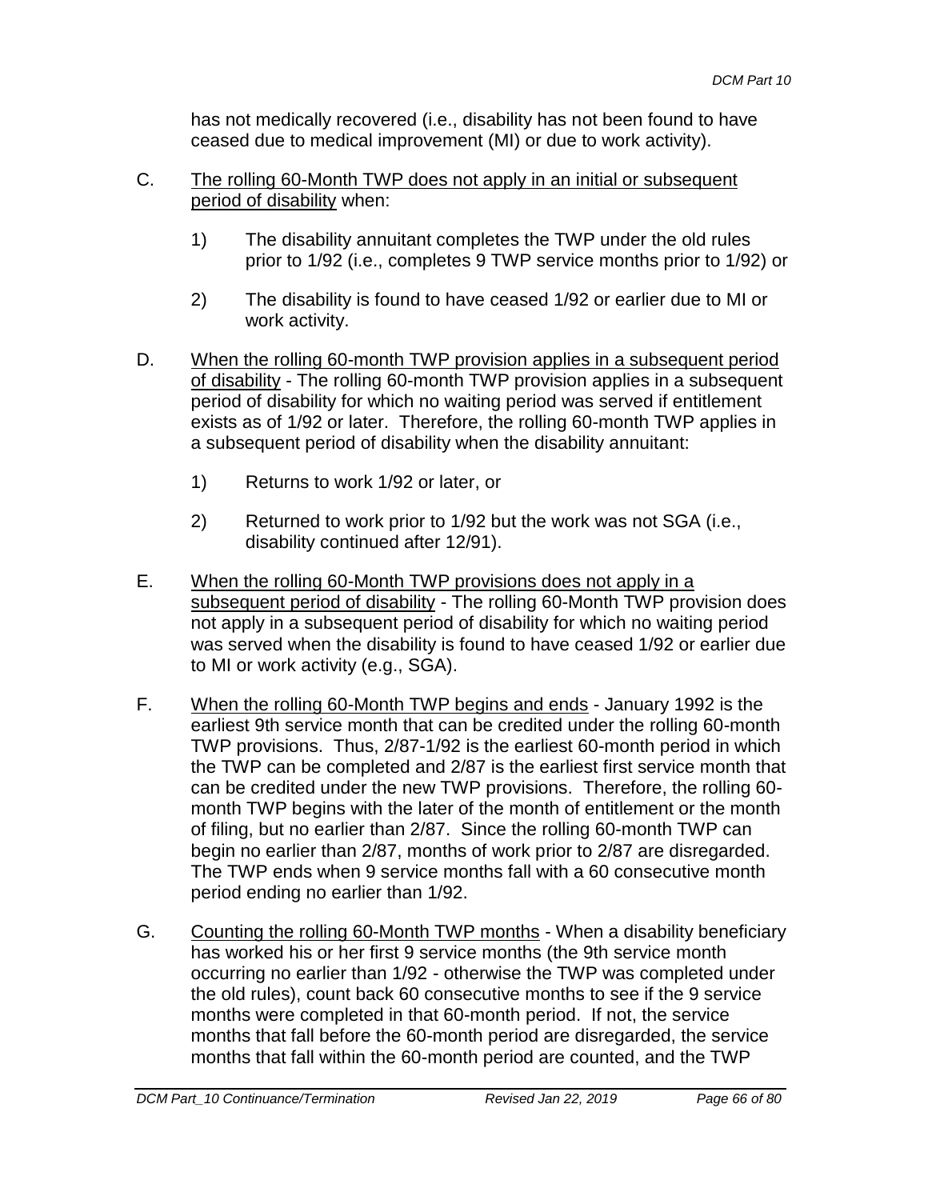has not medically recovered (i.e., disability has not been found to have ceased due to medical improvement (MI) or due to work activity).

C. <u>The rolling 60-Month TWP does not apply in an initial or subsequent period of disability</u> when:

   1) The disability annuitant completes the TWP under the old rules prior to 1/92 (i.e., completes 9 TWP service months prior to 1/92) or

   2) The disability is found to have ceased 1/92 or earlier due to MI or work activity.

D. <u>When the rolling 60-month TWP provision applies in a subsequent period of disability</u> - The rolling 60-month TWP provision applies in a subsequent period of disability for which no waiting period was served if entitlement exists as of 1/92 or later. Therefore, the rolling 60-month TWP applies in a subsequent period of disability when the disability annuitant:

   1) Returns to work 1/92 or later, or

   2) Returned to work prior to 1/92 but the work was not SGA (i.e., disability continued after 12/91).

E. <u>When the rolling 60-Month TWP provisions does not apply in a subsequent period of disability</u> - The rolling 60-Month TWP provision does not apply in a subsequent period of disability for which no waiting period was served when the disability is found to have ceased 1/92 or earlier due to MI or work activity (e.g., SGA).

F. <u>When the rolling 60-Month TWP begins and ends</u> - January 1992 is the earliest 9th service month that can be credited under the rolling 60-month TWP provisions. Thus, 2/87-1/92 is the earliest 60-month period in which the TWP can be completed and 2/87 is the earliest first service month that can be credited under the new TWP provisions. Therefore, the rolling 60-month TWP begins with the later of the month of entitlement or the month of filing, but no earlier than 2/87. Since the rolling 60-month TWP can begin no earlier than 2/87, months of work prior to 2/87 are disregarded. The TWP ends when 9 service months fall with a 60 consecutive month period ending no earlier than 1/92.

G. <u>Counting the rolling 60-Month TWP months</u> - When a disability beneficiary has worked his or her first 9 service months (the 9th service month occurring no earlier than 1/92 - otherwise the TWP was completed under the old rules), count back 60 consecutive months to see if the 9 service months were completed in that 60-month period. If not, the service months that fall before the 60-month period are disregarded, the service months that fall within the 60-month period are counted, and the TWP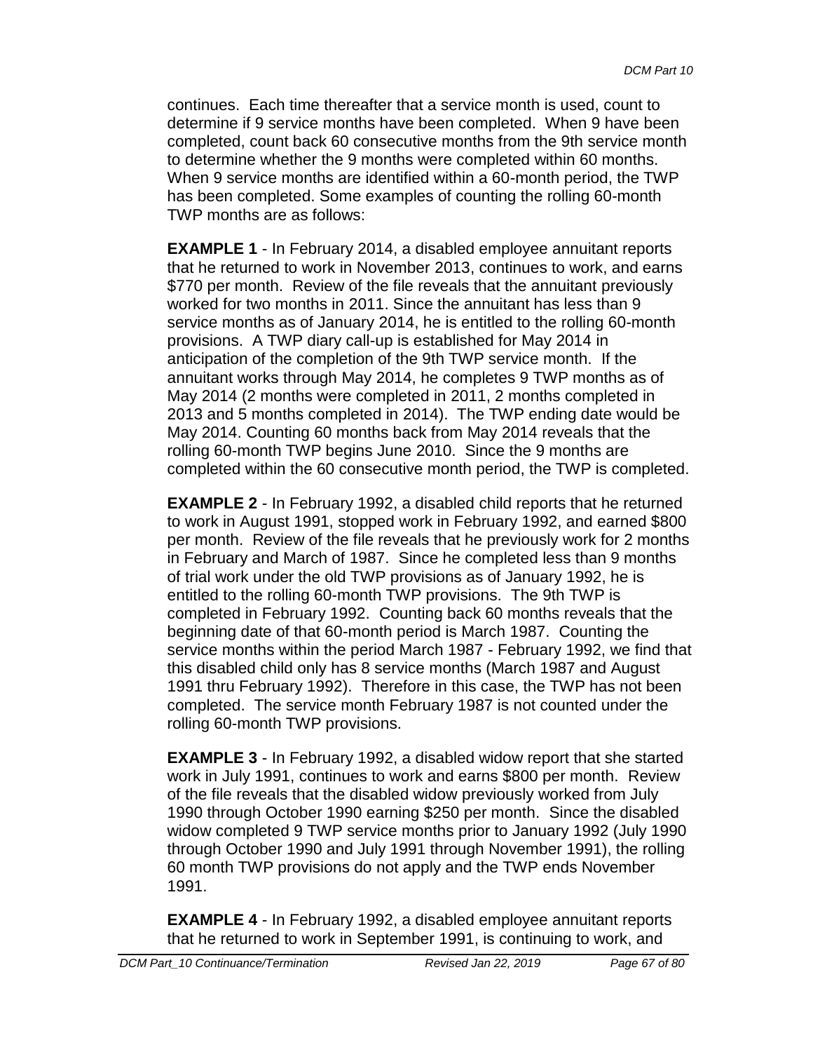continues. Each time thereafter that a service month is used, count to determine if 9 service months have been completed. When 9 have been completed, count back 60 consecutive months from the 9th service month to determine whether the 9 months were completed within 60 months. When 9 service months are identified within a 60-month period, the TWP has been completed. Some examples of counting the rolling 60-month TWP months are as follows:

**EXAMPLE 1** - In February 2014, a disabled employee annuitant reports that he returned to work in November 2013, continues to work, and earns $770 per month. Review of the file reveals that the annuitant previously worked for two months in 2011. Since the annuitant has less than 9 service months as of January 2014, he is entitled to the rolling 60-month provisions. A TWP diary call-up is established for May 2014 in anticipation of the completion of the 9th TWP service month. If the annuitant works through May 2014, he completes 9 TWP months as of May 2014 (2 months were completed in 2011, 2 months completed in 2013 and 5 months completed in 2014). The TWP ending date would be May 2014. Counting 60 months back from May 2014 reveals that the rolling 60-month TWP begins June 2010. Since the 9 months are completed within the 60 consecutive month period, the TWP is completed.

**EXAMPLE 2** - In February 1992, a disabled child reports that he returned to work in August 1991, stopped work in February 1992, and earned $800 per month. Review of the file reveals that he previously work for 2 months in February and March of 1987. Since he completed less than 9 months of trial work under the old TWP provisions as of January 1992, he is entitled to the rolling 60-month TWP provisions. The 9th TWP is completed in February 1992. Counting back 60 months reveals that the beginning date of that 60-month period is March 1987. Counting the service months within the period March 1987 - February 1992, we find that this disabled child only has 8 service months (March 1987 and August 1991 thru February 1992). Therefore in this case, the TWP has not been completed. The service month February 1987 is not counted under the rolling 60-month TWP provisions.

**EXAMPLE 3** - In February 1992, a disabled widow report that she started work in July 1991, continues to work and earns $800 per month. Review of the file reveals that the disabled widow previously worked from July 1990 through October 1990 earning $250 per month. Since the disabled widow completed 9 TWP service months prior to January 1992 (July 1990 through October 1990 and July 1991 through November 1991), the rolling 60 month TWP provisions do not apply and the TWP ends November 1991.

**EXAMPLE 4** - In February 1992, a disabled employee annuitant reports that he returned to work in September 1991, is continuing to work, and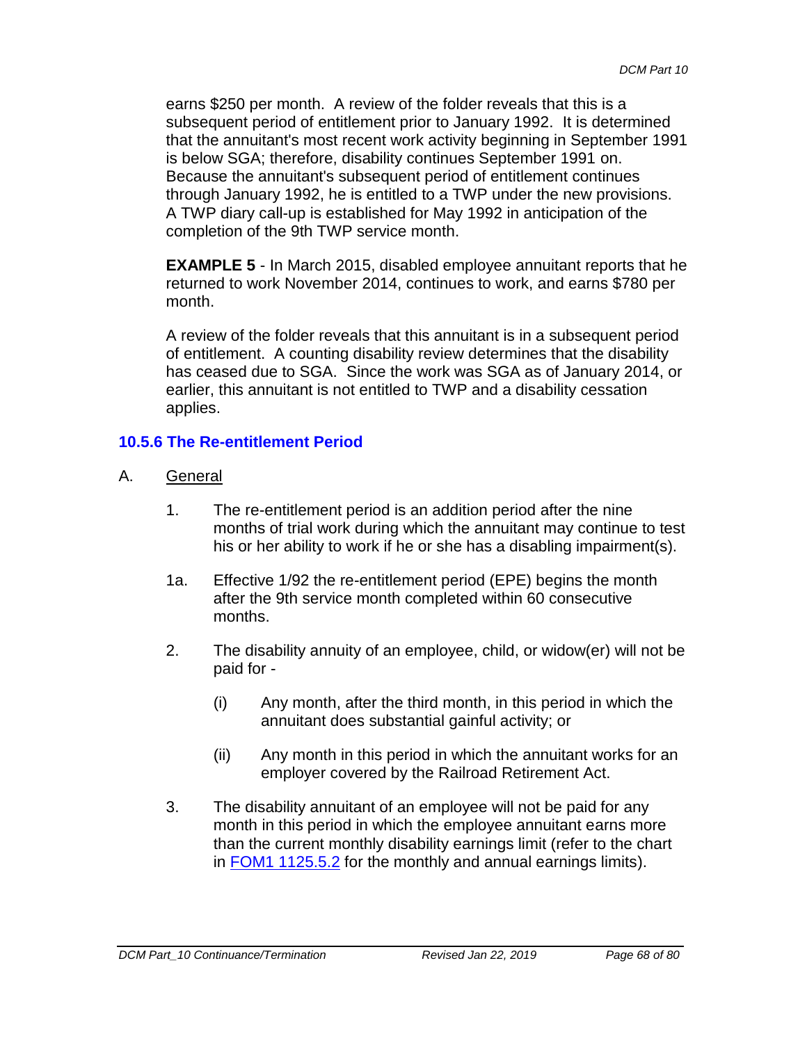earns $250 per month. A review of the folder reveals that this is a subsequent period of entitlement prior to January 1992. It is determined that the annuitant's most recent work activity beginning in September 1991 is below SGA; therefore, disability continues September 1991 on. Because the annuitant's subsequent period of entitlement continues through January 1992, he is entitled to a TWP under the new provisions. A TWP diary call-up is established for May 1992 in anticipation of the completion of the 9th TWP service month.

**EXAMPLE 5** - In March 2015, disabled employee annuitant reports that he returned to work November 2014, continues to work, and earns $780 per month.

A review of the folder reveals that this annuitant is in a subsequent period of entitlement. A counting disability review determines that the disability has ceased due to SGA. Since the work was SGA as of January 2014, or earlier, this annuitant is not entitled to TWP and a disability cessation applies.

### 10.5.6 The Re-entitlement Period

A. General

1. The re-entitlement period is an addition period after the nine months of trial work during which the annuitant may continue to test his or her ability to work if he or she has a disabling impairment(s).

1a. Effective 1/92 the re-entitlement period (EPE) begins the month after the 9th service month completed within 60 consecutive months.

2. The disability annuity of an employee, child, or widow(er) will not be paid for -

   (i) Any month, after the third month, in this period in which the annuitant does substantial gainful activity; or

   (ii) Any month in this period in which the annuitant works for an employer covered by the Railroad Retirement Act.

3. The disability annuitant of an employee will not be paid for any month in this period in which the employee annuitant earns more than the current monthly disability earnings limit (refer to the chart in [FOM1 1125.5.2](FOM1 1125.5.2) for the monthly and annual earnings limits).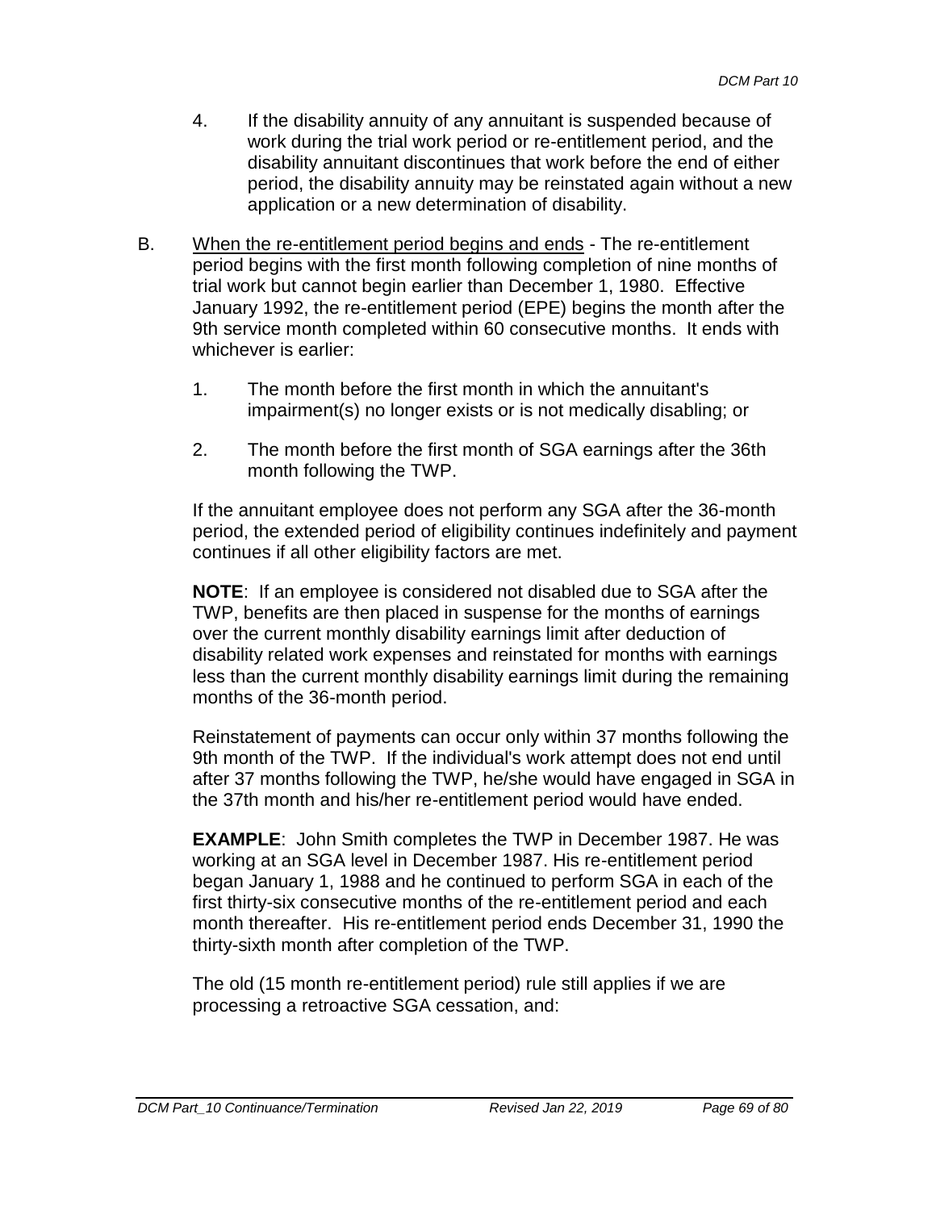4. If the disability annuity of any annuitant is suspended because of work during the trial work period or re-entitlement period, and the disability annuitant discontinues that work before the end of either period, the disability annuity may be reinstated again without a new application or a new determination of disability.

B. <u>When the re-entitlement period begins and ends</u> - The re-entitlement period begins with the first month following completion of nine months of trial work but cannot begin earlier than December 1, 1980. Effective January 1992, the re-entitlement period (EPE) begins the month after the 9th service month completed within 60 consecutive months. It ends with whichever is earlier:

   1. The month before the first month in which the annuitant's impairment(s) no longer exists or is not medically disabling; or

   2. The month before the first month of SGA earnings after the 36th month following the TWP.

   If the annuitant employee does not perform any SGA after the 36-month period, the extended period of eligibility continues indefinitely and payment continues if all other eligibility factors are met.

   **NOTE**: If an employee is considered not disabled due to SGA after the TWP, benefits are then placed in suspense for the months of earnings over the current monthly disability earnings limit after deduction of disability related work expenses and reinstated for months with earnings less than the current monthly disability earnings limit during the remaining months of the 36-month period.

   Reinstatement of payments can occur only within 37 months following the 9th month of the TWP. If the individual's work attempt does not end until after 37 months following the TWP, he/she would have engaged in SGA in the 37th month and his/her re-entitlement period would have ended.

   **EXAMPLE**: John Smith completes the TWP in December 1987. He was working at an SGA level in December 1987. His re-entitlement period began January 1, 1988 and he continued to perform SGA in each of the first thirty-six consecutive months of the re-entitlement period and each month thereafter. His re-entitlement period ends December 31, 1990 the thirty-sixth month after completion of the TWP.

   The old (15 month re-entitlement period) rule still applies if we are processing a retroactive SGA cessation, and: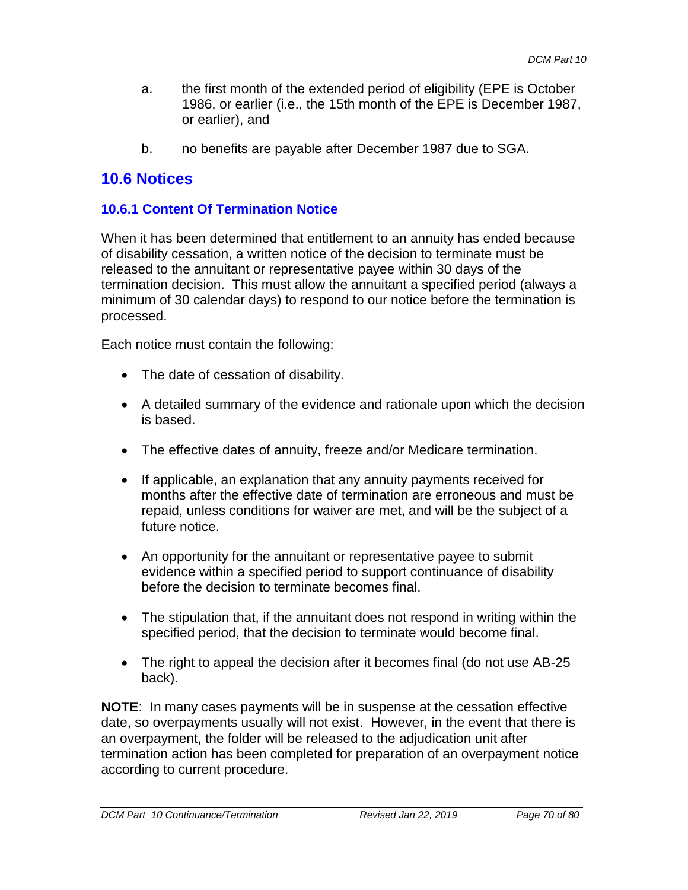a. the first month of the extended period of eligibility (EPE is October 1986, or earlier (i.e., the 15th month of the EPE is December 1987, or earlier), and

b. no benefits are payable after December 1987 due to SGA.

## 10.6 Notices

### 10.6.1 Content Of Termination Notice

When it has been determined that entitlement to an annuity has ended because of disability cessation, a written notice of the decision to terminate must be released to the annuitant or representative payee within 30 days of the termination decision. This must allow the annuitant a specified period (always a minimum of 30 calendar days) to respond to our notice before the termination is processed.

Each notice must contain the following:

- The date of cessation of disability.
- A detailed summary of the evidence and rationale upon which the decision is based.
- The effective dates of annuity, freeze and/or Medicare termination.
- If applicable, an explanation that any annuity payments received for months after the effective date of termination are erroneous and must be repaid, unless conditions for waiver are met, and will be the subject of a future notice.
- An opportunity for the annuitant or representative payee to submit evidence within a specified period to support continuance of disability before the decision to terminate becomes final.
- The stipulation that, if the annuitant does not respond in writing within the specified period, that the decision to terminate would become final.
- The right to appeal the decision after it becomes final (do not use AB-25 back).

**NOTE**: In many cases payments will be in suspense at the cessation effective date, so overpayments usually will not exist. However, in the event that there is an overpayment, the folder will be released to the adjudication unit after termination action has been completed for preparation of an overpayment notice according to current procedure.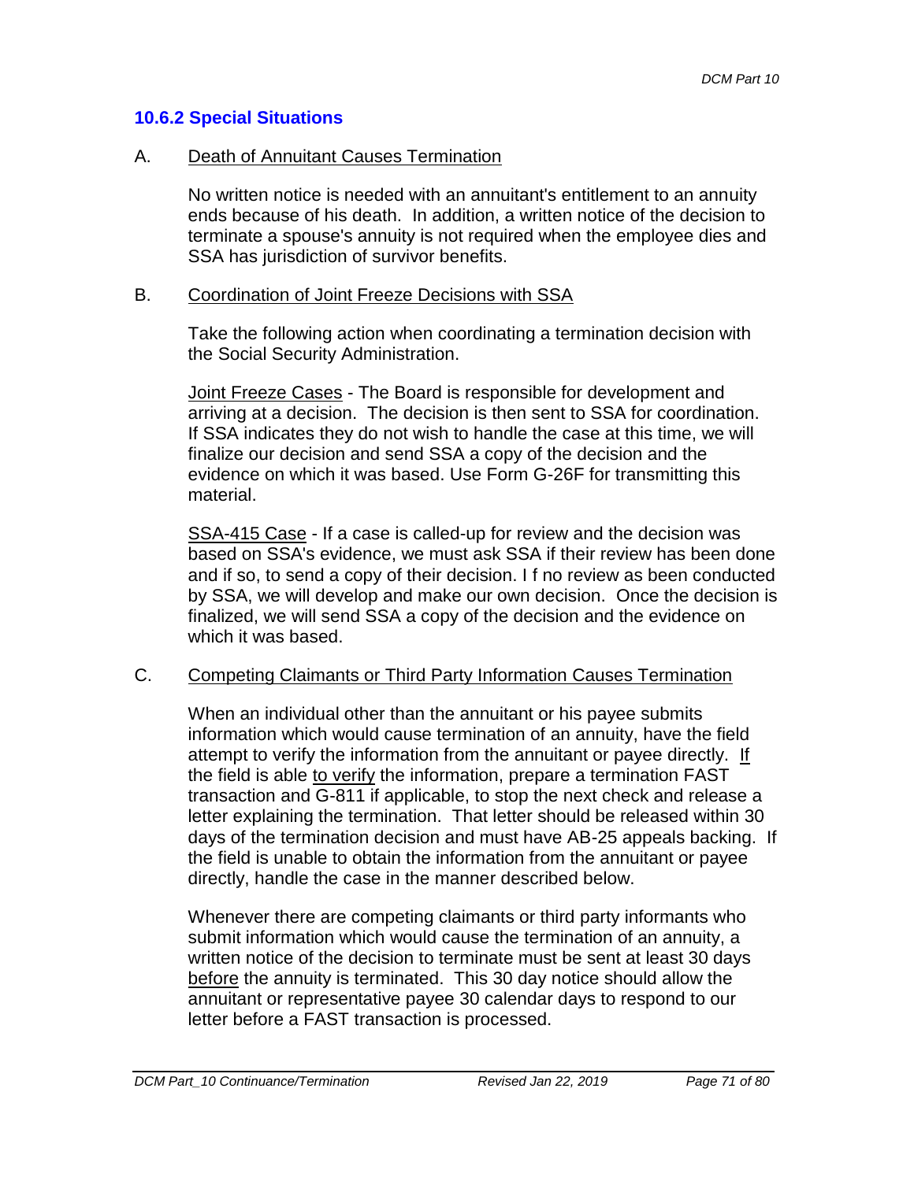### 10.6.2 Special Situations

A. Death of Annuitant Causes Termination

No written notice is needed with an annuitant's entitlement to an annuity ends because of his death. In addition, a written notice of the decision to terminate a spouse's annuity is not required when the employee dies and SSA has jurisdiction of survivor benefits.

B. Coordination of Joint Freeze Decisions with SSA

Take the following action when coordinating a termination decision with the Social Security Administration.

Joint Freeze Cases - The Board is responsible for development and arriving at a decision. The decision is then sent to SSA for coordination. If SSA indicates they do not wish to handle the case at this time, we will finalize our decision and send SSA a copy of the decision and the evidence on which it was based. Use Form G-26F for transmitting this material.

SSA-415 Case - If a case is called-up for review and the decision was based on SSA's evidence, we must ask SSA if their review has been done and if so, to send a copy of their decision. I f no review as been conducted by SSA, we will develop and make our own decision. Once the decision is finalized, we will send SSA a copy of the decision and the evidence on which it was based.

C. Competing Claimants or Third Party Information Causes Termination

When an individual other than the annuitant or his payee submits information which would cause termination of an annuity, have the field attempt to verify the information from the annuitant or payee directly. If the field is able to verify the information, prepare a termination FAST transaction and G-811 if applicable, to stop the next check and release a letter explaining the termination. That letter should be released within 30 days of the termination decision and must have AB-25 appeals backing. If the field is unable to obtain the information from the annuitant or payee directly, handle the case in the manner described below.

Whenever there are competing claimants or third party informants who submit information which would cause the termination of an annuity, a written notice of the decision to terminate must be sent at least 30 days before the annuity is terminated. This 30 day notice should allow the annuitant or representative payee 30 calendar days to respond to our letter before a FAST transaction is processed.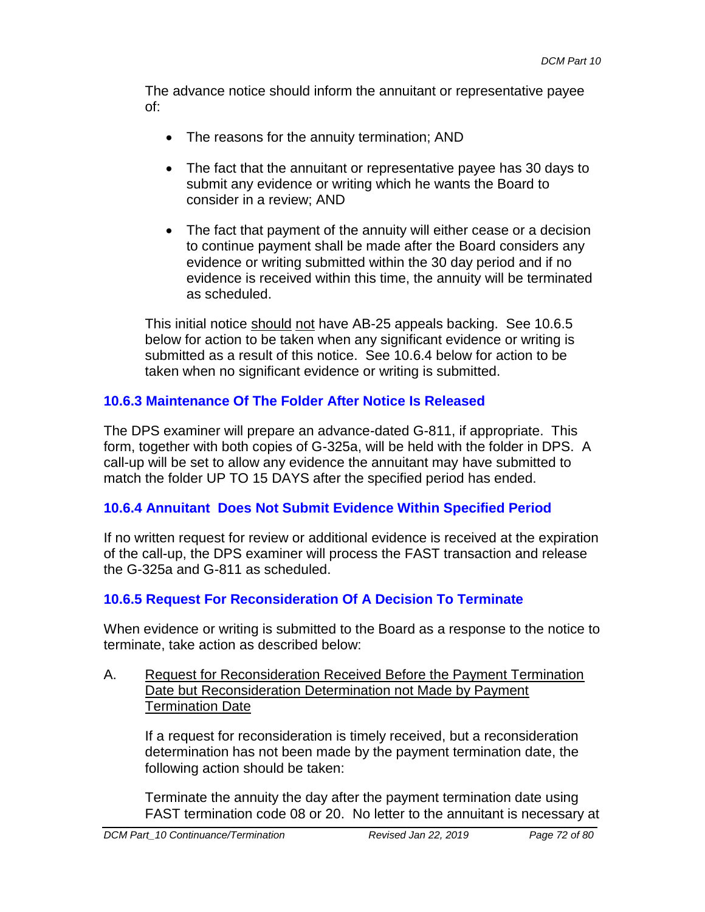The advance notice should inform the annuitant or representative payee of:

- The reasons for the annuity termination; AND
- The fact that the annuitant or representative payee has 30 days to submit any evidence or writing which he wants the Board to consider in a review; AND
- The fact that payment of the annuity will either cease or a decision to continue payment shall be made after the Board considers any evidence or writing submitted within the 30 day period and if no evidence is received within this time, the annuity will be terminated as scheduled.

This initial notice <u>should</u> <u>not</u> have AB-25 appeals backing. See 10.6.5 below for action to be taken when any significant evidence or writing is submitted as a result of this notice. See 10.6.4 below for action to be taken when no significant evidence or writing is submitted.

### 10.6.3 Maintenance Of The Folder After Notice Is Released

The DPS examiner will prepare an advance-dated G-811, if appropriate. This form, together with both copies of G-325a, will be held with the folder in DPS. A call-up will be set to allow any evidence the annuitant may have submitted to match the folder UP TO 15 DAYS after the specified period has ended.

### 10.6.4 Annuitant Does Not Submit Evidence Within Specified Period

If no written request for review or additional evidence is received at the expiration of the call-up, the DPS examiner will process the FAST transaction and release the G-325a and G-811 as scheduled.

### 10.6.5 Request For Reconsideration Of A Decision To Terminate

When evidence or writing is submitted to the Board as a response to the notice to terminate, take action as described below:

A. <u>Request for Reconsideration Received Before the Payment Termination Date but Reconsideration Determination not Made by Payment Termination Date</u>

If a request for reconsideration is timely received, but a reconsideration determination has not been made by the payment termination date, the following action should be taken:

Terminate the annuity the day after the payment termination date using FAST termination code 08 or 20. No letter to the annuitant is necessary at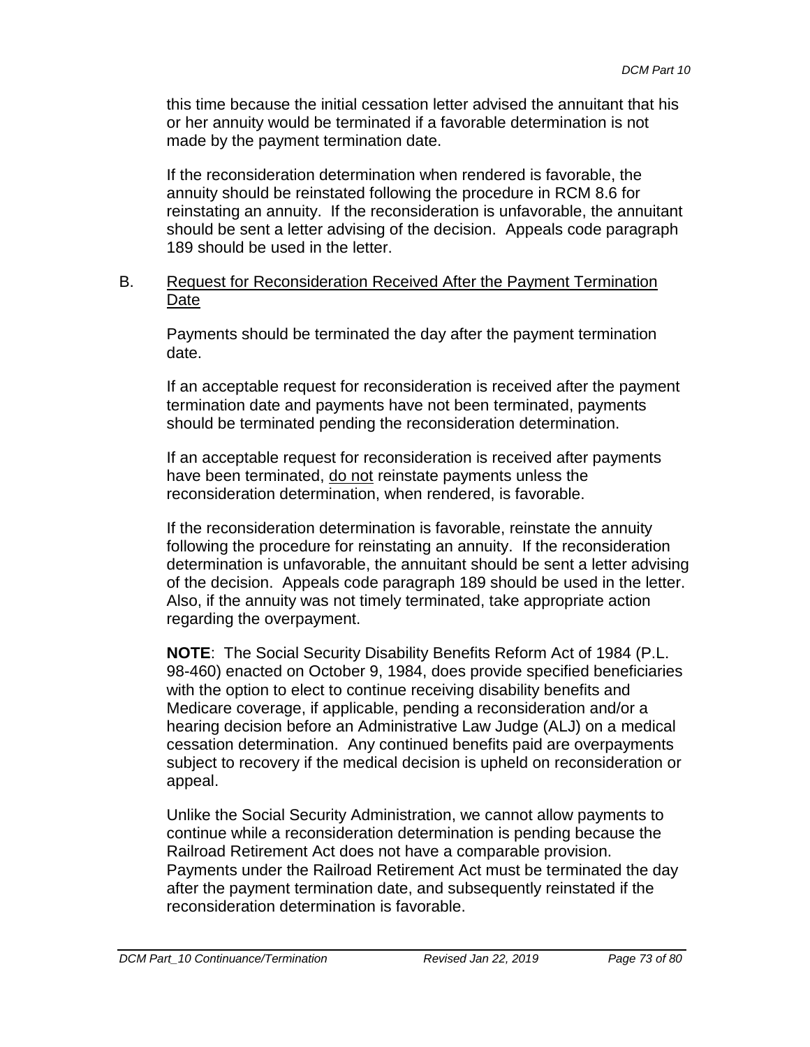this time because the initial cessation letter advised the annuitant that his or her annuity would be terminated if a favorable determination is not made by the payment termination date.

If the reconsideration determination when rendered is favorable, the annuity should be reinstated following the procedure in RCM 8.6 for reinstating an annuity. If the reconsideration is unfavorable, the annuitant should be sent a letter advising of the decision. Appeals code paragraph 189 should be used in the letter.

B. Request for Reconsideration Received After the Payment Termination Date

Payments should be terminated the day after the payment termination date.

If an acceptable request for reconsideration is received after the payment termination date and payments have not been terminated, payments should be terminated pending the reconsideration determination.

If an acceptable request for reconsideration is received after payments have been terminated, do not reinstate payments unless the reconsideration determination, when rendered, is favorable.

If the reconsideration determination is favorable, reinstate the annuity following the procedure for reinstating an annuity. If the reconsideration determination is unfavorable, the annuitant should be sent a letter advising of the decision. Appeals code paragraph 189 should be used in the letter. Also, if the annuity was not timely terminated, take appropriate action regarding the overpayment.

**NOTE**: The Social Security Disability Benefits Reform Act of 1984 (P.L. 98-460) enacted on October 9, 1984, does provide specified beneficiaries with the option to elect to continue receiving disability benefits and Medicare coverage, if applicable, pending a reconsideration and/or a hearing decision before an Administrative Law Judge (ALJ) on a medical cessation determination. Any continued benefits paid are overpayments subject to recovery if the medical decision is upheld on reconsideration or appeal.

Unlike the Social Security Administration, we cannot allow payments to continue while a reconsideration determination is pending because the Railroad Retirement Act does not have a comparable provision. Payments under the Railroad Retirement Act must be terminated the day after the payment termination date, and subsequently reinstated if the reconsideration determination is favorable.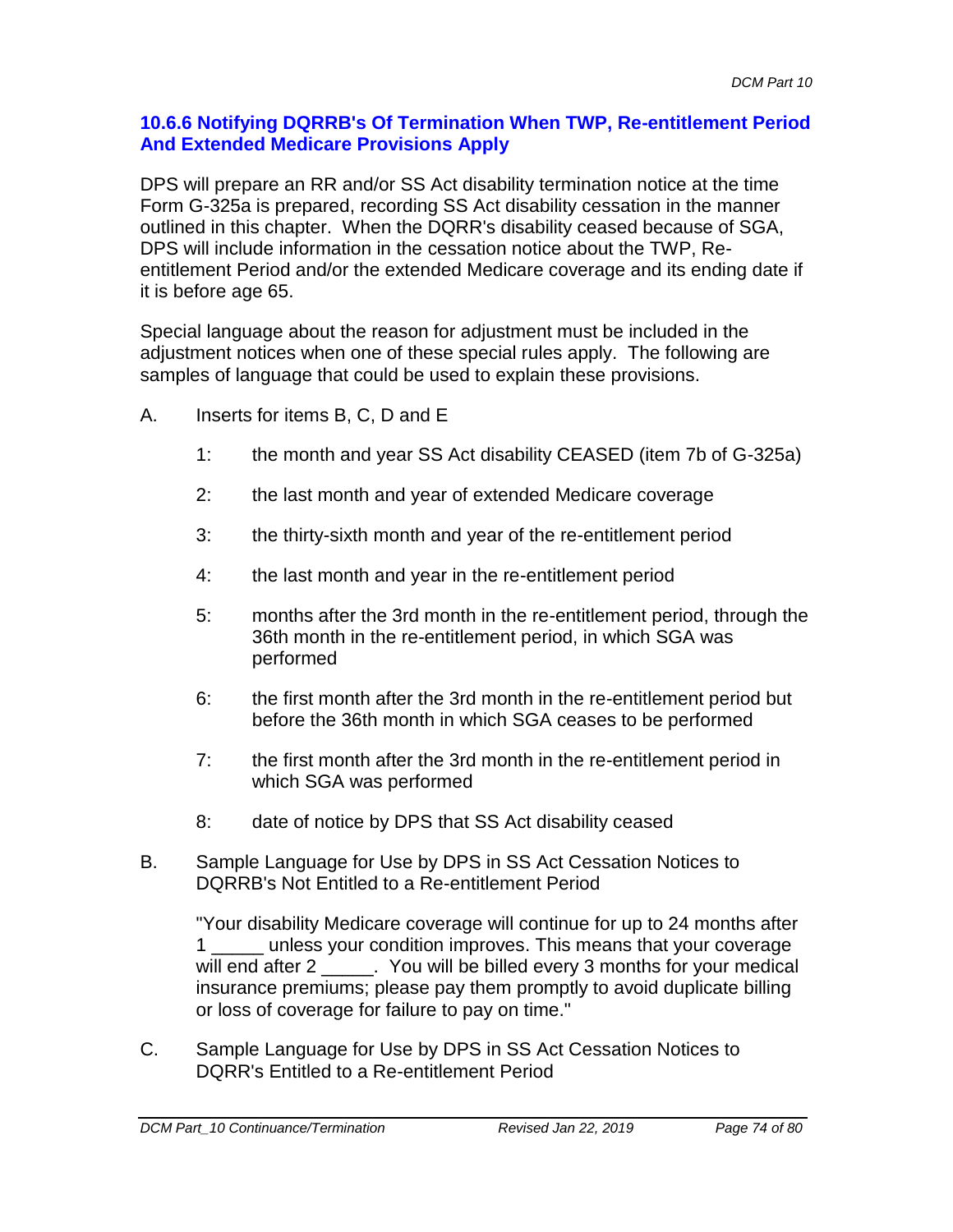### 10.6.6 Notifying DQRRB's Of Termination When TWP, Re-entitlement Period And Extended Medicare Provisions Apply

DPS will prepare an RR and/or SS Act disability termination notice at the time Form G-325a is prepared, recording SS Act disability cessation in the manner outlined in this chapter. When the DQRR's disability ceased because of SGA, DPS will include information in the cessation notice about the TWP, Re-entitlement Period and/or the extended Medicare coverage and its ending date if it is before age 65.

Special language about the reason for adjustment must be included in the adjustment notices when one of these special rules apply. The following are samples of language that could be used to explain these provisions.

A. Inserts for items B, C, D and E

   1: the month and year SS Act disability CEASED (item 7b of G-325a)

   2: the last month and year of extended Medicare coverage

   3: the thirty-sixth month and year of the re-entitlement period

   4: the last month and year in the re-entitlement period

   5: months after the 3rd month in the re-entitlement period, through the 36th month in the re-entitlement period, in which SGA was performed

   6: the first month after the 3rd month in the re-entitlement period but before the 36th month in which SGA ceases to be performed

   7: the first month after the 3rd month in the re-entitlement period in which SGA was performed

   8: date of notice by DPS that SS Act disability ceased

B. Sample Language for Use by DPS in SS Act Cessation Notices to DQRRB's Not Entitled to a Re-entitlement Period

   "Your disability Medicare coverage will continue for up to 24 months after 1 _____ unless your condition improves. This means that your coverage will end after 2 _____. You will be billed every 3 months for your medical insurance premiums; please pay them promptly to avoid duplicate billing or loss of coverage for failure to pay on time."

C. Sample Language for Use by DPS in SS Act Cessation Notices to DQRR's Entitled to a Re-entitlement Period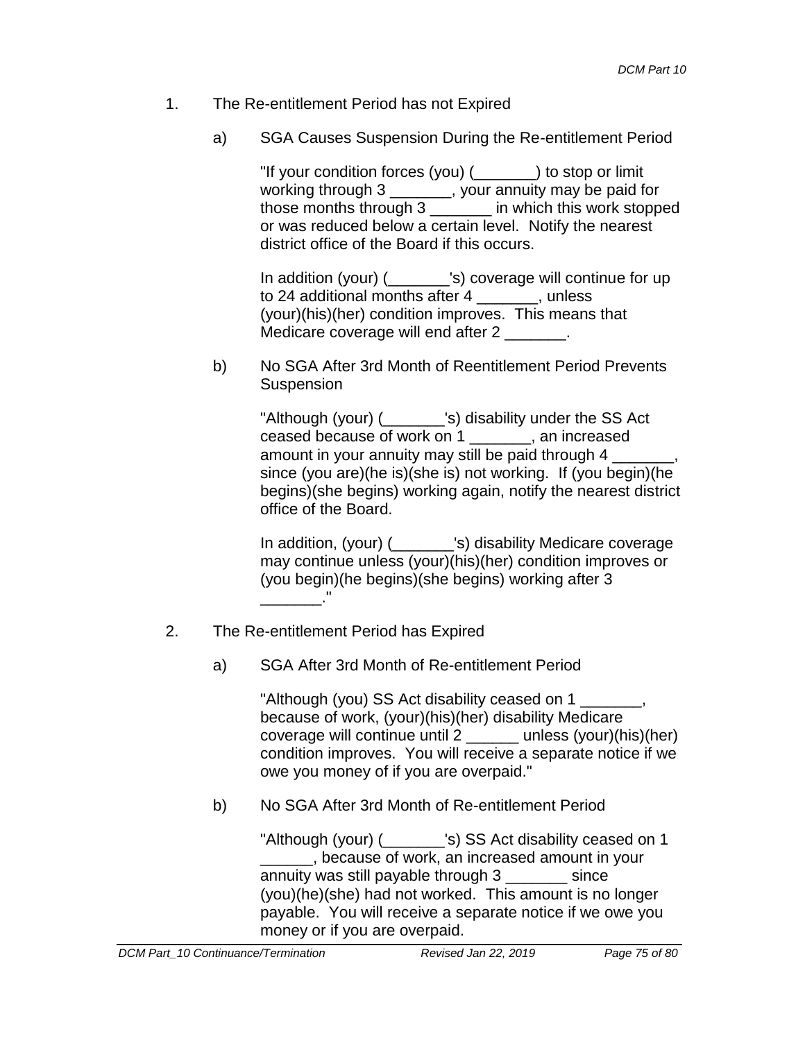1. The Re-entitlement Period has not Expired

    a) SGA Causes Suspension During the Re-entitlement Period

        "If your condition forces (you) (_______) to stop or limit working through 3 _______, your annuity may be paid for those months through 3 _______ in which this work stopped or was reduced below a certain level. Notify the nearest district office of the Board if this occurs.

        In addition (your) (_______'s) coverage will continue for up to 24 additional months after 4 _______, unless (your)(his)(her) condition improves. This means that Medicare coverage will end after 2 _______.

    b) No SGA After 3rd Month of Reentitlement Period Prevents Suspension

        "Although (your) (_______'s) disability under the SS Act ceased because of work on 1 _______, an increased amount in your annuity may still be paid through 4 _______, since (you are)(he is)(she is) not working. If (you begin)(he begins)(she begins) working again, notify the nearest district office of the Board.

        In addition, (your) (_______'s) disability Medicare coverage may continue unless (your)(his)(her) condition improves or (you begin)(he begins)(she begins) working after 3 _______."

2. The Re-entitlement Period has Expired

    a) SGA After 3rd Month of Re-entitlement Period

        "Although (you) SS Act disability ceased on 1 _______, because of work, (your)(his)(her) disability Medicare coverage will continue until 2 ______ unless (your)(his)(her) condition improves. You will receive a separate notice if we owe you money of if you are overpaid."

    b) No SGA After 3rd Month of Re-entitlement Period

        "Although (your) (_______'s) SS Act disability ceased on 1 ______, because of work, an increased amount in your annuity was still payable through 3 _______ since (you)(he)(she) had not worked. This amount is no longer payable. You will receive a separate notice if we owe you money or if you are overpaid.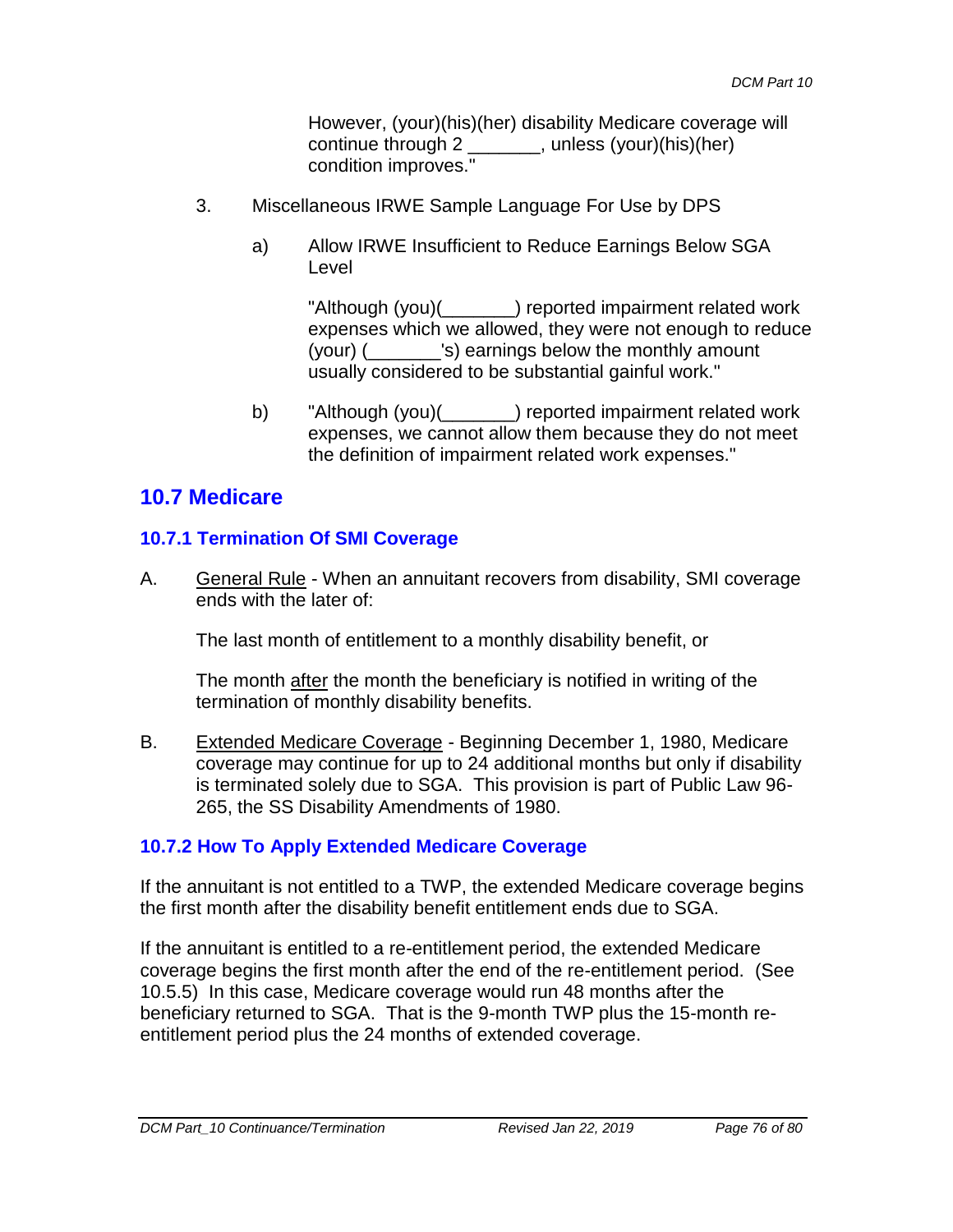However, (your)(his)(her) disability Medicare coverage will continue through 2 _______, unless (your)(his)(her) condition improves."

3. Miscellaneous IRWE Sample Language For Use by DPS

   a) Allow IRWE Insufficient to Reduce Earnings Below SGA Level

      "Although (you)(_______) reported impairment related work expenses which we allowed, they were not enough to reduce (your) (_______'s) earnings below the monthly amount usually considered to be substantial gainful work."

   b) "Although (you)(_______) reported impairment related work expenses, we cannot allow them because they do not meet the definition of impairment related work expenses."

## 10.7 Medicare

### 10.7.1 Termination Of SMI Coverage

A. General Rule - When an annuitant recovers from disability, SMI coverage ends with the later of:

   The last month of entitlement to a monthly disability benefit, or

   The month after the month the beneficiary is notified in writing of the termination of monthly disability benefits.

B. Extended Medicare Coverage - Beginning December 1, 1980, Medicare coverage may continue for up to 24 additional months but only if disability is terminated solely due to SGA. This provision is part of Public Law 96-265, the SS Disability Amendments of 1980.

### 10.7.2 How To Apply Extended Medicare Coverage

If the annuitant is not entitled to a TWP, the extended Medicare coverage begins the first month after the disability benefit entitlement ends due to SGA.

If the annuitant is entitled to a re-entitlement period, the extended Medicare coverage begins the first month after the end of the re-entitlement period. (See 10.5.5) In this case, Medicare coverage would run 48 months after the beneficiary returned to SGA. That is the 9-month TWP plus the 15-month re-entitlement period plus the 24 months of extended coverage.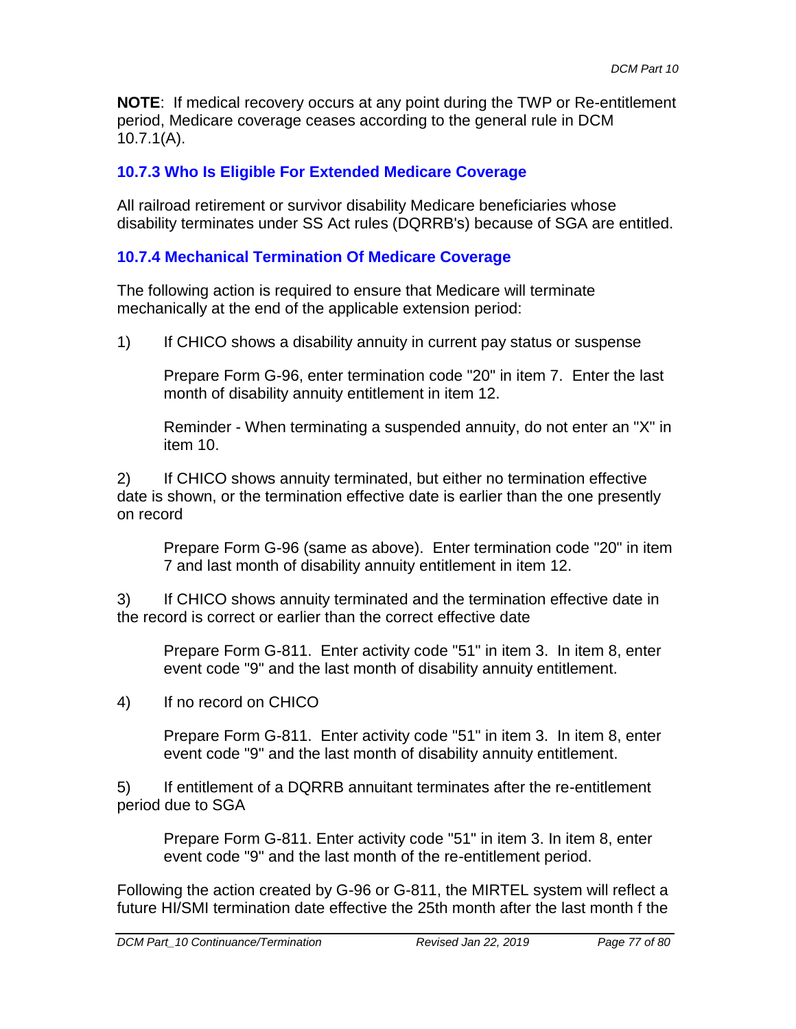**NOTE**: If medical recovery occurs at any point during the TWP or Re-entitlement period, Medicare coverage ceases according to the general rule in DCM 10.7.1(A).

### 10.7.3 Who Is Eligible For Extended Medicare Coverage

All railroad retirement or survivor disability Medicare beneficiaries whose disability terminates under SS Act rules (DQRRB's) because of SGA are entitled.

### 10.7.4 Mechanical Termination Of Medicare Coverage

The following action is required to ensure that Medicare will terminate mechanically at the end of the applicable extension period:

1) If CHICO shows a disability annuity in current pay status or suspense

   Prepare Form G-96, enter termination code "20" in item 7. Enter the last month of disability annuity entitlement in item 12.

   Reminder - When terminating a suspended annuity, do not enter an "X" in item 10.

2) If CHICO shows annuity terminated, but either no termination effective date is shown, or the termination effective date is earlier than the one presently on record

   Prepare Form G-96 (same as above). Enter termination code "20" in item 7 and last month of disability annuity entitlement in item 12.

3) If CHICO shows annuity terminated and the termination effective date in the record is correct or earlier than the correct effective date

   Prepare Form G-811. Enter activity code "51" in item 3. In item 8, enter event code "9" and the last month of disability annuity entitlement.

4) If no record on CHICO

   Prepare Form G-811. Enter activity code "51" in item 3. In item 8, enter event code "9" and the last month of disability annuity entitlement.

5) If entitlement of a DQRRB annuitant terminates after the re-entitlement period due to SGA

   Prepare Form G-811. Enter activity code "51" in item 3. In item 8, enter event code "9" and the last month of the re-entitlement period.

Following the action created by G-96 or G-811, the MIRTEL system will reflect a future HI/SMI termination date effective the 25th month after the last month f the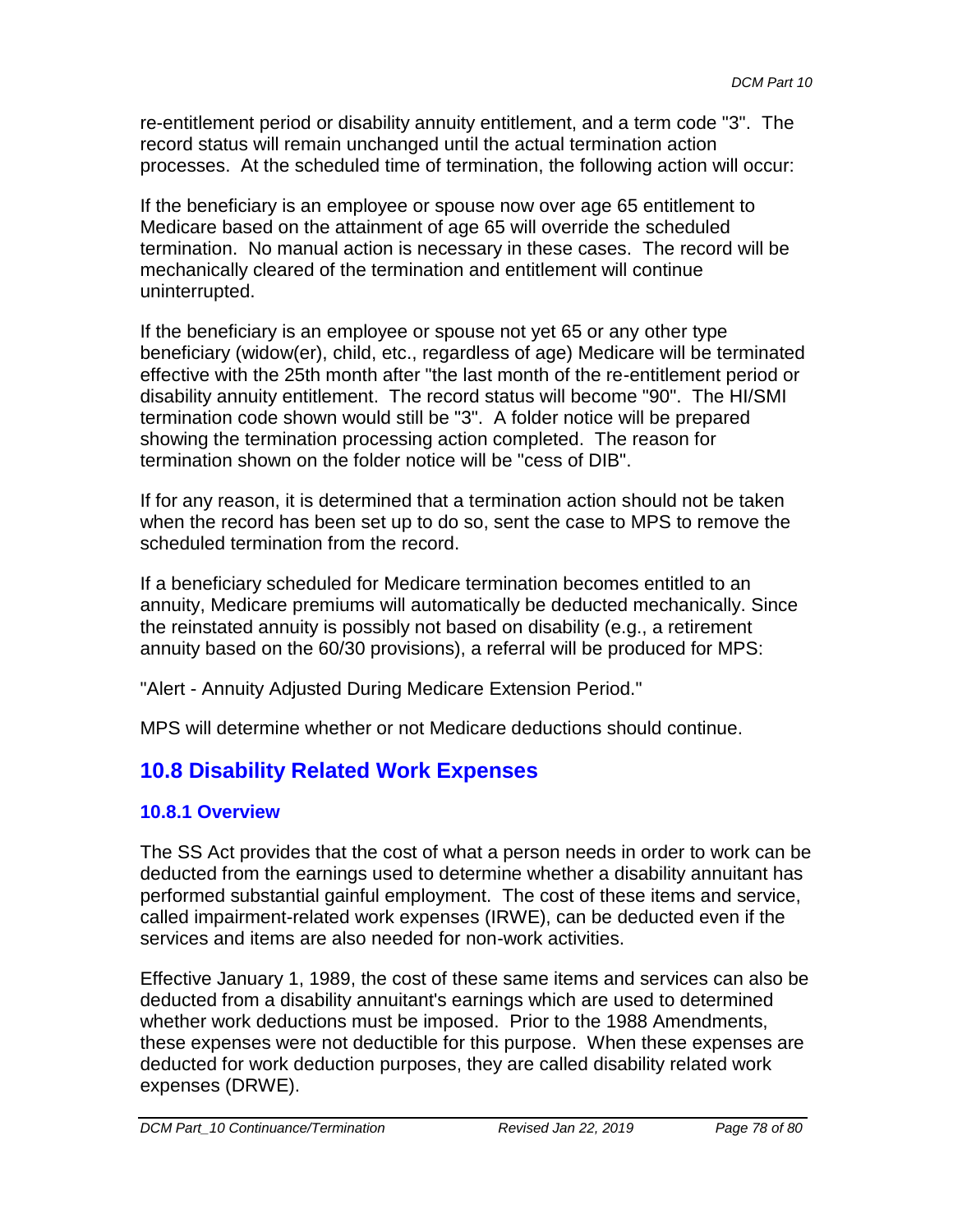re-entitlement period or disability annuity entitlement, and a term code "3". The record status will remain unchanged until the actual termination action processes. At the scheduled time of termination, the following action will occur:

If the beneficiary is an employee or spouse now over age 65 entitlement to Medicare based on the attainment of age 65 will override the scheduled termination. No manual action is necessary in these cases. The record will be mechanically cleared of the termination and entitlement will continue uninterrupted.

If the beneficiary is an employee or spouse not yet 65 or any other type beneficiary (widow(er), child, etc., regardless of age) Medicare will be terminated effective with the 25th month after "the last month of the re-entitlement period or disability annuity entitlement. The record status will become "90". The HI/SMI termination code shown would still be "3". A folder notice will be prepared showing the termination processing action completed. The reason for termination shown on the folder notice will be "cess of DIB".

If for any reason, it is determined that a termination action should not be taken when the record has been set up to do so, sent the case to MPS to remove the scheduled termination from the record.

If a beneficiary scheduled for Medicare termination becomes entitled to an annuity, Medicare premiums will automatically be deducted mechanically. Since the reinstated annuity is possibly not based on disability (e.g., a retirement annuity based on the 60/30 provisions), a referral will be produced for MPS:

"Alert - Annuity Adjusted During Medicare Extension Period."

MPS will determine whether or not Medicare deductions should continue.

## 10.8 Disability Related Work Expenses

### 10.8.1 Overview

The SS Act provides that the cost of what a person needs in order to work can be deducted from the earnings used to determine whether a disability annuitant has performed substantial gainful employment. The cost of these items and service, called impairment-related work expenses (IRWE), can be deducted even if the services and items are also needed for non-work activities.

Effective January 1, 1989, the cost of these same items and services can also be deducted from a disability annuitant's earnings which are used to determined whether work deductions must be imposed. Prior to the 1988 Amendments, these expenses were not deductible for this purpose. When these expenses are deducted for work deduction purposes, they are called disability related work expenses (DRWE).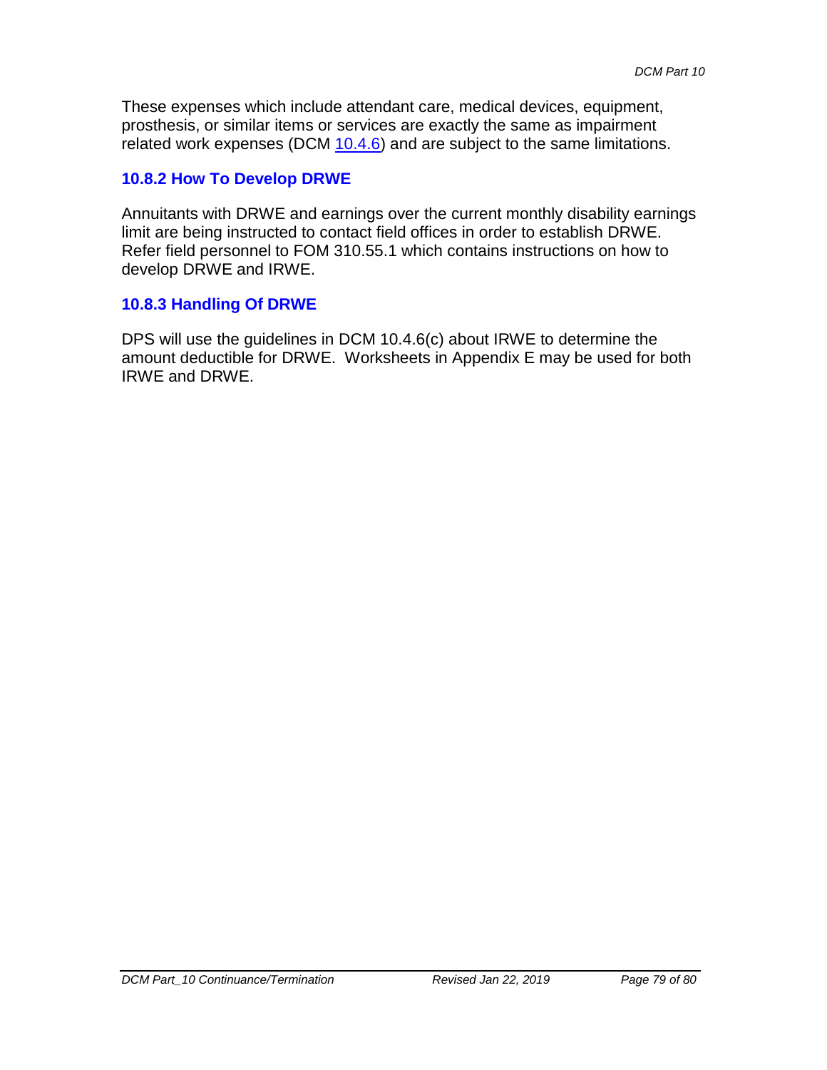These expenses which include attendant care, medical devices, equipment, prosthesis, or similar items or services are exactly the same as impairment related work expenses (DCM 10.4.6) and are subject to the same limitations.

### 10.8.2 How To Develop DRWE

Annuitants with DRWE and earnings over the current monthly disability earnings limit are being instructed to contact field offices in order to establish DRWE. Refer field personnel to FOM 310.55.1 which contains instructions on how to develop DRWE and IRWE.

### 10.8.3 Handling Of DRWE

DPS will use the guidelines in DCM 10.4.6(c) about IRWE to determine the amount deductible for DRWE. Worksheets in Appendix E may be used for both IRWE and DRWE.